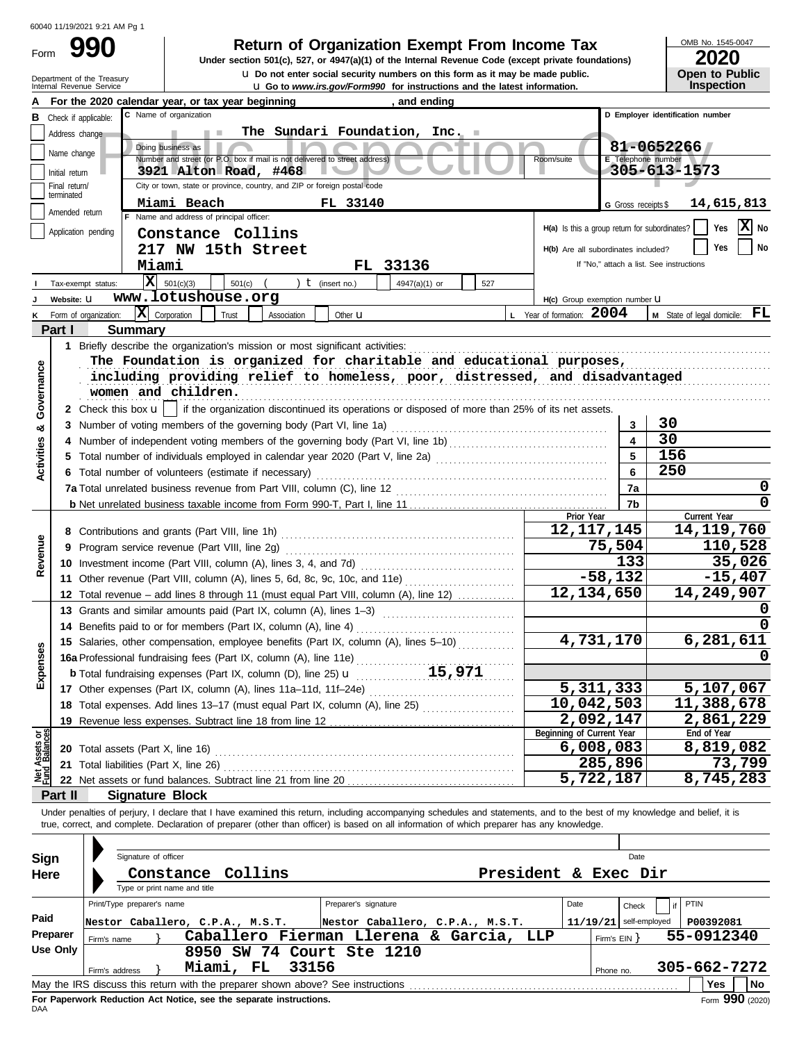60040 11/19/2021 9:21 AM Pg 1

Form **990**

# Return of Organization Exempt From Income Tax

**Under section 501(c), 527, or 4947(a)(1) of the Internal Revenue Code (except private foundations)**

u Do not enter social security numbers on this form as it may be made public.

u Go to *www.irs.gov/Form990* for instructions and the latest information.

Department of the Treasury
Internal Revenue Service

OMB No. 1545-0047

**2020**

**Open to Public Inspection**

**A** For the 2020 calendar year, or tax year beginning , and ending

**B** Check if applicable: Address change / Name change / Initial return / Final return/terminated / Amended return / Application pending

**C** Name of organization: The Sundari Foundation, Inc.

Doing business as

Number and street (or P.O. box if mail is not delivered to street address): 3921 Alton Road, #468 — Room/suite

City or town, state or province, country, and ZIP or foreign postal code: Miami Beach FL 33140

**D** Employer identification number: 81-0652266

**E** Telephone number: 305-613-1573

**G** Gross receipts $ 14,615,813

**F** Name and address of principal officer:
Constance Collins
217 NW 15th Street
Miami FL 33136

H(a) Is this a group return for subordinates? Yes [ ] No [X]

H(b) Are all subordinates included? Yes [ ] No [ ]
If "No," attach a list. See instructions

**I** Tax-exempt status: [X] 501(c)(3) [ ] 501(c) ( ) t (insert no.) [ ] 4947(a)(1) or [ ] 527

**J** Website: u www.lotushouse.org

H(c) Group exemption number u

**K** Form of organization: [X] Corporation [ ] Trust [ ] Association [ ] Other u

**L** Year of formation: 2004

**M** State of legal domicile: FL

## Part I Summary

**Activities & Governance**

1 Briefly describe the organization's mission or most significant activities:
The Foundation is organized for charitable and educational purposes, including providing relief to homeless, poor, distressed, and disadvantaged women and children.

2 Check this box u [ ] if the organization discontinued its operations or disposed of more than 25% of its net assets.

| | | |
|---|---|---|
| 3 Number of voting members of the governing body (Part VI, line 1a) | 3 | 30 |
| 4 Number of independent voting members of the governing body (Part VI, line 1b) | 4 | 30 |
| 5 Total number of individuals employed in calendar year 2020 (Part V, line 2a) | 5 | 156 |
| 6 Total number of volunteers (estimate if necessary) | 6 | 250 |
| 7a Total unrelated business revenue from Part VIII, column (C), line 12 | 7a | 0 |
| b Net unrelated business taxable income from Form 990-T, Part I, line 11 | 7b | 0 |

| | Prior Year | Current Year |
|---|---|---|
| **Revenue** | | |
| 8 Contributions and grants (Part VIII, line 1h) | 12,117,145 | 14,119,760 |
| 9 Program service revenue (Part VIII, line 2g) | 75,504 | 110,528 |
| 10 Investment income (Part VIII, column (A), lines 3, 4, and 7d) | 133 | 35,026 |
| 11 Other revenue (Part VIII, column (A), lines 5, 6d, 8c, 9c, 10c, and 11e) | -58,132 | -15,407 |
| 12 Total revenue – add lines 8 through 11 (must equal Part VIII, column (A), line 12) | 12,134,650 | 14,249,907 |
| **Expenses** | | |
| 13 Grants and similar amounts paid (Part IX, column (A), lines 1–3) | | 0 |
| 14 Benefits paid to or for members (Part IX, column (A), line 4) | | 0 |
| 15 Salaries, other compensation, employee benefits (Part IX, column (A), lines 5–10) | 4,731,170 | 6,281,611 |
| 16a Professional fundraising fees (Part IX, column (A), line 11e) | | 0 |
| b Total fundraising expenses (Part IX, column (D), line 25) u 15,971 | | |
| 17 Other expenses (Part IX, column (A), lines 11a–11d, 11f–24e) | 5,311,333 | 5,107,067 |
| 18 Total expenses. Add lines 13–17 (must equal Part IX, column (A), line 25) | 10,042,503 | 11,388,678 |
| 19 Revenue less expenses. Subtract line 18 from line 12 | 2,092,147 | 2,861,229 |
| **Net Assets or Fund Balances** | **Beginning of Current Year** | **End of Year** |
| 20 Total assets (Part X, line 16) | 6,008,083 | 8,819,082 |
| 21 Total liabilities (Part X, line 26) | 285,896 | 73,799 |
| 22 Net assets or fund balances. Subtract line 21 from line 20 | 5,722,187 | 8,745,283 |

## Part II Signature Block

Under penalties of perjury, I declare that I have examined this return, including accompanying schedules and statements, and to the best of my knowledge and belief, it is true, correct, and complete. Declaration of preparer (other than officer) is based on all information of which preparer has any knowledge.

**Sign Here**

Signature of officer — Date

Constance Collins — President & Exec Dir
Type or print name and title

**Paid Preparer Use Only**

| Print/Type preparer's name | Preparer's signature | Date | Check [ ] if self-employed | PTIN |
|---|---|---|---|---|
| Nestor Caballero, C.P.A., M.S.T. | Nestor Caballero, C.P.A., M.S.T. | 11/19/21 | | P00392081 |

Firm's name } Caballero Fierman Llerena & Garcia, LLP — Firm's EIN } 55-0912340

Firm's address } 8950 SW 74 Court Ste 1210, Miami, FL 33156 — Phone no. 305-662-7272

May the IRS discuss this return with the preparer shown above? See instructions — Yes [ ] No [ ]

**For Paperwork Reduction Act Notice, see the separate instructions.**

DAA — Form **990** (2020)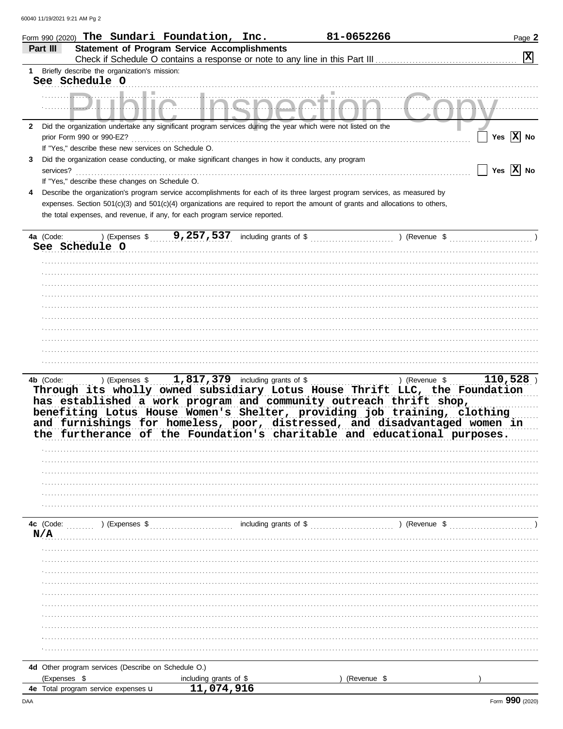Form 990 (2020) **The Sundari Foundation, Inc.** **81-0652266** Page **2**

## Part III — Statement of Program Service Accomplishments

Check if Schedule O contains a response or note to any line in this Part III .......... [X]

**1** Briefly describe the organization's mission:

**See Schedule O**

Public Inspection Copy

**2** Did the organization undertake any significant program services during the year which were not listed on the prior Form 990 or 990-EZ? ☐ Yes [X] No

If "Yes," describe these new services on Schedule O.

**3** Did the organization cease conducting, or make significant changes in how it conducts, any program services? ☐ Yes [X] No

If "Yes," describe these changes on Schedule O.

**4** Describe the organization's program service accomplishments for each of its three largest program services, as measured by expenses. Section 501(c)(3) and 501(c)(4) organizations are required to report the amount of grants and allocations to others, the total expenses, and revenue, if any, for each program service reported.

**4a** (Code: ) (Expenses $ **9,257,537** including grants of $ ) (Revenue $ )

**See Schedule O**

**4b** (Code: ) (Expenses $ **1,817,379** including grants of $ ) (Revenue $ **110,528** )

**Through its wholly owned subsidiary Lotus House Thrift LLC, the Foundation has established a work program and community outreach thrift shop, benefiting Lotus House Women's Shelter, providing job training, clothing and furnishings for homeless, poor, distressed, and disadvantaged women in the furtherance of the Foundation's charitable and educational purposes.**

**4c** (Code: ) (Expenses $ including grants of $ ) (Revenue $ )

**N/A**

**4d** Other program services (Describe on Schedule O.)

(Expenses $ including grants of $ ) (Revenue $ )

**4e** Total program service expenses **11,074,916**

Form **990** (2020)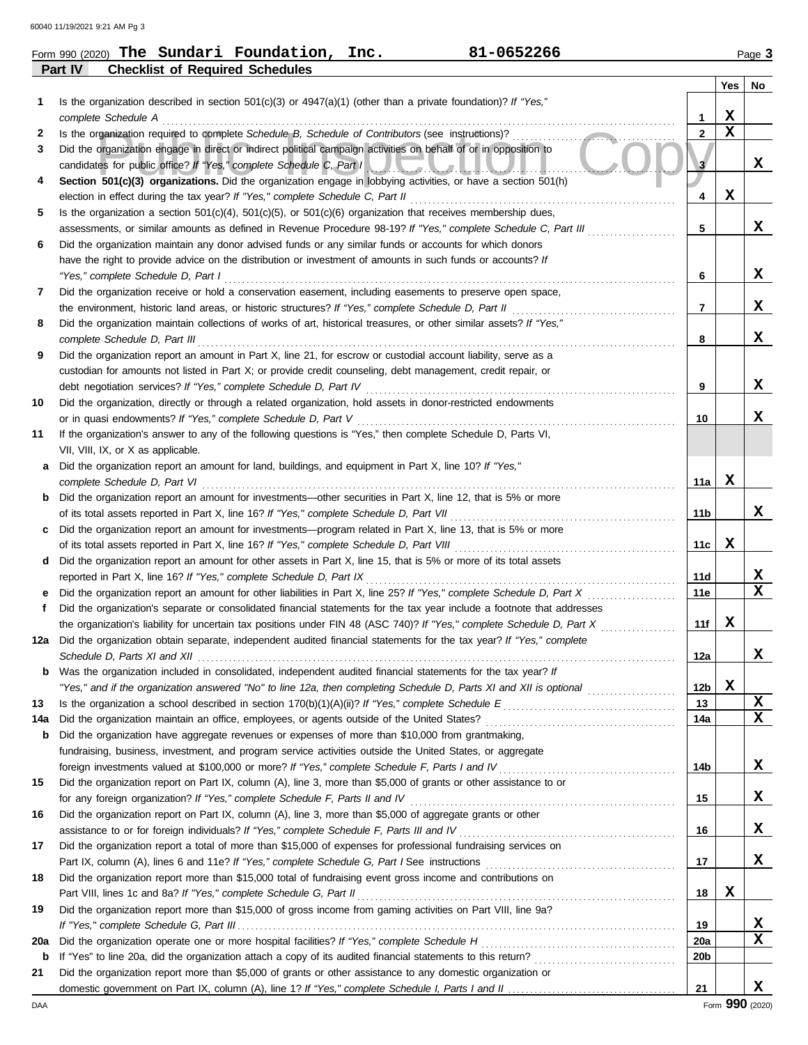Form 990 (2020) **The Sundari Foundation, Inc.** **81-0652266** Page **3**

## Part IV Checklist of Required Schedules

| | | | Yes | No |
|---|---|---|---|---|
| **1** | Is the organization described in section 501(c)(3) or 4947(a)(1) (other than a private foundation)? *If "Yes," complete Schedule A* | **1** | X | |
| **2** | Is the organization required to complete *Schedule B, Schedule of Contributors* (see instructions)? | **2** | X | |
| **3** | Did the organization engage in direct or indirect political campaign activities on behalf of or in opposition to candidates for public office? *If "Yes," complete Schedule C, Part I* | **3** | | X |
| **4** | **Section 501(c)(3) organizations.** Did the organization engage in lobbying activities, or have a section 501(h) election in effect during the tax year? *If "Yes," complete Schedule C, Part II* | **4** | X | |
| **5** | Is the organization a section 501(c)(4), 501(c)(5), or 501(c)(6) organization that receives membership dues, assessments, or similar amounts as defined in Revenue Procedure 98-19? *If "Yes," complete Schedule C, Part III* | **5** | | X |
| **6** | Did the organization maintain any donor advised funds or any similar funds or accounts for which donors have the right to provide advice on the distribution or investment of amounts in such funds or accounts? *If "Yes," complete Schedule D, Part I* | **6** | | X |
| **7** | Did the organization receive or hold a conservation easement, including easements to preserve open space, the environment, historic land areas, or historic structures? *If "Yes," complete Schedule D, Part II* | **7** | | X |
| **8** | Did the organization maintain collections of works of art, historical treasures, or other similar assets? *If "Yes," complete Schedule D, Part III* | **8** | | X |
| **9** | Did the organization report an amount in Part X, line 21, for escrow or custodial account liability, serve as a custodian for amounts not listed in Part X; or provide credit counseling, debt management, credit repair, or debt negotiation services? *If "Yes," complete Schedule D, Part IV* | **9** | | X |
| **10** | Did the organization, directly or through a related organization, hold assets in donor-restricted endowments or in quasi endowments? *If "Yes," complete Schedule D, Part V* | **10** | | X |
| **11** | If the organization's answer to any of the following questions is "Yes," then complete Schedule D, Parts VI, VII, VIII, IX, or X as applicable. | | | |
| **a** | Did the organization report an amount for land, buildings, and equipment in Part X, line 10? *If "Yes," complete Schedule D, Part VI* | **11a** | X | |
| **b** | Did the organization report an amount for investments—other securities in Part X, line 12, that is 5% or more of its total assets reported in Part X, line 16? *If "Yes," complete Schedule D, Part VII* | **11b** | | X |
| **c** | Did the organization report an amount for investments—program related in Part X, line 13, that is 5% or more of its total assets reported in Part X, line 16? *If "Yes," complete Schedule D, Part VIII* | **11c** | X | |
| **d** | Did the organization report an amount for other assets in Part X, line 15, that is 5% or more of its total assets reported in Part X, line 16? *If "Yes," complete Schedule D, Part IX* | **11d** | | X |
| **e** | Did the organization report an amount for other liabilities in Part X, line 25? *If "Yes," complete Schedule D, Part X* | **11e** | | X |
| **f** | Did the organization's separate or consolidated financial statements for the tax year include a footnote that addresses the organization's liability for uncertain tax positions under FIN 48 (ASC 740)? *If "Yes," complete Schedule D, Part X* | **11f** | X | |
| **12a** | Did the organization obtain separate, independent audited financial statements for the tax year? *If "Yes," complete Schedule D, Parts XI and XII* | **12a** | | X |
| **b** | Was the organization included in consolidated, independent audited financial statements for the tax year? *If "Yes," and if the organization answered "No" to line 12a, then completing Schedule D, Parts XI and XII is optional* | **12b** | X | |
| **13** | Is the organization a school described in section 170(b)(1)(A)(ii)? *If "Yes," complete Schedule E* | **13** | | X |
| **14a** | Did the organization maintain an office, employees, or agents outside of the United States? | **14a** | | X |
| **b** | Did the organization have aggregate revenues or expenses of more than $10,000 from grantmaking, fundraising, business, investment, and program service activities outside the United States, or aggregate foreign investments valued at $100,000 or more? *If "Yes," complete Schedule F, Parts I and IV* | **14b** | | X |
| **15** | Did the organization report on Part IX, column (A), line 3, more than $5,000 of grants or other assistance to or for any foreign organization? *If "Yes," complete Schedule F, Parts II and IV* | **15** | | X |
| **16** | Did the organization report on Part IX, column (A), line 3, more than $5,000 of aggregate grants or other assistance to or for foreign individuals? *If "Yes," complete Schedule F, Parts III and IV* | **16** | | X |
| **17** | Did the organization report a total of more than $15,000 of expenses for professional fundraising services on Part IX, column (A), lines 6 and 11e? *If "Yes," complete Schedule G, Part I* See instructions | **17** | | X |
| **18** | Did the organization report more than $15,000 total of fundraising event gross income and contributions on Part VIII, lines 1c and 8a? *If "Yes," complete Schedule G, Part II* | **18** | X | |
| **19** | Did the organization report more than $15,000 of gross income from gaming activities on Part VIII, line 9a? *If "Yes," complete Schedule G, Part III* | **19** | | X |
| **20a** | Did the organization operate one or more hospital facilities? *If "Yes," complete Schedule H* | **20a** | | X |
| **b** | If "Yes" to line 20a, did the organization attach a copy of its audited financial statements to this return? | **20b** | | |
| **21** | Did the organization report more than $5,000 of grants or other assistance to any domestic organization or domestic government on Part IX, column (A), line 1? *If "Yes," complete Schedule I, Parts I and II* | **21** | | X |

Form **990** (2020)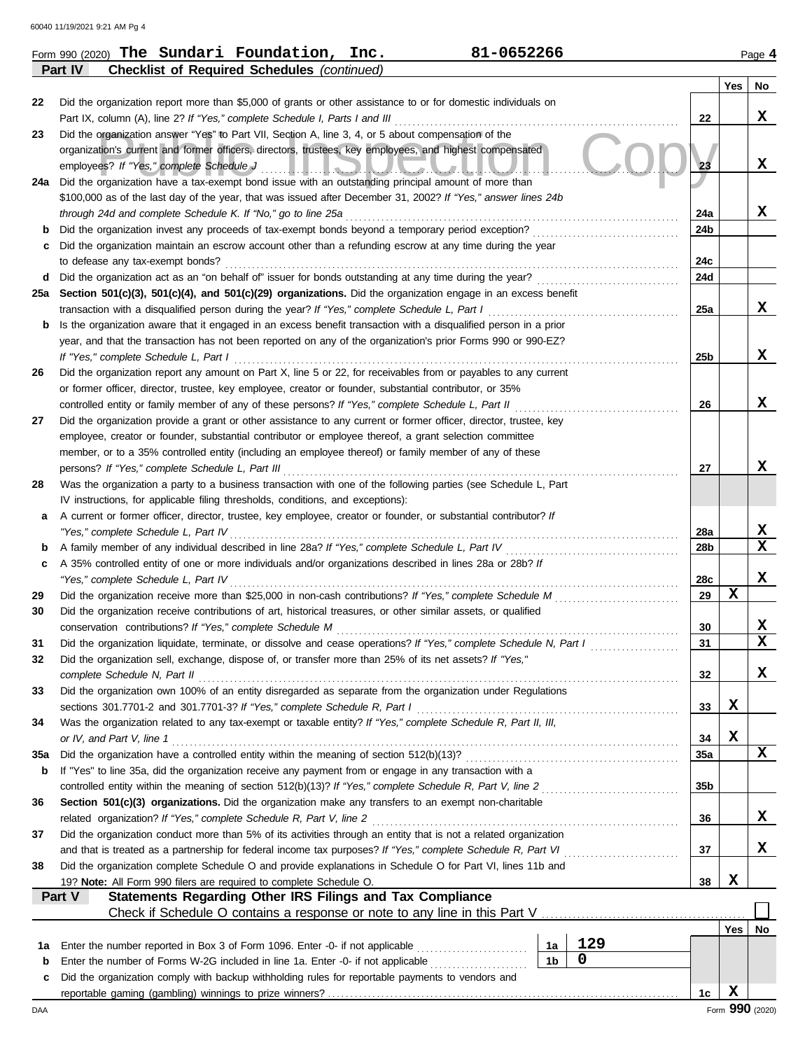Form 990 (2020) **The Sundari Foundation, Inc.** 81-0652266 Page **4**

**Part IV** **Checklist of Required Schedules** *(continued)*

| | | | Yes | No |
|---|---|---|---|---|
| 22 | Did the organization report more than $5,000 of grants or other assistance to or for domestic individuals on Part IX, column (A), line 2? *If "Yes," complete Schedule I, Parts I and III* | 22 | | X |
| 23 | Did the organization answer "Yes" to Part VII, Section A, line 3, 4, or 5 about compensation of the organization's current and former officers, directors, trustees, key employees, and highest compensated employees? *If "Yes," complete Schedule J* | 23 | | X |
| 24a | Did the organization have a tax-exempt bond issue with an outstanding principal amount of more than $100,000 as of the last day of the year, that was issued after December 31, 2002? *If "Yes," answer lines 24b through 24d and complete Schedule K. If "No," go to line 25a* | 24a | | X |
| b | Did the organization invest any proceeds of tax-exempt bonds beyond a temporary period exception? | 24b | | |
| c | Did the organization maintain an escrow account other than a refunding escrow at any time during the year to defease any tax-exempt bonds? | 24c | | |
| d | Did the organization act as an "on behalf of" issuer for bonds outstanding at any time during the year? | 24d | | |
| 25a | **Section 501(c)(3), 501(c)(4), and 501(c)(29) organizations.** Did the organization engage in an excess benefit transaction with a disqualified person during the year? *If "Yes," complete Schedule L, Part I* | 25a | | X |
| b | Is the organization aware that it engaged in an excess benefit transaction with a disqualified person in a prior year, and that the transaction has not been reported on any of the organization's prior Forms 990 or 990-EZ? *If "Yes," complete Schedule L, Part I* | 25b | | X |
| 26 | Did the organization report any amount on Part X, line 5 or 22, for receivables from or payables to any current or former officer, director, trustee, key employee, creator or founder, substantial contributor, or 35% controlled entity or family member of any of these persons? *If "Yes," complete Schedule L, Part II* | 26 | | X |
| 27 | Did the organization provide a grant or other assistance to any current or former officer, director, trustee, key employee, creator or founder, substantial contributor or employee thereof, a grant selection committee member, or to a 35% controlled entity (including an employee thereof) or family member of any of these persons? *If "Yes," complete Schedule L, Part III* | 27 | | X |
| 28 | Was the organization a party to a business transaction with one of the following parties (see Schedule L, Part IV instructions, for applicable filing thresholds, conditions, and exceptions): | | | |
| a | A current or former officer, director, trustee, key employee, creator or founder, or substantial contributor? *If "Yes," complete Schedule L, Part IV* | 28a | | X |
| b | A family member of any individual described in line 28a? *If "Yes," complete Schedule L, Part IV* | 28b | | X |
| c | A 35% controlled entity of one or more individuals and/or organizations described in lines 28a or 28b? *If "Yes," complete Schedule L, Part IV* | 28c | | X |
| 29 | Did the organization receive more than $25,000 in non-cash contributions? *If "Yes," complete Schedule M* | 29 | X | |
| 30 | Did the organization receive contributions of art, historical treasures, or other similar assets, or qualified conservation contributions? *If "Yes," complete Schedule M* | 30 | | X |
| 31 | Did the organization liquidate, terminate, or dissolve and cease operations? *If "Yes," complete Schedule N, Part I* | 31 | | X |
| 32 | Did the organization sell, exchange, dispose of, or transfer more than 25% of its net assets? *If "Yes," complete Schedule N, Part II* | 32 | | X |
| 33 | Did the organization own 100% of an entity disregarded as separate from the organization under Regulations sections 301.7701-2 and 301.7701-3? *If "Yes," complete Schedule R, Part I* | 33 | X | |
| 34 | Was the organization related to any tax-exempt or taxable entity? *If "Yes," complete Schedule R, Part II, III, or IV, and Part V, line 1* | 34 | X | |
| 35a | Did the organization have a controlled entity within the meaning of section 512(b)(13)? | 35a | | X |
| b | If "Yes" to line 35a, did the organization receive any payment from or engage in any transaction with a controlled entity within the meaning of section 512(b)(13)? *If "Yes," complete Schedule R, Part V, line 2* | 35b | | |
| 36 | **Section 501(c)(3) organizations.** Did the organization make any transfers to an exempt non-charitable related organization? *If "Yes," complete Schedule R, Part V, line 2* | 36 | | X |
| 37 | Did the organization conduct more than 5% of its activities through an entity that is not a related organization and that is treated as a partnership for federal income tax purposes? *If "Yes," complete Schedule R, Part VI* | 37 | | X |
| 38 | Did the organization complete Schedule O and provide explanations in Schedule O for Part VI, lines 11b and 19? **Note:** All Form 990 filers are required to complete Schedule O. | 38 | X | |

**Part V** **Statements Regarding Other IRS Filings and Tax Compliance**

Check if Schedule O contains a response or note to any line in this Part V ☐

| | | | | | Yes | No |
|---|---|---|---|---|---|---|
| 1a | Enter the number reported in Box 3 of Form 1096. Enter -0- if not applicable | 1a | 129 | | | |
| b | Enter the number of Forms W-2G included in line 1a. Enter -0- if not applicable | 1b | 0 | | | |
| c | Did the organization comply with backup withholding rules for reportable payments to vendors and reportable gaming (gambling) winnings to prize winners? | | | 1c | X | |

Form **990** (2020)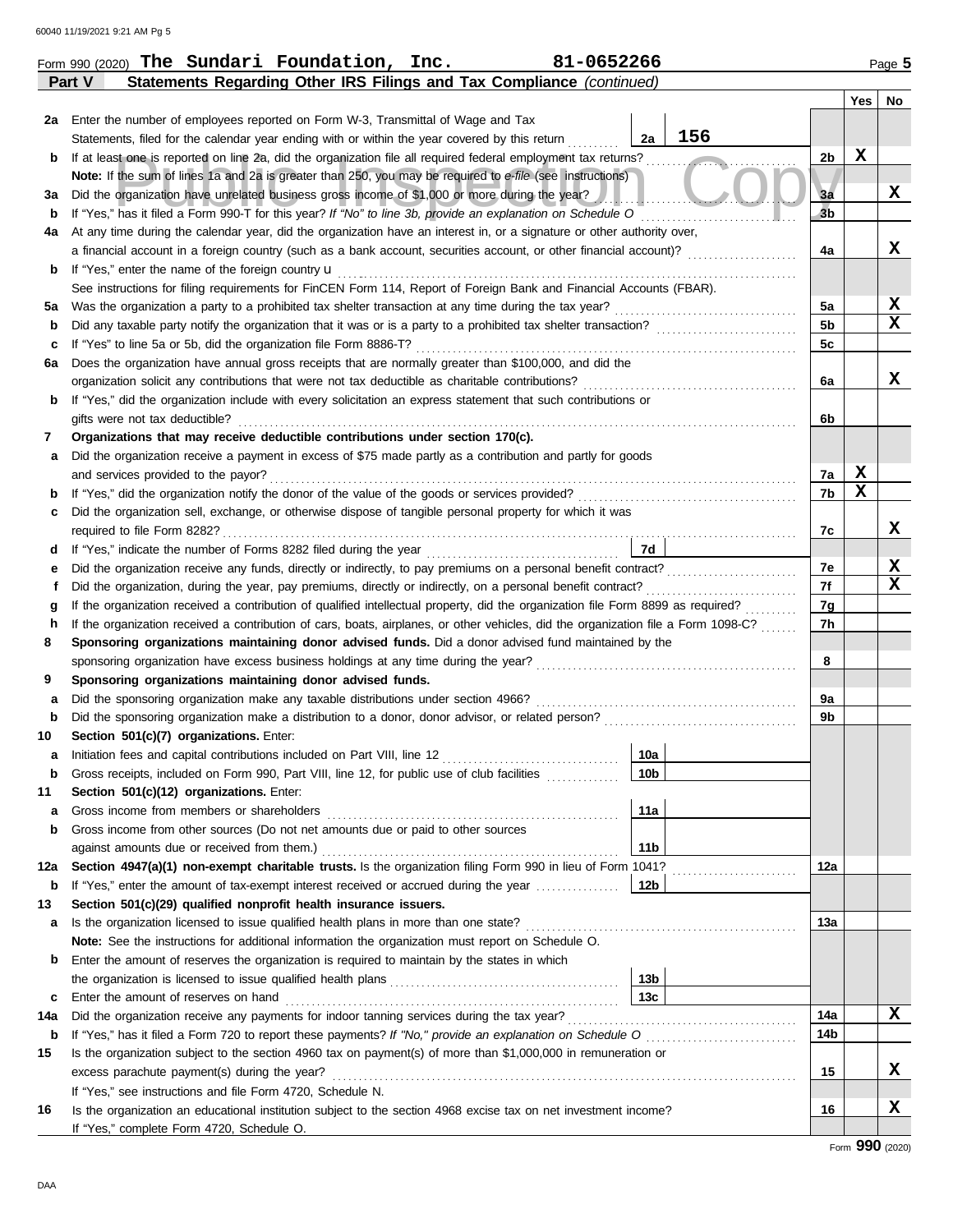Form 990 (2020) **The Sundari Foundation, Inc.** **81-0652266** Page **5**

**Part V Statements Regarding Other IRS Filings and Tax Compliance** *(continued)*

| | | | | Line | Yes | No |
|---|---|---|---|---|---|---|
| **2a** | Enter the number of employees reported on Form W-3, Transmittal of Wage and Tax Statements, filed for the calendar year ending with or within the year covered by this return | 2a | 156 | | | |
| **b** | If at least one is reported on line 2a, did the organization file all required federal employment tax returns? | | | 2b | X | |
| | **Note:** If the sum of lines 1a and 2a is greater than 250, you may be required to *e-file* (see instructions) | | | | | |
| **3a** | Did the organization have unrelated business gross income of $1,000 or more during the year? | | | 3a | | X |
| **b** | If "Yes," has it filed a Form 990-T for this year? *If "No" to line 3b, provide an explanation on Schedule O* | | | 3b | | |
| **4a** | At any time during the calendar year, did the organization have an interest in, or a signature or other authority over, a financial account in a foreign country (such as a bank account, securities account, or other financial account)? | | | 4a | | X |
| **b** | If "Yes," enter the name of the foreign country u | | | | | |
| | See instructions for filing requirements for FinCEN Form 114, Report of Foreign Bank and Financial Accounts (FBAR). | | | | | |
| **5a** | Was the organization a party to a prohibited tax shelter transaction at any time during the tax year? | | | 5a | | X |
| **b** | Did any taxable party notify the organization that it was or is a party to a prohibited tax shelter transaction? | | | 5b | | X |
| **c** | If "Yes" to line 5a or 5b, did the organization file Form 8886-T? | | | 5c | | |
| **6a** | Does the organization have annual gross receipts that are normally greater than $100,000, and did the organization solicit any contributions that were not tax deductible as charitable contributions? | | | 6a | | X |
| **b** | If "Yes," did the organization include with every solicitation an express statement that such contributions or gifts were not tax deductible? | | | 6b | | |
| **7** | **Organizations that may receive deductible contributions under section 170(c).** | | | | | |
| **a** | Did the organization receive a payment in excess of $75 made partly as a contribution and partly for goods and services provided to the payor? | | | 7a | X | |
| **b** | If "Yes," did the organization notify the donor of the value of the goods or services provided? | | | 7b | X | |
| **c** | Did the organization sell, exchange, or otherwise dispose of tangible personal property for which it was required to file Form 8282? | | | 7c | | X |
| **d** | If "Yes," indicate the number of Forms 8282 filed during the year | 7d | | | | |
| **e** | Did the organization receive any funds, directly or indirectly, to pay premiums on a personal benefit contract? | | | 7e | | X |
| **f** | Did the organization, during the year, pay premiums, directly or indirectly, on a personal benefit contract? | | | 7f | | X |
| **g** | If the organization received a contribution of qualified intellectual property, did the organization file Form 8899 as required? | | | 7g | | |
| **h** | If the organization received a contribution of cars, boats, airplanes, or other vehicles, did the organization file a Form 1098-C? | | | 7h | | |
| **8** | **Sponsoring organizations maintaining donor advised funds.** Did a donor advised fund maintained by the sponsoring organization have excess business holdings at any time during the year? | | | 8 | | |
| **9** | **Sponsoring organizations maintaining donor advised funds.** | | | | | |
| **a** | Did the sponsoring organization make any taxable distributions under section 4966? | | | 9a | | |
| **b** | Did the sponsoring organization make a distribution to a donor, donor advisor, or related person? | | | 9b | | |
| **10** | **Section 501(c)(7) organizations.** Enter: | | | | | |
| **a** | Initiation fees and capital contributions included on Part VIII, line 12 | 10a | | | | |
| **b** | Gross receipts, included on Form 990, Part VIII, line 12, for public use of club facilities | 10b | | | | |
| **11** | **Section 501(c)(12) organizations.** Enter: | | | | | |
| **a** | Gross income from members or shareholders | 11a | | | | |
| **b** | Gross income from other sources (Do not net amounts due or paid to other sources against amounts due or received from them.) | 11b | | | | |
| **12a** | **Section 4947(a)(1) non-exempt charitable trusts.** Is the organization filing Form 990 in lieu of Form 1041? | | | 12a | | |
| **b** | If "Yes," enter the amount of tax-exempt interest received or accrued during the year | 12b | | | | |
| **13** | **Section 501(c)(29) qualified nonprofit health insurance issuers.** | | | | | |
| **a** | Is the organization licensed to issue qualified health plans in more than one state? | | | 13a | | |
| | **Note:** See the instructions for additional information the organization must report on Schedule O. | | | | | |
| **b** | Enter the amount of reserves the organization is required to maintain by the states in which the organization is licensed to issue qualified health plans | 13b | | | | |
| **c** | Enter the amount of reserves on hand | 13c | | | | |
| **14a** | Did the organization receive any payments for indoor tanning services during the tax year? | | | 14a | | X |
| **b** | If "Yes," has it filed a Form 720 to report these payments? *If "No," provide an explanation on Schedule O* | | | 14b | | |
| **15** | Is the organization subject to the section 4960 tax on payment(s) of more than $1,000,000 in remuneration or excess parachute payment(s) during the year? | | | 15 | | X |
| | If "Yes," see instructions and file Form 4720, Schedule N. | | | | | |
| **16** | Is the organization an educational institution subject to the section 4968 excise tax on net investment income? | | | 16 | | X |
| | If "Yes," complete Form 4720, Schedule O. | | | | | |

Form **990** (2020)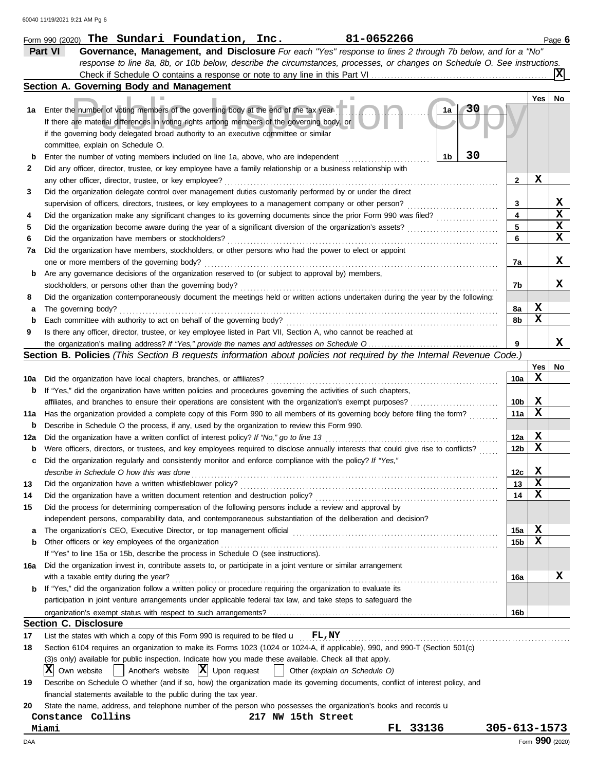Form 990 (2020) **The Sundari Foundation, Inc.** **81-0652266** Page **6**

## Part VI Governance, Management, and Disclosure

*For each "Yes" response to lines 2 through 7b below, and for a "No" response to line 8a, 8b, or 10b below, describe the circumstances, processes, or changes on Schedule O. See instructions.*

Check if Schedule O contains a response or note to any line in this Part VI . . . . . . . . . . **X**

### Section A. Governing Body and Management

| | | | Yes | No |
|---|---|---|---|---|
| **1a** | Enter the number of voting members of the governing body at the end of the tax year . . . **1a** **30** If there are material differences in voting rights among members of the governing body, or if the governing body delegated broad authority to an executive committee or similar committee, explain on Schedule O. | | | |
| **b** | Enter the number of voting members included on line 1a, above, who are independent . . . **1b** **30** | | | |
| **2** | Did any officer, director, trustee, or key employee have a family relationship or a business relationship with any other officer, director, trustee, or key employee? | 2 | X | |
| **3** | Did the organization delegate control over management duties customarily performed by or under the direct supervision of officers, directors, trustees, or key employees to a management company or other person? | 3 | | X |
| **4** | Did the organization make any significant changes to its governing documents since the prior Form 990 was filed? | 4 | | X |
| **5** | Did the organization become aware during the year of a significant diversion of the organization's assets? | 5 | | X |
| **6** | Did the organization have members or stockholders? | 6 | | X |
| **7a** | Did the organization have members, stockholders, or other persons who had the power to elect or appoint one or more members of the governing body? | 7a | | X |
| **b** | Are any governance decisions of the organization reserved to (or subject to approval by) members, stockholders, or persons other than the governing body? | 7b | | X |
| **8** | Did the organization contemporaneously document the meetings held or written actions undertaken during the year by the following: | | | |
| **a** | The governing body? | 8a | X | |
| **b** | Each committee with authority to act on behalf of the governing body? | 8b | X | |
| **9** | Is there any officer, director, trustee, or key employee listed in Part VII, Section A, who cannot be reached at the organization's mailing address? *If "Yes," provide the names and addresses on Schedule O* | 9 | | X |

### Section B. Policies *(This Section B requests information about policies not required by the Internal Revenue Code.)*

| | | | Yes | No |
|---|---|---|---|---|
| **10a** | Did the organization have local chapters, branches, or affiliates? | 10a | X | |
| **b** | If "Yes," did the organization have written policies and procedures governing the activities of such chapters, affiliates, and branches to ensure their operations are consistent with the organization's exempt purposes? | 10b | X | |
| **11a** | Has the organization provided a complete copy of this Form 990 to all members of its governing body before filing the form? | 11a | X | |
| **b** | Describe in Schedule O the process, if any, used by the organization to review this Form 990. | | | |
| **12a** | Did the organization have a written conflict of interest policy? *If "No," go to line 13* | 12a | X | |
| **b** | Were officers, directors, or trustees, and key employees required to disclose annually interests that could give rise to conflicts? | 12b | X | |
| **c** | Did the organization regularly and consistently monitor and enforce compliance with the policy? *If "Yes," describe in Schedule O how this was done* | 12c | X | |
| **13** | Did the organization have a written whistleblower policy? | 13 | X | |
| **14** | Did the organization have a written document retention and destruction policy? | 14 | X | |
| **15** | Did the process for determining compensation of the following persons include a review and approval by independent persons, comparability data, and contemporaneous substantiation of the deliberation and decision? | | | |
| **a** | The organization's CEO, Executive Director, or top management official | 15a | X | |
| **b** | Other officers or key employees of the organization | 15b | X | |
| | If "Yes" to line 15a or 15b, describe the process in Schedule O (see instructions). | | | |
| **16a** | Did the organization invest in, contribute assets to, or participate in a joint venture or similar arrangement with a taxable entity during the year? | 16a | | X |
| **b** | If "Yes," did the organization follow a written policy or procedure requiring the organization to evaluate its participation in joint venture arrangements under applicable federal tax law, and take steps to safeguard the organization's exempt status with respect to such arrangements? | 16b | | |

### Section C. Disclosure

**17** List the states with which a copy of this Form 990 is required to be filed **FL,NY**

**18** Section 6104 requires an organization to make its Forms 1023 (1024 or 1024-A, if applicable), 990, and 990-T (Section 501(c)(3)s only) available for public inspection. Indicate how you made these available. Check all that apply.

[X] Own website [ ] Another's website [X] Upon request [ ] Other *(explain on Schedule O)*

**19** Describe on Schedule O whether (and if so, how) the organization made its governing documents, conflict of interest policy, and financial statements available to the public during the tax year.

**20** State the name, address, and telephone number of the person who possesses the organization's books and records

**Constance Collins** **217 NW 15th Street**
**Miami** **FL 33136** **305-613-1573**

Form **990** (2020)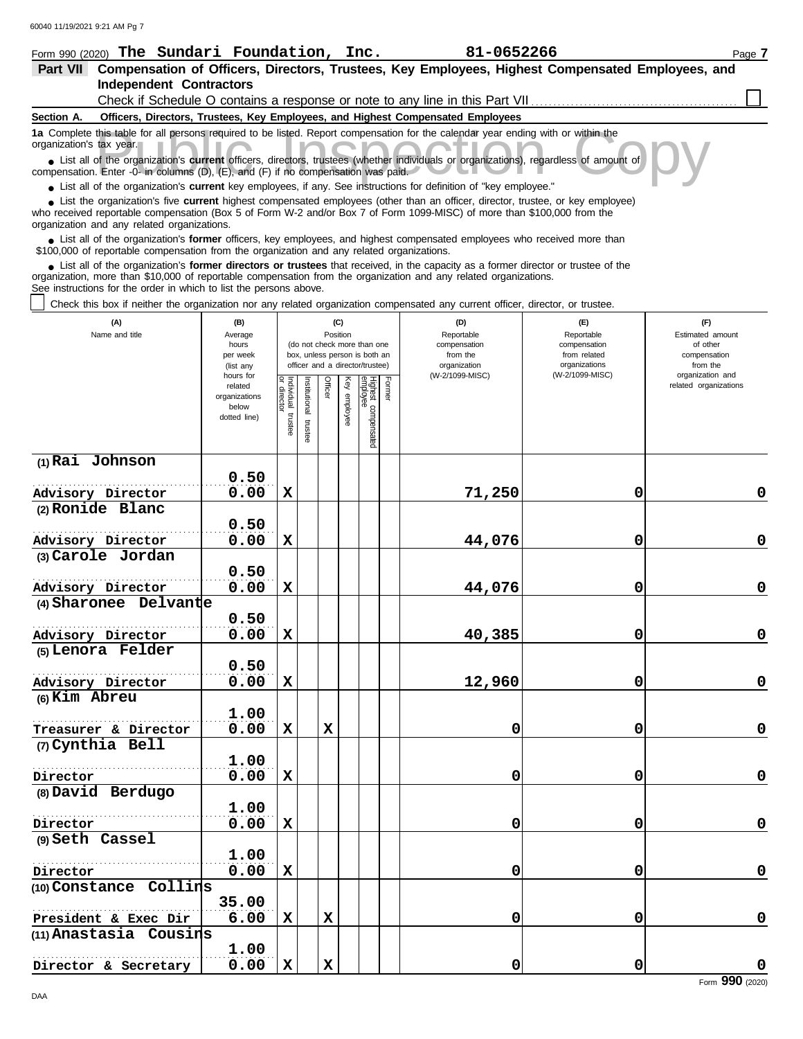Form 990 (2020) **The Sundari Foundation, Inc.** **81-0652266** Page **7**

## Part VII Compensation of Officers, Directors, Trustees, Key Employees, Highest Compensated Employees, and Independent Contractors

Check if Schedule O contains a response or note to any line in this Part VII ☐

### Section A. Officers, Directors, Trustees, Key Employees, and Highest Compensated Employees

**1a** Complete this table for all persons required to be listed. Report compensation for the calendar year ending with or within the organization's tax year.

- List all of the organization's **current** officers, directors, trustees (whether individuals or organizations), regardless of amount of compensation. Enter -0- in columns (D), (E), and (F) if no compensation was paid.
- List all of the organization's **current** key employees, if any. See instructions for definition of "key employee."
- List the organization's five **current** highest compensated employees (other than an officer, director, trustee, or key employee) who received reportable compensation (Box 5 of Form W-2 and/or Box 7 of Form 1099-MISC) of more than $100,000 from the organization and any related organizations.
- List all of the organization's **former** officers, key employees, and highest compensated employees who received more than $100,000 of reportable compensation from the organization and any related organizations.
- List all of the organization's **former directors or trustees** that received, in the capacity as a former director or trustee of the organization, more than $10,000 of reportable compensation from the organization and any related organizations.

See instructions for the order in which to list the persons above.

☐ Check this box if neither the organization nor any related organization compensated any current officer, director, or trustee.

| (A) Name and title | (B) Average hours per week (list any hours for related organizations below dotted line) | (C) Position: Individual trustee or director | Institutional trustee | Officer | Key employee | Highest compensated employee | Former | (D) Reportable compensation from the organization (W-2/1099-MISC) | (E) Reportable compensation from related organizations (W-2/1099-MISC) | (F) Estimated amount of other compensation from the organization and related organizations |
|---|---|---|---|---|---|---|---|---|---|---|
| (1) Rai Johnson<br>Advisory Director | 0.50<br>0.00 | X | | | | | | 71,250 | 0 | 0 |
| (2) Ronide Blanc<br>Advisory Director | 0.50<br>0.00 | X | | | | | | 44,076 | 0 | 0 |
| (3) Carole Jordan<br>Advisory Director | 0.50<br>0.00 | X | | | | | | 44,076 | 0 | 0 |
| (4) Sharonee Delvante<br>Advisory Director | 0.50<br>0.00 | X | | | | | | 40,385 | 0 | 0 |
| (5) Lenora Felder<br>Advisory Director | 0.50<br>0.00 | X | | | | | | 12,960 | 0 | 0 |
| (6) Kim Abreu<br>Treasurer & Director | 1.00<br>0.00 | X | | X | | | | 0 | 0 | 0 |
| (7) Cynthia Bell<br>Director | 1.00<br>0.00 | X | | | | | | 0 | 0 | 0 |
| (8) David Berdugo<br>Director | 1.00<br>0.00 | X | | | | | | 0 | 0 | 0 |
| (9) Seth Cassel<br>Director | 1.00<br>0.00 | X | | | | | | 0 | 0 | 0 |
| (10) Constance Collins<br>President & Exec Dir | 35.00<br>6.00 | X | | X | | | | 0 | 0 | 0 |
| (11) Anastasia Cousins<br>Director & Secretary | 1.00<br>0.00 | X | | X | | | | 0 | 0 | 0 |

Form **990** (2020)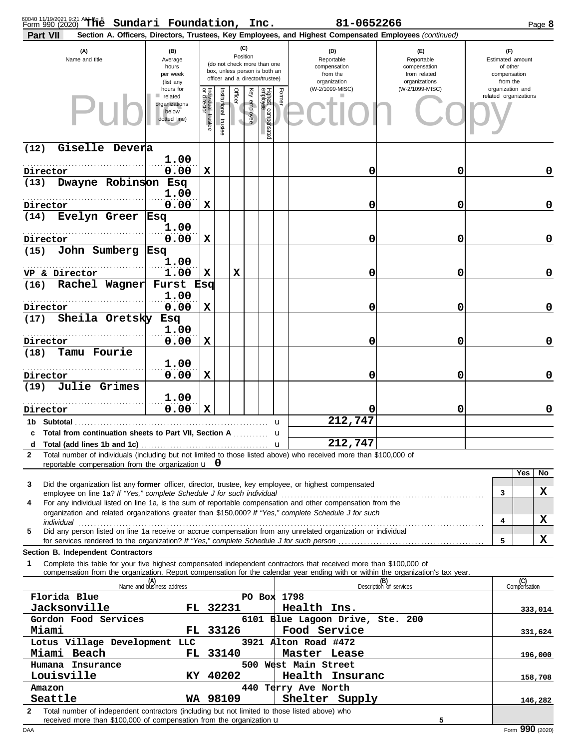Form 990 (2020) The Sundari Foundation, Inc. 81-0652266 Page **8**

**Part VII** Section A. Officers, Directors, Trustees, Key Employees, and Highest Compensated Employees *(continued)*

| (A) Name and title | (B) Average hours per week (list any hours for related organizations below dotted line) | (C) Position: Individual trustee or director | Institutional trustee | Officer | Key employee | Highest compensated employee | Former | (D) Reportable compensation from the organization (W-2/1099-MISC) | (E) Reportable compensation from related organizations (W-2/1099-MISC) | (F) Estimated amount of other compensation from the organization and related organizations |
|---|---|---|---|---|---|---|---|---|---|---|
| (12) Giselle Devera / Director | 1.00 / 0.00 | X | | | | | | 0 | 0 | 0 |
| (13) Dwayne Robinson Esq / Director | 1.00 / 0.00 | X | | | | | | 0 | 0 | 0 |
| (14) Evelyn Greer Esq / Director | 1.00 / 0.00 | X | | | | | | 0 | 0 | 0 |
| (15) John Sumberg Esq / VP & Director | 1.00 / 1.00 | X | | X | | | | 0 | 0 | 0 |
| (16) Rachel Wagner Furst Esq / Director | 1.00 / 0.00 | X | | | | | | 0 | 0 | 0 |
| (17) Sheila Oretsky Esq / Director | 1.00 / 0.00 | X | | | | | | 0 | 0 | 0 |
| (18) Tamu Fourie / Director | 1.00 / 0.00 | X | | | | | | 0 | 0 | 0 |
| (19) Julie Grimes / Director | 1.00 / 0.00 | X | | | | | | 0 | 0 | 0 |
| **1b Subtotal** | | | | | | | | 212,747 | | |
| **c Total from continuation sheets to Part VII, Section A** | | | | | | | | | | |
| **d Total (add lines 1b and 1c)** | | | | | | | | 212,747 | | |

**2** Total number of individuals (including but not limited to those listed above) who received more than $100,000 of reportable compensation from the organization u 0

| | | Yes | No |
|---|---|---|---|
| **3** Did the organization list any **former** officer, director, trustee, key employee, or highest compensated employee on line 1a? *If "Yes," complete Schedule J for such individual* | 3 | | X |
| **4** For any individual listed on line 1a, is the sum of reportable compensation and other compensation from the organization and related organizations greater than $150,000? *If "Yes," complete Schedule J for such individual* | 4 | | X |
| **5** Did any person listed on line 1a receive or accrue compensation from any unrelated organization or individual for services rendered to the organization? *If "Yes," complete Schedule J for such person* | 5 | | X |

**Section B. Independent Contractors**

**1** Complete this table for your five highest compensated independent contractors that received more than $100,000 of compensation from the organization. Report compensation for the calendar year ending with or within the organization's tax year.

| (A) Name and business address | (B) Description of services | (C) Compensation |
|---|---|---|
| Florida Blue, PO Box 1798, Jacksonville FL 32231 | Health Ins. | 333,014 |
| Gordon Food Services, 6101 Blue Lagoon Drive, Ste. 200, Miami FL 33126 | Food Service | 331,624 |
| Lotus Village Development LLC, 3921 Alton Road #472, Miami Beach FL 33140 | Master Lease | 196,000 |
| Humana Insurance, 500 West Main Street, Louisville KY 40202 | Health Insuranc | 158,708 |
| Amazon, 440 Terry Ave North, Seattle WA 98109 | Shelter Supply | 146,282 |

**2** Total number of independent contractors (including but not limited to those listed above) who received more than $100,000 of compensation from the organization u 5

Form **990** (2020)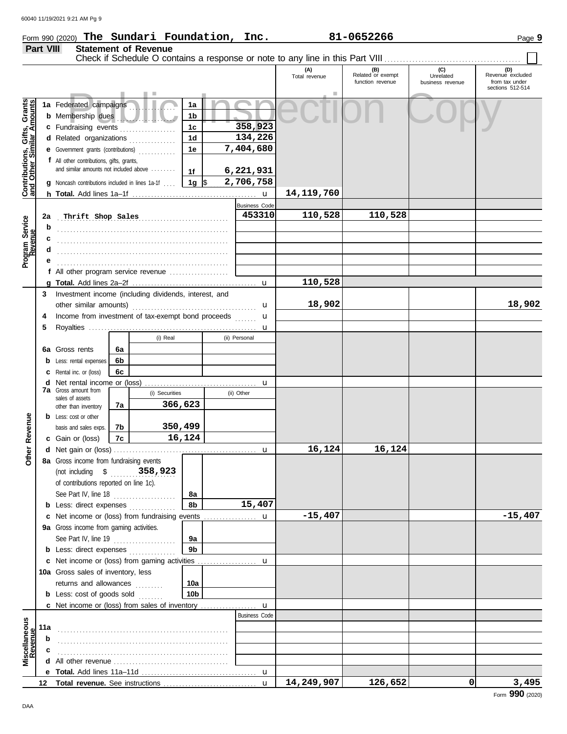Form 990 (2020) **The Sundari Foundation, Inc.** **81-0652266** Page **9**

**Part VIII** **Statement of Revenue**

Check if Schedule O contains a response or note to any line in this Part VIII ☐

Public Inspection Copy

| | | | (A) Total revenue | (B) Related or exempt function revenue | (C) Unrelated business revenue | (D) Revenue excluded from tax under sections 512-514 |
|---|---|---|---|---|---|---|
| **Contributions, Gifts, Grants and Other Similar Amounts** | | | | | | |
| 1a Federated campaigns | 1a | | | | | |
| b Membership dues | 1b | | | | | |
| c Fundraising events | 1c | 358,923 | | | | |
| d Related organizations | 1d | 134,226 | | | | |
| e Government grants (contributions) | 1e | 7,404,680 | | | | |
| f All other contributions, gifts, grants, and similar amounts not included above | 1f | 6,221,931 | | | | |
| g Noncash contributions included in lines 1a-1f | 1g | $ 2,706,758 | | | | |
| h **Total.** Add lines 1a–1f | | | 14,119,760 | | | |
| **Program Service Revenue** | | Business Code | | | | |
| 2a Thrift Shop Sales | | 453310 | 110,528 | 110,528 | | |
| b | | | | | | |
| c | | | | | | |
| d | | | | | | |
| e | | | | | | |
| f All other program service revenue | | | | | | |
| g **Total.** Add lines 2a–2f | | | 110,528 | | | |
| **Other Revenue** | | | | | | |
| 3 Investment income (including dividends, interest, and other similar amounts) | | | 18,902 | | | 18,902 |
| 4 Income from investment of tax-exempt bond proceeds | | | | | | |
| 5 Royalties | | | | | | |
| | (i) Real | (ii) Personal | | | | |
| 6a Gross rents | 6a | | | | | |
| b Less: rental expenses | 6b | | | | | |
| c Rental inc. or (loss) | 6c | | | | | |
| d Net rental income or (loss) | | | | | | |
| 7a Gross amount from sales of assets other than inventory | (i) Securities 366,623 | (ii) Other | | | | |
| b Less: cost or other basis and sales exps. | 350,499 | | | | | |
| c Gain or (loss) | 16,124 | | | | | |
| d Net gain or (loss) | | | 16,124 | 16,124 | | |
| 8a Gross income from fundraising events (not including $ 358,923 of contributions reported on line 1c). See Part IV, line 18 | 8a | | | | | |
| b Less: direct expenses | 8b | 15,407 | | | | |
| c Net income or (loss) from fundraising events | | | -15,407 | | | -15,407 |
| 9a Gross income from gaming activities. See Part IV, line 19 | 9a | | | | | |
| b Less: direct expenses | 9b | | | | | |
| c Net income or (loss) from gaming activities | | | | | | |
| 10a Gross sales of inventory, less returns and allowances | 10a | | | | | |
| b Less: cost of goods sold | 10b | | | | | |
| c Net income or (loss) from sales of inventory | | | | | | |
| **Miscellaneous Revenue** | | Business Code | | | | |
| 11a | | | | | | |
| b | | | | | | |
| c | | | | | | |
| d All other revenue | | | | | | |
| e **Total.** Add lines 11a–11d | | | | | | |
| 12 **Total revenue.** See instructions | | | 14,249,907 | 126,652 | 0 | 3,495 |

Form **990** (2020)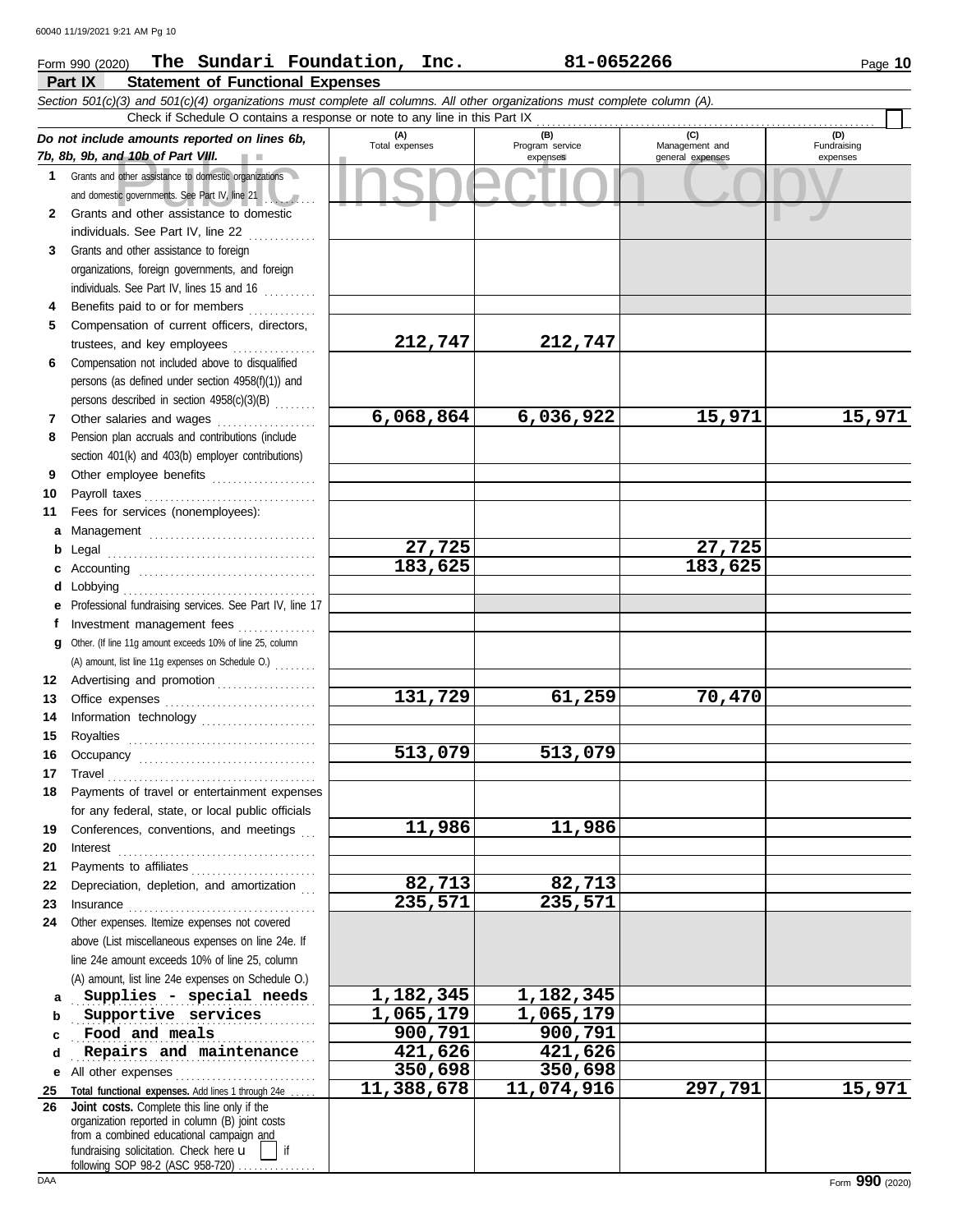Form 990 (2020) **The Sundari Foundation, Inc.** **81-0652266**

## Part IX Statement of Functional Expenses

*Section 501(c)(3) and 501(c)(4) organizations must complete all columns. All other organizations must complete column (A).*

Check if Schedule O contains a response or note to any line in this Part IX ☐

| *Do not include amounts reported on lines 6b, 7b, 8b, 9b, and 10b of Part VIII.* | (A) Total expenses | (B) Program service expenses | (C) Management and general expenses | (D) Fundraising expenses |
|---|---|---|---|---|
| **1** Grants and other assistance to domestic organizations and domestic governments. See Part IV, line 21 | | | | |
| **2** Grants and other assistance to domestic individuals. See Part IV, line 22 | | | | |
| **3** Grants and other assistance to foreign organizations, foreign governments, and foreign individuals. See Part IV, lines 15 and 16 | | | | |
| **4** Benefits paid to or for members | | | | |
| **5** Compensation of current officers, directors, trustees, and key employees | 212,747 | 212,747 | | |
| **6** Compensation not included above to disqualified persons (as defined under section 4958(f)(1)) and persons described in section 4958(c)(3)(B) | | | | |
| **7** Other salaries and wages | 6,068,864 | 6,036,922 | 15,971 | 15,971 |
| **8** Pension plan accruals and contributions (include section 401(k) and 403(b) employer contributions) | | | | |
| **9** Other employee benefits | | | | |
| **10** Payroll taxes | | | | |
| **11** Fees for services (nonemployees): | | | | |
| **a** Management | | | | |
| **b** Legal | 27,725 | | 27,725 | |
| **c** Accounting | 183,625 | | 183,625 | |
| **d** Lobbying | | | | |
| **e** Professional fundraising services. See Part IV, line 17 | | | | |
| **f** Investment management fees | | | | |
| **g** Other. (If line 11g amount exceeds 10% of line 25, column (A) amount, list line 11g expenses on Schedule O.) | | | | |
| **12** Advertising and promotion | | | | |
| **13** Office expenses | 131,729 | 61,259 | 70,470 | |
| **14** Information technology | | | | |
| **15** Royalties | | | | |
| **16** Occupancy | 513,079 | 513,079 | | |
| **17** Travel | | | | |
| **18** Payments of travel or entertainment expenses for any federal, state, or local public officials | | | | |
| **19** Conferences, conventions, and meetings | 11,986 | 11,986 | | |
| **20** Interest | | | | |
| **21** Payments to affiliates | | | | |
| **22** Depreciation, depletion, and amortization | 82,713 | 82,713 | | |
| **23** Insurance | 235,571 | 235,571 | | |
| **24** Other expenses. Itemize expenses not covered above (List miscellaneous expenses on line 24e. If line 24e amount exceeds 10% of line 25, column (A) amount, list line 24e expenses on Schedule O.) | | | | |
| **a** Supplies - special needs | 1,182,345 | 1,182,345 | | |
| **b** Supportive services | 1,065,179 | 1,065,179 | | |
| **c** Food and meals | 900,791 | 900,791 | | |
| **d** Repairs and maintenance | 421,626 | 421,626 | | |
| **e** All other expenses | 350,698 | 350,698 | | |
| **25 Total functional expenses.** Add lines 1 through 24e | 11,388,678 | 11,074,916 | 297,791 | 15,971 |
| **26 Joint costs.** Complete this line only if the organization reported in column (B) joint costs from a combined educational campaign and fundraising solicitation. Check here ☐ if following SOP 98-2 (ASC 958-720) | | | | |

Form **990** (2020)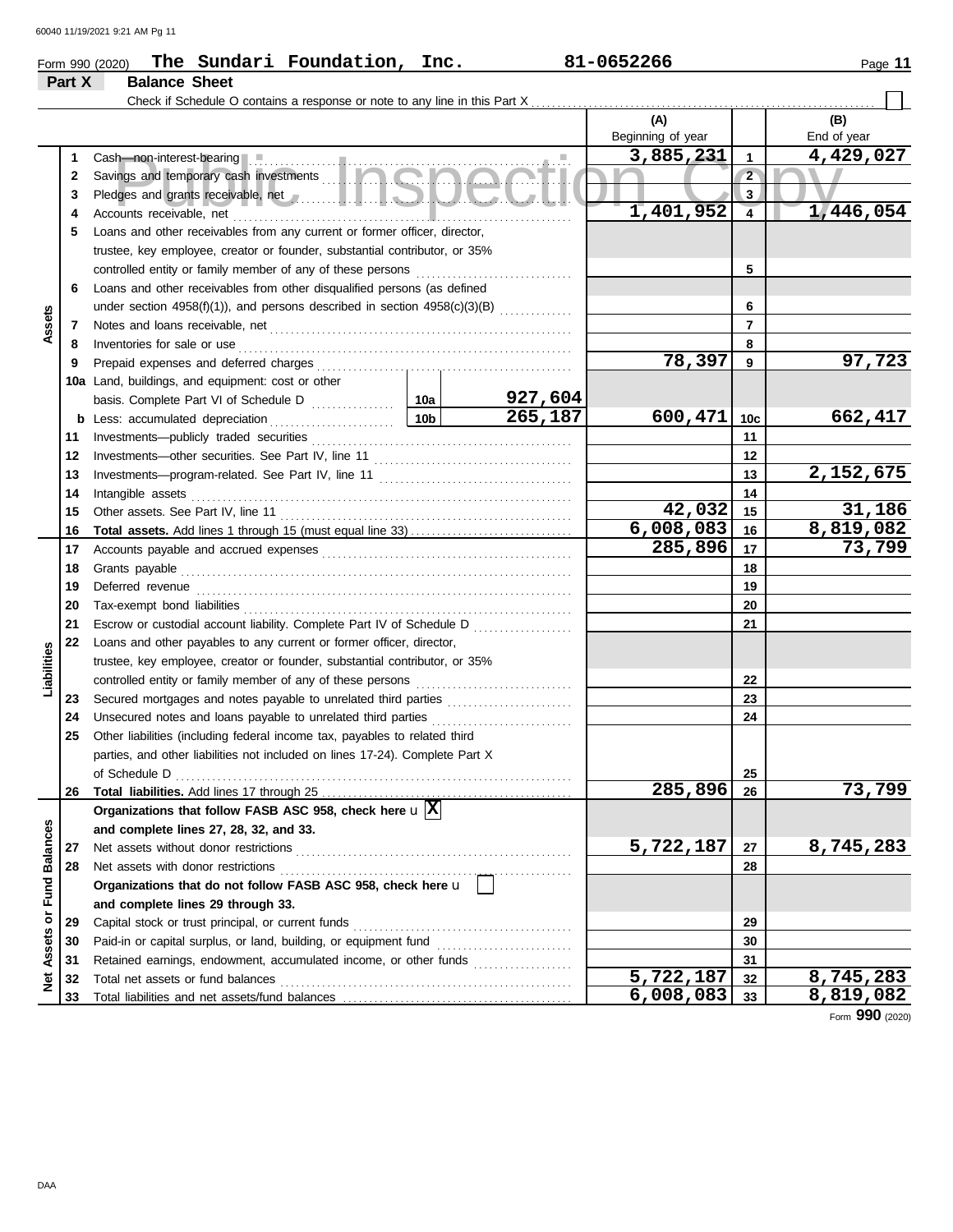Form 990 (2020) **The Sundari Foundation, Inc.** **81-0652266**

## Part X Balance Sheet

Check if Schedule O contains a response or note to any line in this Part X ☐

| | | | | | (A) Beginning of year | | (B) End of year |
|---|---|---|---|---|---|---|---|
| **Assets** | 1 | Cash—non-interest-bearing | | | 3,885,231 | 1 | 4,429,027 |
| | 2 | Savings and temporary cash investments | | | | 2 | |
| | 3 | Pledges and grants receivable, net | | | | 3 | |
| | 4 | Accounts receivable, net | | | 1,401,952 | 4 | 1,446,054 |
| | 5 | Loans and other receivables from any current or former officer, director, trustee, key employee, creator or founder, substantial contributor, or 35% controlled entity or family member of any of these persons | | | | 5 | |
| | 6 | Loans and other receivables from other disqualified persons (as defined under section 4958(f)(1)), and persons described in section 4958(c)(3)(B) | | | | 6 | |
| | 7 | Notes and loans receivable, net | | | | 7 | |
| | 8 | Inventories for sale or use | | | | 8 | |
| | 9 | Prepaid expenses and deferred charges | | | 78,397 | 9 | 97,723 |
| | 10a | Land, buildings, and equipment: cost or other basis. Complete Part VI of Schedule D | 10a | 927,604 | | | |
| | b | Less: accumulated depreciation | 10b | 265,187 | 600,471 | 10c | 662,417 |
| | 11 | Investments—publicly traded securities | | | | 11 | |
| | 12 | Investments—other securities. See Part IV, line 11 | | | | 12 | |
| | 13 | Investments—program-related. See Part IV, line 11 | | | | 13 | 2,152,675 |
| | 14 | Intangible assets | | | | 14 | |
| | 15 | Other assets. See Part IV, line 11 | | | 42,032 | 15 | 31,186 |
| | 16 | **Total assets.** Add lines 1 through 15 (must equal line 33) | | | 6,008,083 | 16 | 8,819,082 |
| **Liabilities** | 17 | Accounts payable and accrued expenses | | | 285,896 | 17 | 73,799 |
| | 18 | Grants payable | | | | 18 | |
| | 19 | Deferred revenue | | | | 19 | |
| | 20 | Tax-exempt bond liabilities | | | | 20 | |
| | 21 | Escrow or custodial account liability. Complete Part IV of Schedule D | | | | 21 | |
| | 22 | Loans and other payables to any current or former officer, director, trustee, key employee, creator or founder, substantial contributor, or 35% controlled entity or family member of any of these persons | | | | 22 | |
| | 23 | Secured mortgages and notes payable to unrelated third parties | | | | 23 | |
| | 24 | Unsecured notes and loans payable to unrelated third parties | | | | 24 | |
| | 25 | Other liabilities (including federal income tax, payables to related third parties, and other liabilities not included on lines 17-24). Complete Part X of Schedule D | | | | 25 | |
| | 26 | **Total liabilities.** Add lines 17 through 25 | | | 285,896 | 26 | 73,799 |
| **Net Assets or Fund Balances** | | **Organizations that follow FASB ASC 958, check here** ☒ **and complete lines 27, 28, 32, and 33.** | | | | | |
| | 27 | Net assets without donor restrictions | | | 5,722,187 | 27 | 8,745,283 |
| | 28 | Net assets with donor restrictions | | | | 28 | |
| | | **Organizations that do not follow FASB ASC 958, check here** ☐ **and complete lines 29 through 33.** | | | | | |
| | 29 | Capital stock or trust principal, or current funds | | | | 29 | |
| | 30 | Paid-in or capital surplus, or land, building, or equipment fund | | | | 30 | |
| | 31 | Retained earnings, endowment, accumulated income, or other funds | | | | 31 | |
| | 32 | Total net assets or fund balances | | | 5,722,187 | 32 | 8,745,283 |
| | 33 | Total liabilities and net assets/fund balances | | | 6,008,083 | 33 | 8,819,082 |

Form **990** (2020)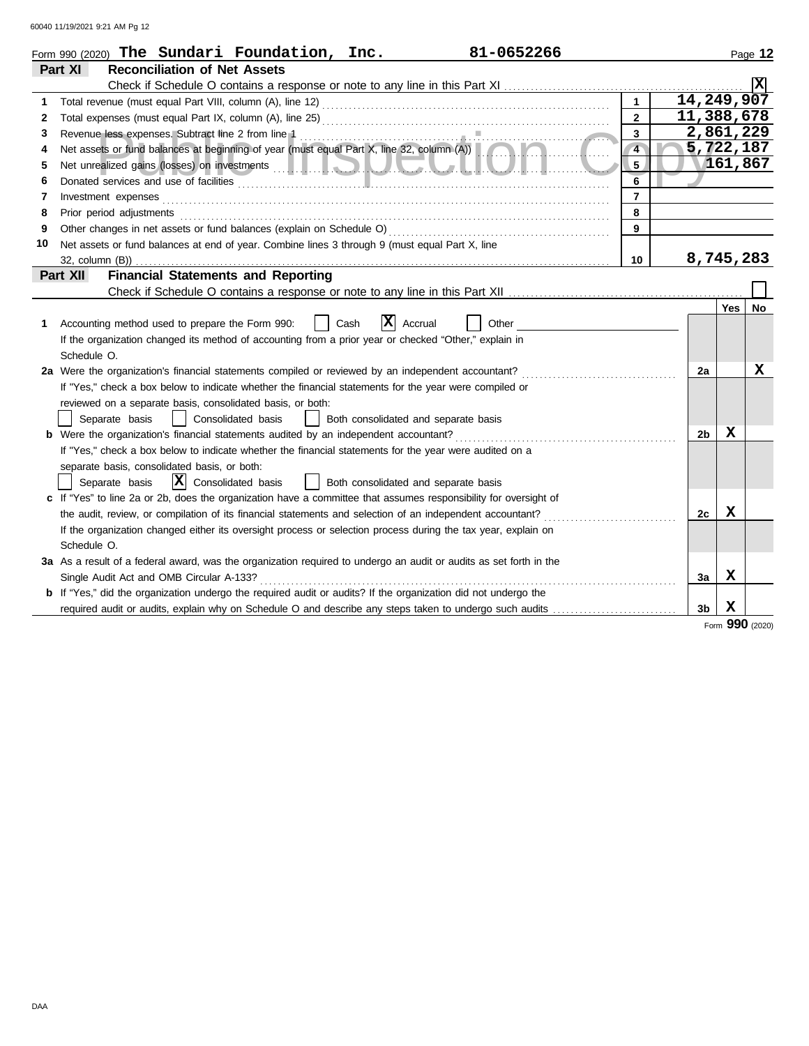Form 990 (2020) **The Sundari Foundation, Inc.** **81-0652266**

## Part XI Reconciliation of Net Assets

Check if Schedule O contains a response or note to any line in this Part XI .......... **[X]**

| | | | |
|---|---|---|---|
| 1 | Total revenue (must equal Part VIII, column (A), line 12) | 1 | 14,249,907 |
| 2 | Total expenses (must equal Part IX, column (A), line 25) | 2 | 11,388,678 |
| 3 | Revenue less expenses. Subtract line 2 from line 1 | 3 | 2,861,229 |
| 4 | Net assets or fund balances at beginning of year (must equal Part X, line 32, column (A)) | 4 | 5,722,187 |
| 5 | Net unrealized gains (losses) on investments | 5 | 161,867 |
| 6 | Donated services and use of facilities | 6 | |
| 7 | Investment expenses | 7 | |
| 8 | Prior period adjustments | 8 | |
| 9 | Other changes in net assets or fund balances (explain on Schedule O) | 9 | |
| 10 | Net assets or fund balances at end of year. Combine lines 3 through 9 (must equal Part X, line 32, column (B)) | 10 | 8,745,283 |

## Part XII Financial Statements and Reporting

Check if Schedule O contains a response or note to any line in this Part XII .......... [ ]

| | | | Yes | No |
|---|---|---|---|---|
| 1 | Accounting method used to prepare the Form 990: [ ] Cash [X] Accrual [ ] Other ______<br>If the organization changed its method of accounting from a prior year or checked "Other," explain in Schedule O. | | | |
| 2a | Were the organization's financial statements compiled or reviewed by an independent accountant?<br>If "Yes," check a box below to indicate whether the financial statements for the year were compiled or reviewed on a separate basis, consolidated basis, or both:<br>[ ] Separate basis [ ] Consolidated basis [ ] Both consolidated and separate basis | 2a | | X |
| b | Were the organization's financial statements audited by an independent accountant?<br>If "Yes," check a box below to indicate whether the financial statements for the year were audited on a separate basis, consolidated basis, or both:<br>[ ] Separate basis [X] Consolidated basis [ ] Both consolidated and separate basis | 2b | X | |
| c | If "Yes" to line 2a or 2b, does the organization have a committee that assumes responsibility for oversight of the audit, review, or compilation of its financial statements and selection of an independent accountant?<br>If the organization changed either its oversight process or selection process during the tax year, explain on Schedule O. | 2c | X | |
| 3a | As a result of a federal award, was the organization required to undergo an audit or audits as set forth in the Single Audit Act and OMB Circular A-133? | 3a | X | |
| b | If "Yes," did the organization undergo the required audit or audits? If the organization did not undergo the required audit or audits, explain why on Schedule O and describe any steps taken to undergo such audits | 3b | X | |

Form **990** (2020)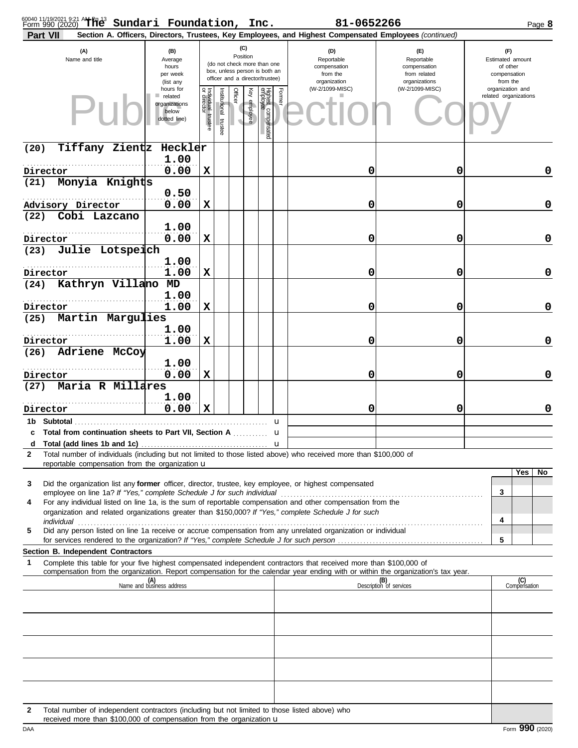Form 990 (2020) **The Sundari Foundation, Inc.** 81-0652266 Page **8**

**Part VII** **Section A. Officers, Directors, Trustees, Key Employees, and Highest Compensated Employees** *(continued)*

| (A) Name and title | (B) Average hours per week (list any hours for related organizations below dotted line) | (C) Position: Individual trustee or director | Institutional trustee | Officer | Key employee | Highest compensated employee | Former | (D) Reportable compensation from the organization (W-2/1099-MISC) | (E) Reportable compensation from related organizations (W-2/1099-MISC) | (F) Estimated amount of other compensation from the organization and related organizations |
|---|---|---|---|---|---|---|---|---|---|---|
| (20) Tiffany Zientz Heckler<br>Director | 1.00<br>0.00 | X | | | | | | 0 | 0 | 0 |
| (21) Monyia Knights<br>Advisory Director | 0.50<br>0.00 | X | | | | | | 0 | 0 | 0 |
| (22) Cobi Lazcano<br>Director | 1.00<br>0.00 | X | | | | | | 0 | 0 | 0 |
| (23) Julie Lotspeich<br>Director | 1.00<br>1.00 | X | | | | | | 0 | 0 | 0 |
| (24) Kathryn Villano MD<br>Director | 1.00<br>1.00 | X | | | | | | 0 | 0 | 0 |
| (25) Martin Margulies<br>Director | 1.00<br>1.00 | X | | | | | | 0 | 0 | 0 |
| (26) Adriene McCoy<br>Director | 1.00<br>0.00 | X | | | | | | 0 | 0 | 0 |
| (27) Maria R Millares<br>Director | 1.00<br>0.00 | X | | | | | | 0 | 0 | 0 |
| 1b Subtotal | | | | | | | | | | |
| c Total from continuation sheets to Part VII, Section A | | | | | | | | | | |
| d Total (add lines 1b and 1c) | | | | | | | | | | |

**2** Total number of individuals (including but not limited to those listed above) who received more than $100,000 of reportable compensation from the organization

| | | Yes | No |
|---|---|---|---|
| **3** Did the organization list any **former** officer, director, trustee, key employee, or highest compensated employee on line 1a? *If "Yes," complete Schedule J for such individual* | 3 | | |
| **4** For any individual listed on line 1a, is the sum of reportable compensation and other compensation from the organization and related organizations greater than $150,000? *If "Yes," complete Schedule J for such individual* | 4 | | |
| **5** Did any person listed on line 1a receive or accrue compensation from any unrelated organization or individual for services rendered to the organization? *If "Yes," complete Schedule J for such person* | 5 | | |

**Section B. Independent Contractors**

**1** Complete this table for your five highest compensated independent contractors that received more than $100,000 of compensation from the organization. Report compensation for the calendar year ending with or within the organization's tax year.

| (A) Name and business address | (B) Description of services | (C) Compensation |
|---|---|---|
| | | |
| | | |
| | | |
| | | |
| | | |

**2** Total number of independent contractors (including but not limited to those listed above) who received more than $100,000 of compensation from the organization

Form **990** (2020)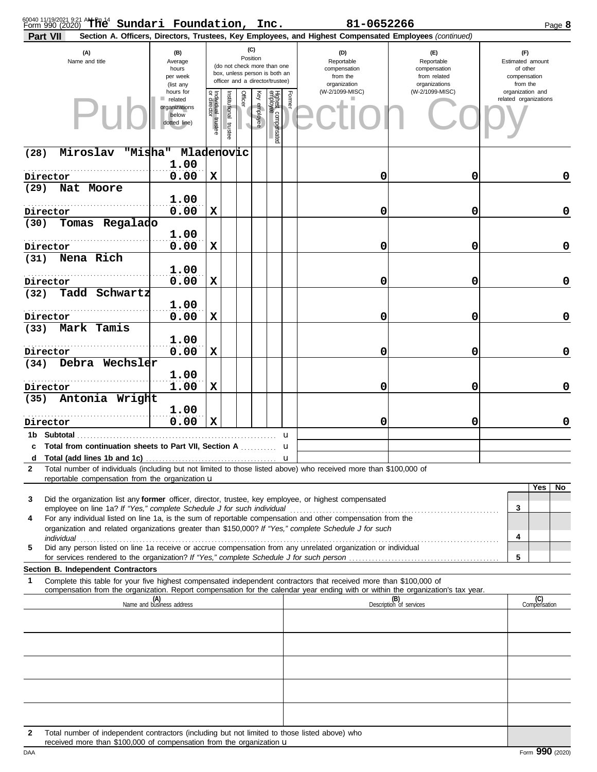Form 990 (2020) The Sundari Foundation, Inc. 81-0652266 Page 8

**Part VII** **Section A. Officers, Directors, Trustees, Key Employees, and Highest Compensated Employees** *(continued)*

| (A) Name and title | (B) Average hours per week (list any hours for related organizations below dotted line) | (C) Position: Individual trustee or director | Institutional trustee | Officer | Key employee | Highest compensated employee | Former | (D) Reportable compensation from the organization (W-2/1099-MISC) | (E) Reportable compensation from related organizations (W-2/1099-MISC) | (F) Estimated amount of other compensation from the organization and related organizations |
|---|---|---|---|---|---|---|---|---|---|---|
| (28) Miroslav "Misha" Mladenovic<br>Director | 1.00<br>0.00 | X | | | | | | 0 | 0 | 0 |
| (29) Nat Moore<br>Director | 1.00<br>0.00 | X | | | | | | 0 | 0 | 0 |
| (30) Tomas Regalado<br>Director | 1.00<br>0.00 | X | | | | | | 0 | 0 | 0 |
| (31) Nena Rich<br>Director | 1.00<br>0.00 | X | | | | | | 0 | 0 | 0 |
| (32) Tadd Schwartz<br>Director | 1.00<br>0.00 | X | | | | | | 0 | 0 | 0 |
| (33) Mark Tamis<br>Director | 1.00<br>0.00 | X | | | | | | 0 | 0 | 0 |
| (34) Debra Wechsler<br>Director | 1.00<br>1.00 | X | | | | | | 0 | 0 | 0 |
| (35) Antonia Wright<br>Director | 1.00<br>0.00 | X | | | | | | 0 | 0 | 0 |

1b Subtotal ▶

c Total from continuation sheets to Part VII, Section A ▶

d Total (add lines 1b and 1c) ▶

2 Total number of individuals (including but not limited to those listed above) who received more than $100,000 of reportable compensation from the organization ▶

| | | Yes | No |
|---|---|---|---|
| 3 Did the organization list any **former** officer, director, trustee, key employee, or highest compensated employee on line 1a? *If "Yes," complete Schedule J for such individual* | 3 | | |
| 4 For any individual listed on line 1a, is the sum of reportable compensation and other compensation from the organization and related organizations greater than $150,000? *If "Yes," complete Schedule J for such individual* | 4 | | |
| 5 Did any person listed on line 1a receive or accrue compensation from any unrelated organization or individual for services rendered to the organization? *If "Yes," complete Schedule J for such person* | 5 | | |

**Section B. Independent Contractors**

1 Complete this table for your five highest compensated independent contractors that received more than $100,000 of compensation from the organization. Report compensation for the calendar year ending with or within the organization's tax year.

| (A) Name and business address | (B) Description of services | (C) Compensation |
|---|---|---|
| | | |
| | | |
| | | |
| | | |
| | | |

2 Total number of independent contractors (including but not limited to those listed above) who received more than $100,000 of compensation from the organization ▶

DAA Form **990** (2020)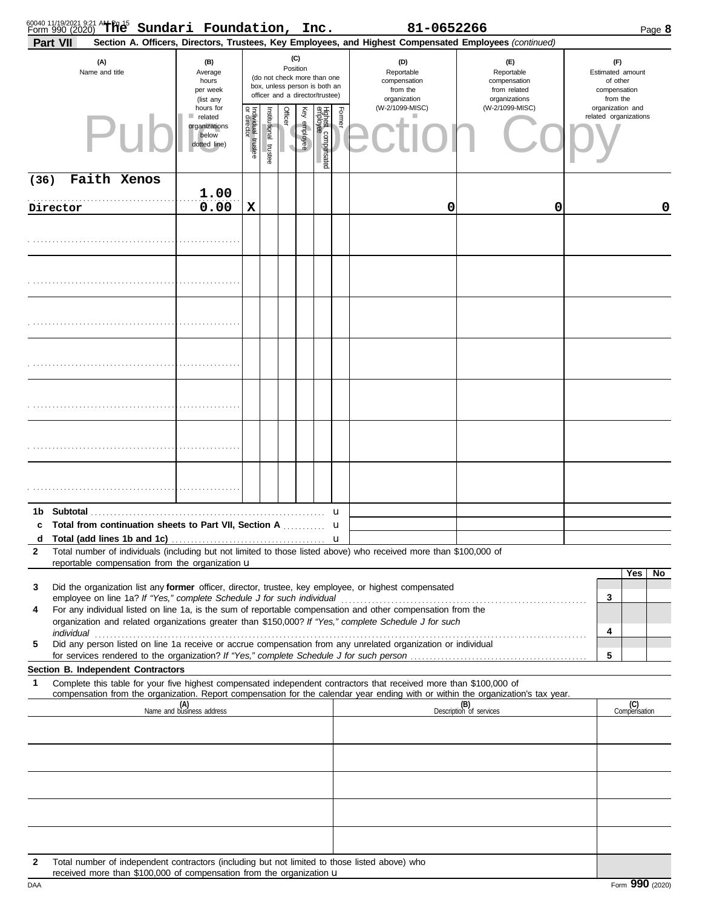Form 990 (2020) **The Sundari Foundation, Inc.** 81-0652266 Page **8**

**Part VII** **Section A. Officers, Directors, Trustees, Key Employees, and Highest Compensated Employees** *(continued)*

| (A) Name and title | (B) Average hours per week (list any hours for related organizations below dotted line) | (C) Position: Individual trustee or director | Institutional trustee | Officer | Key employee | Highest compensated employee | Former | (D) Reportable compensation from the organization (W-2/1099-MISC) | (E) Reportable compensation from related organizations (W-2/1099-MISC) | (F) Estimated amount of other compensation from the organization and related organizations |
|---|---|---|---|---|---|---|---|---|---|---|
| (36) Faith Xenos<br>Director | 1.00<br>0.00 | X | | | | | | 0 | 0 | 0 |
| | | | | | | | | | | |
| | | | | | | | | | | |
| | | | | | | | | | | |
| | | | | | | | | | | |
| | | | | | | | | | | |
| | | | | | | | | | | |
| | | | | | | | | | | |

| | | (D) | (E) | (F) |
|---|---|---|---|---|
| 1b | Subtotal | | | |
| c | Total from continuation sheets to Part VII, Section A | | | |
| d | Total (add lines 1b and 1c) | | | |

2 Total number of individuals (including but not limited to those listed above) who received more than $100,000 of reportable compensation from the organization

| | | | Yes | No |
|---|---|---|---|---|
| 3 | Did the organization list any **former** officer, director, trustee, key employee, or highest compensated employee on line 1a? *If "Yes," complete Schedule J for such individual* | 3 | | |
| 4 | For any individual listed on line 1a, is the sum of reportable compensation and other compensation from the organization and related organizations greater than $150,000? *If "Yes," complete Schedule J for such individual* | 4 | | |
| 5 | Did any person listed on line 1a receive or accrue compensation from any unrelated organization or individual for services rendered to the organization? *If "Yes," complete Schedule J for such person* | 5 | | |

**Section B. Independent Contractors**

1 Complete this table for your five highest compensated independent contractors that received more than $100,000 of compensation from the organization. Report compensation for the calendar year ending with or within the organization's tax year.

| (A) Name and business address | (B) Description of services | (C) Compensation |
|---|---|---|
| | | |
| | | |
| | | |
| | | |
| | | |

2 Total number of independent contractors (including but not limited to those listed above) who received more than $100,000 of compensation from the organization

Form **990** (2020)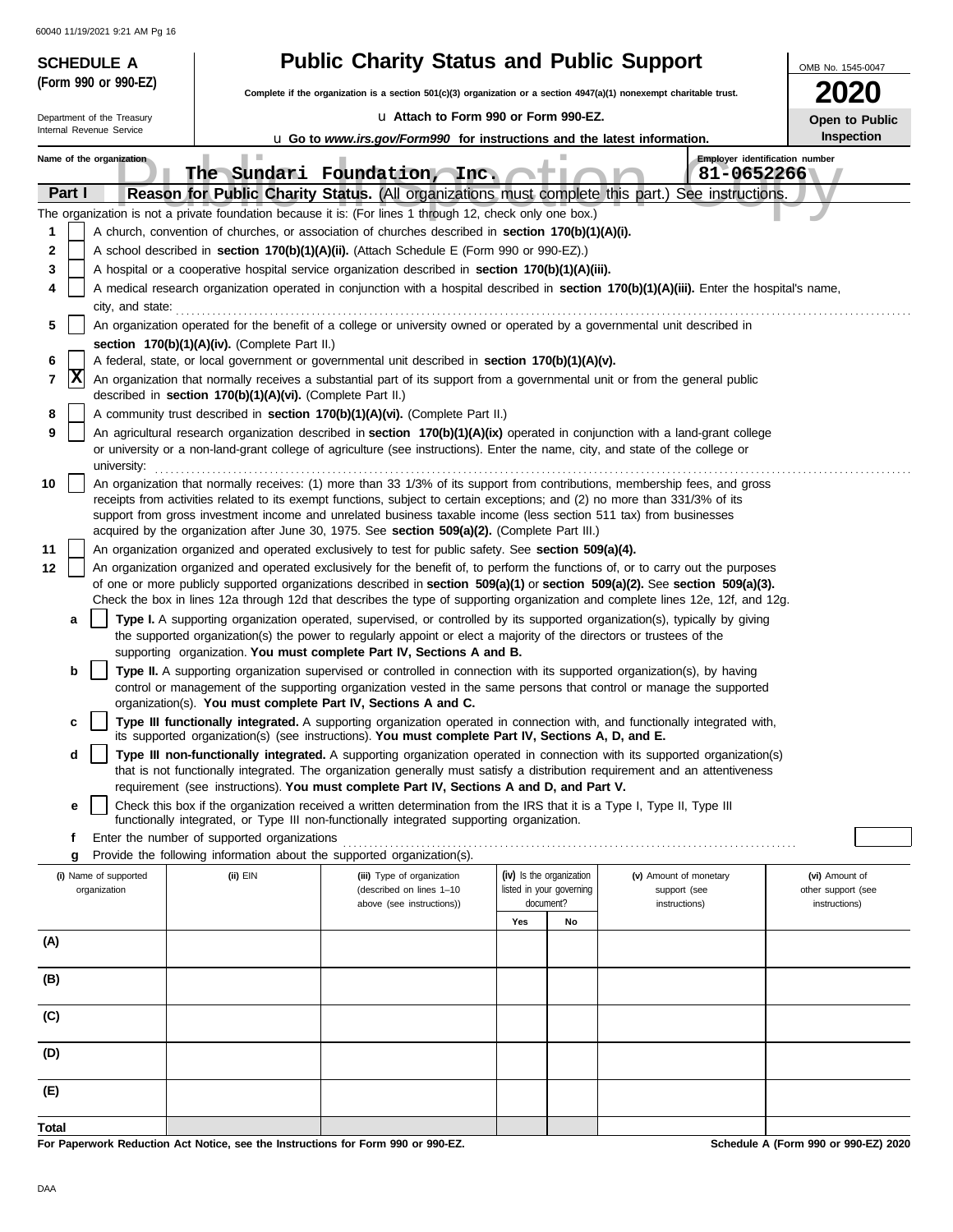**SCHEDULE A (Form 990 or 990-EZ)**

Department of the Treasury
Internal Revenue Service

# Public Charity Status and Public Support

**Complete if the organization is a section 501(c)(3) organization or a section 4947(a)(1) nonexempt charitable trust.**

u Attach to Form 990 or Form 990-EZ.

u Go to *www.irs.gov/Form990* for instructions and the latest information.

OMB No. 1545-0047

**2020**

**Open to Public Inspection**

Name of the organization: The Sundari Foundation, Inc.

Employer identification number: 81-0652266

## Part I Reason for Public Charity Status. (All organizations must complete this part.) See instructions.

The organization is not a private foundation because it is: (For lines 1 through 12, check only one box.)

1 [ ] A church, convention of churches, or association of churches described in **section 170(b)(1)(A)(i).**

2 [ ] A school described in **section 170(b)(1)(A)(ii).** (Attach Schedule E (Form 990 or 990-EZ).)

3 [ ] A hospital or a cooperative hospital service organization described in **section 170(b)(1)(A)(iii).**

4 [ ] A medical research organization operated in conjunction with a hospital described in **section 170(b)(1)(A)(iii).** Enter the hospital's name, city, and state:

5 [ ] An organization operated for the benefit of a college or university owned or operated by a governmental unit described in **section 170(b)(1)(A)(iv).** (Complete Part II.)

6 [ ] A federal, state, or local government or governmental unit described in **section 170(b)(1)(A)(v).**

7 [X] An organization that normally receives a substantial part of its support from a governmental unit or from the general public described in **section 170(b)(1)(A)(vi).** (Complete Part II.)

8 [ ] A community trust described in **section 170(b)(1)(A)(vi).** (Complete Part II.)

9 [ ] An agricultural research organization described in **section 170(b)(1)(A)(ix)** operated in conjunction with a land-grant college or university or a non-land-grant college of agriculture (see instructions). Enter the name, city, and state of the college or university:

10 [ ] An organization that normally receives: (1) more than 33 1/3% of its support from contributions, membership fees, and gross receipts from activities related to its exempt functions, subject to certain exceptions; and (2) no more than 331/3% of its support from gross investment income and unrelated business taxable income (less section 511 tax) from businesses acquired by the organization after June 30, 1975. See **section 509(a)(2).** (Complete Part III.)

11 [ ] An organization organized and operated exclusively to test for public safety. See **section 509(a)(4).**

12 [ ] An organization organized and operated exclusively for the benefit of, to perform the functions of, or to carry out the purposes of one or more publicly supported organizations described in **section 509(a)(1)** or **section 509(a)(2).** See **section 509(a)(3).** Check the box in lines 12a through 12d that describes the type of supporting organization and complete lines 12e, 12f, and 12g.

a [ ] **Type I.** A supporting organization operated, supervised, or controlled by its supported organization(s), typically by giving the supported organization(s) the power to regularly appoint or elect a majority of the directors or trustees of the supporting organization. **You must complete Part IV, Sections A and B.**

b [ ] **Type II.** A supporting organization supervised or controlled in connection with its supported organization(s), by having control or management of the supporting organization vested in the same persons that control or manage the supported organization(s). **You must complete Part IV, Sections A and C.**

c [ ] **Type III functionally integrated.** A supporting organization operated in connection with, and functionally integrated with, its supported organization(s) (see instructions). **You must complete Part IV, Sections A, D, and E.**

d [ ] **Type III non-functionally integrated.** A supporting organization operated in connection with its supported organization(s) that is not functionally integrated. The organization generally must satisfy a distribution requirement and an attentiveness requirement (see instructions). **You must complete Part IV, Sections A and D, and Part V.**

e [ ] Check this box if the organization received a written determination from the IRS that it is a Type I, Type II, Type III functionally integrated, or Type III non-functionally integrated supporting organization.

f Enter the number of supported organizations

g Provide the following information about the supported organization(s).

| | (i) Name of supported organization | (ii) EIN | (iii) Type of organization (described on lines 1–10 above (see instructions)) | (iv) Is the organization listed in your governing document? Yes | No | (v) Amount of monetary support (see instructions) | (vi) Amount of other support (see instructions) |
|---|---|---|---|---|---|---|---|
| (A) | | | | | | | |
| (B) | | | | | | | |
| (C) | | | | | | | |
| (D) | | | | | | | |
| (E) | | | | | | | |
| Total | | | | | | | |

**For Paperwork Reduction Act Notice, see the Instructions for Form 990 or 990-EZ.**

**Schedule A (Form 990 or 990-EZ) 2020**

DAA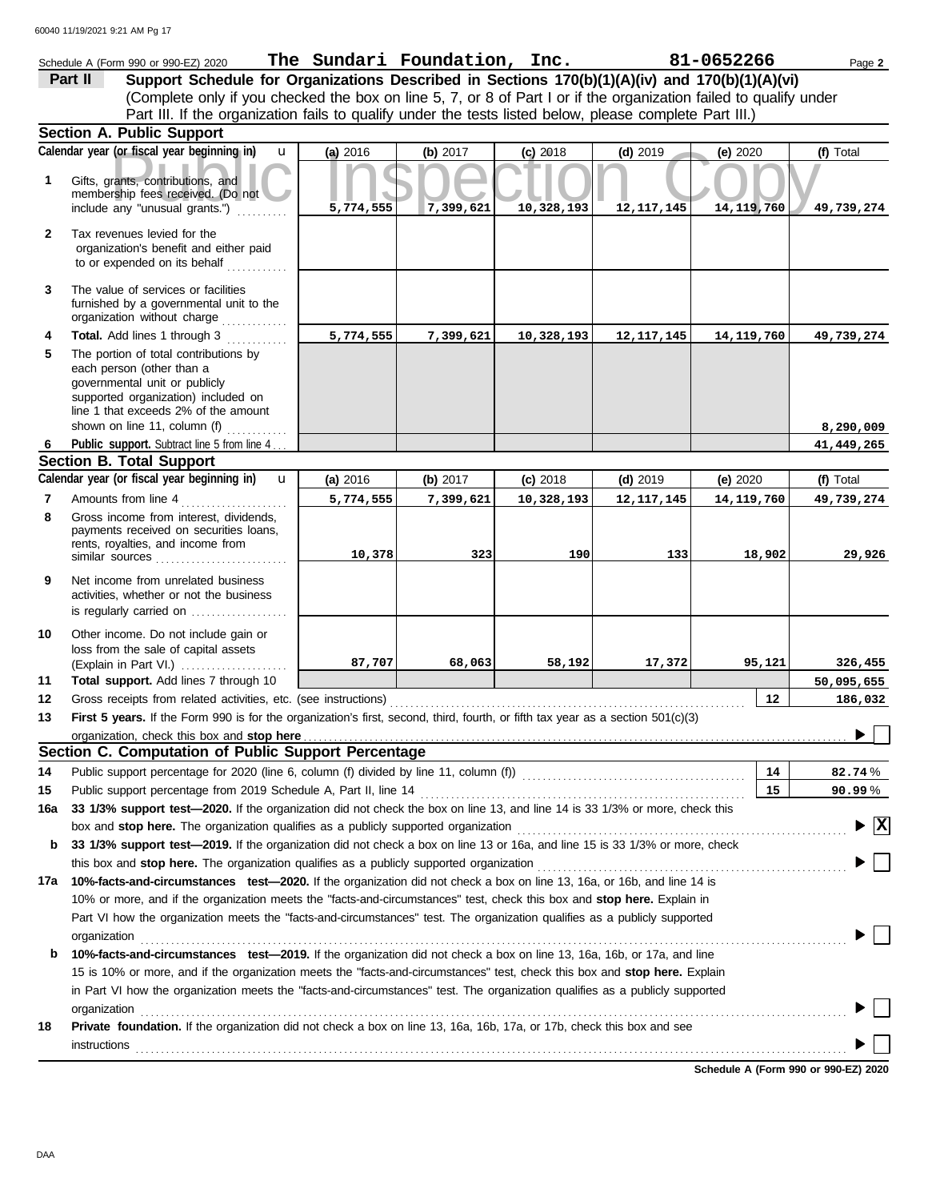Schedule A (Form 990 or 990-EZ) 2020 **The Sundari Foundation, Inc.** **81-0652266** Page **2**

**Part II** **Support Schedule for Organizations Described in Sections 170(b)(1)(A)(iv) and 170(b)(1)(A)(vi)** (Complete only if you checked the box on line 5, 7, or 8 of Part I or if the organization failed to qualify under Part III. If the organization fails to qualify under the tests listed below, please complete Part III.)

## Section A. Public Support

| Calendar year (or fiscal year beginning in) | (a) 2016 | (b) 2017 | (c) 2018 | (d) 2019 | (e) 2020 | (f) Total |
|---|---|---|---|---|---|---|
| **1** Gifts, grants, contributions, and membership fees received. (Do not include any "unusual grants.") | 5,774,555 | 7,399,621 | 10,328,193 | 12,117,145 | 14,119,760 | 49,739,274 |
| **2** Tax revenues levied for the organization's benefit and either paid to or expended on its behalf | | | | | | |
| **3** The value of services or facilities furnished by a governmental unit to the organization without charge | | | | | | |
| **4** **Total.** Add lines 1 through 3 | 5,774,555 | 7,399,621 | 10,328,193 | 12,117,145 | 14,119,760 | 49,739,274 |
| **5** The portion of total contributions by each person (other than a governmental unit or publicly supported organization) included on line 1 that exceeds 2% of the amount shown on line 11, column (f) | | | | | | 8,290,009 |
| **6** **Public support.** Subtract line 5 from line 4 | | | | | | 41,449,265 |

## Section B. Total Support

| Calendar year (or fiscal year beginning in) | (a) 2016 | (b) 2017 | (c) 2018 | (d) 2019 | (e) 2020 | (f) Total |
|---|---|---|---|---|---|---|
| **7** Amounts from line 4 | 5,774,555 | 7,399,621 | 10,328,193 | 12,117,145 | 14,119,760 | 49,739,274 |
| **8** Gross income from interest, dividends, payments received on securities loans, rents, royalties, and income from similar sources | 10,378 | 323 | 190 | 133 | 18,902 | 29,926 |
| **9** Net income from unrelated business activities, whether or not the business is regularly carried on | | | | | | |
| **10** Other income. Do not include gain or loss from the sale of capital assets (Explain in Part VI.) | 87,707 | 68,063 | 58,192 | 17,372 | 95,121 | 326,455 |
| **11** **Total support.** Add lines 7 through 10 | | | | | | 50,095,655 |

**12** Gross receipts from related activities, etc. (see instructions) — **12** — 186,032

**13** **First 5 years.** If the Form 990 is for the organization's first, second, third, fourth, or fifth tax year as a section 501(c)(3) organization, check this box and **stop here** ☐

## Section C. Computation of Public Support Percentage

**14** Public support percentage for 2020 (line 6, column (f) divided by line 11, column (f)) — **14** — 82.74 %

**15** Public support percentage from 2019 Schedule A, Part II, line 14 — **15** — 90.99 %

**16a** **33 1/3% support test—2020.** If the organization did not check the box on line 13, and line 14 is 33 1/3% or more, check this box and **stop here.** The organization qualifies as a publicly supported organization ☒

**b** **33 1/3% support test—2019.** If the organization did not check a box on line 13 or 16a, and line 15 is 33 1/3% or more, check this box and **stop here.** The organization qualifies as a publicly supported organization ☐

**17a** **10%-facts-and-circumstances test—2020.** If the organization did not check a box on line 13, 16a, or 16b, and line 14 is 10% or more, and if the organization meets the "facts-and-circumstances" test, check this box and **stop here.** Explain in Part VI how the organization meets the "facts-and-circumstances" test. The organization qualifies as a publicly supported organization ☐

**b** **10%-facts-and-circumstances test—2019.** If the organization did not check a box on line 13, 16a, 16b, or 17a, and line 15 is 10% or more, and if the organization meets the "facts-and-circumstances" test, check this box and **stop here.** Explain in Part VI how the organization meets the "facts-and-circumstances" test. The organization qualifies as a publicly supported organization ☐

**18** **Private foundation.** If the organization did not check a box on line 13, 16a, 16b, 17a, or 17b, check this box and see instructions ☐

**Schedule A (Form 990 or 990-EZ) 2020**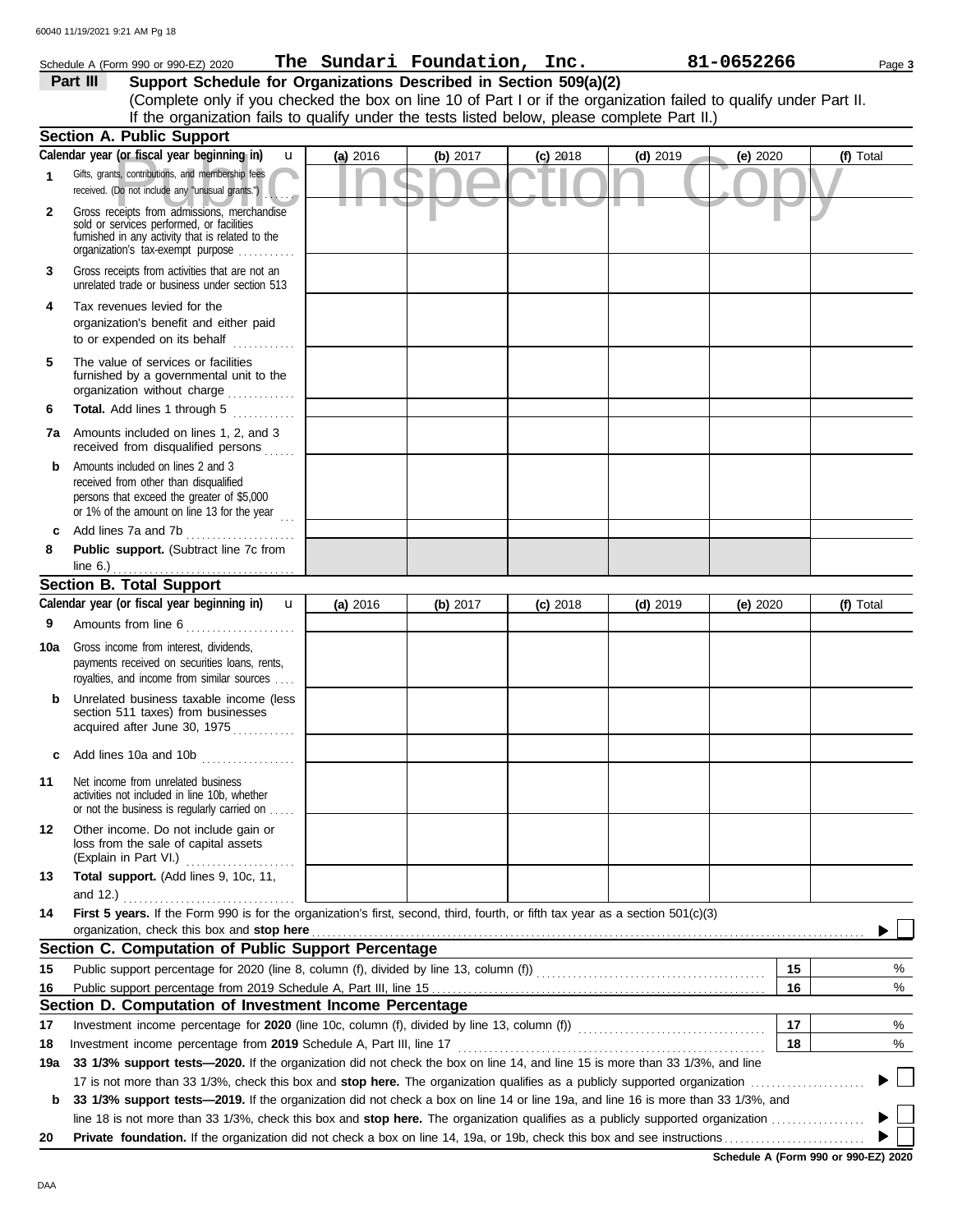Schedule A (Form 990 or 990-EZ) 2020 **The Sundari Foundation, Inc.** **81-0652266** Page **3**

## Part III Support Schedule for Organizations Described in Section 509(a)(2)

(Complete only if you checked the box on line 10 of Part I or if the organization failed to qualify under Part II. If the organization fails to qualify under the tests listed below, please complete Part II.)

### Section A. Public Support

| | Calendar year (or fiscal year beginning in) u | (a) 2016 | (b) 2017 | (c) 2018 | (d) 2019 | (e) 2020 | (f) Total |
|---|---|---|---|---|---|---|---|
| 1 | Gifts, grants, contributions, and membership fees received. (Do not include any "unusual grants.") | | | | | | |
| 2 | Gross receipts from admissions, merchandise sold or services performed, or facilities furnished in any activity that is related to the organization's tax-exempt purpose | | | | | | |
| 3 | Gross receipts from activities that are not an unrelated trade or business under section 513 | | | | | | |
| 4 | Tax revenues levied for the organization's benefit and either paid to or expended on its behalf | | | | | | |
| 5 | The value of services or facilities furnished by a governmental unit to the organization without charge | | | | | | |
| 6 | **Total.** Add lines 1 through 5 | | | | | | |
| 7a | Amounts included on lines 1, 2, and 3 received from disqualified persons | | | | | | |
| b | Amounts included on lines 2 and 3 received from other than disqualified persons that exceed the greater of $5,000 or 1% of the amount on line 13 for the year | | | | | | |
| c | Add lines 7a and 7b | | | | | | |
| 8 | **Public support.** (Subtract line 7c from line 6.) | | | | | | |

### Section B. Total Support

| | Calendar year (or fiscal year beginning in) u | (a) 2016 | (b) 2017 | (c) 2018 | (d) 2019 | (e) 2020 | (f) Total |
|---|---|---|---|---|---|---|---|
| 9 | Amounts from line 6 | | | | | | |
| 10a | Gross income from interest, dividends, payments received on securities loans, rents, royalties, and income from similar sources | | | | | | |
| b | Unrelated business taxable income (less section 511 taxes) from businesses acquired after June 30, 1975 | | | | | | |
| c | Add lines 10a and 10b | | | | | | |
| 11 | Net income from unrelated business activities not included in line 10b, whether or not the business is regularly carried on | | | | | | |
| 12 | Other income. Do not include gain or loss from the sale of capital assets (Explain in Part VI.) | | | | | | |
| 13 | **Total support.** (Add lines 9, 10c, 11, and 12.) | | | | | | |

**14** **First 5 years.** If the Form 990 is for the organization's first, second, third, fourth, or fifth tax year as a section 501(c)(3) organization, check this box and **stop here** ☐

### Section C. Computation of Public Support Percentage

| | | | |
|---|---|---|---|
| 15 | Public support percentage for 2020 (line 8, column (f), divided by line 13, column (f)) | 15 | % |
| 16 | Public support percentage from 2019 Schedule A, Part III, line 15 | 16 | % |

### Section D. Computation of Investment Income Percentage

| | | | |
|---|---|---|---|
| 17 | Investment income percentage for **2020** (line 10c, column (f), divided by line 13, column (f)) | 17 | % |
| 18 | Investment income percentage from **2019** Schedule A, Part III, line 17 | 18 | % |

**19a** **33 1/3% support tests—2020.** If the organization did not check the box on line 14, and line 15 is more than 33 1/3%, and line 17 is not more than 33 1/3%, check this box and **stop here.** The organization qualifies as a publicly supported organization ☐

**b** **33 1/3% support tests—2019.** If the organization did not check a box on line 14 or line 19a, and line 16 is more than 33 1/3%, and line 18 is not more than 33 1/3%, check this box and **stop here.** The organization qualifies as a publicly supported organization ☐

**20** **Private foundation.** If the organization did not check a box on line 14, 19a, or 19b, check this box and see instructions ☐

**Schedule A (Form 990 or 990-EZ) 2020**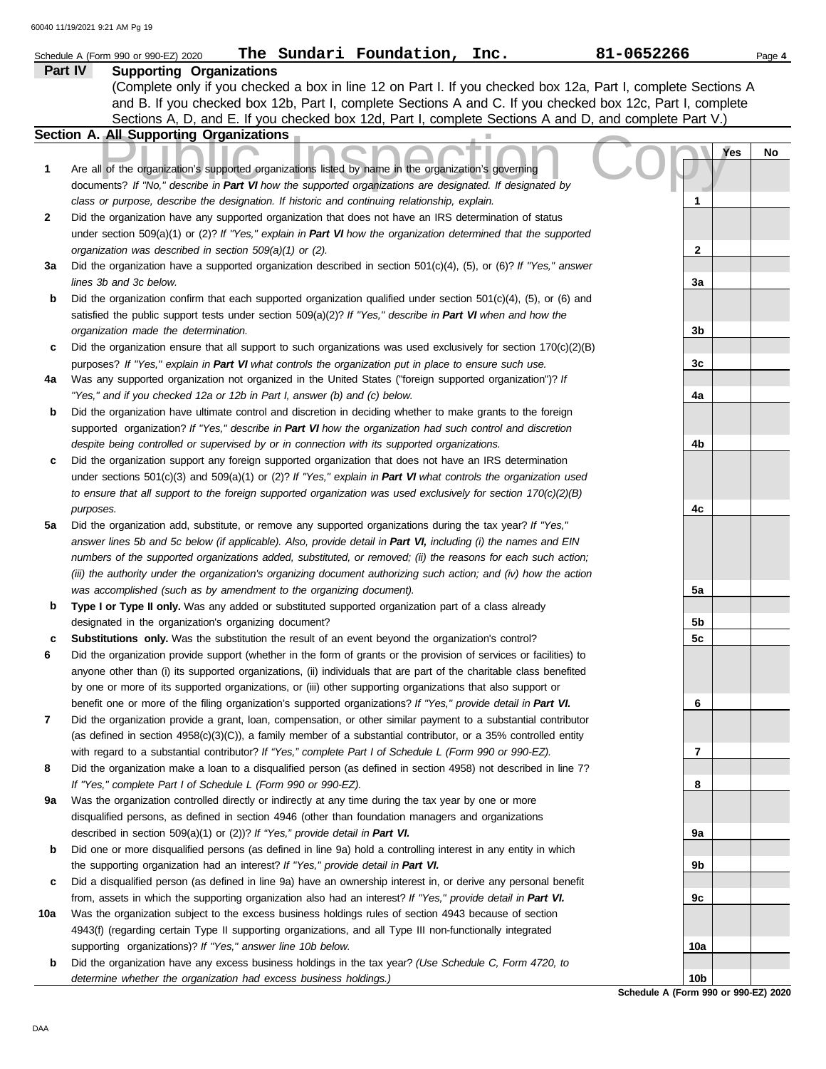Schedule A (Form 990 or 990-EZ) 2020 **The Sundari Foundation, Inc.** **81-0652266**

## Part IV Supporting Organizations

(Complete only if you checked a box in line 12 on Part I. If you checked box 12a, Part I, complete Sections A and B. If you checked box 12b, Part I, complete Sections A and C. If you checked box 12c, Part I, complete Sections A, D, and E. If you checked box 12d, Part I, complete Sections A and D, and complete Part V.)

### Section A. All Supporting Organizations

| | | | Yes | No |
|---|---|---|---|---|
| **1** | Are all of the organization's supported organizations listed by name in the organization's governing documents? *If "No," describe in **Part VI** how the supported organizations are designated. If designated by class or purpose, describe the designation. If historic and continuing relationship, explain.* | 1 | | |
| **2** | Did the organization have any supported organization that does not have an IRS determination of status under section 509(a)(1) or (2)? *If "Yes," explain in **Part VI** how the organization determined that the supported organization was described in section 509(a)(1) or (2).* | 2 | | |
| **3a** | Did the organization have a supported organization described in section 501(c)(4), (5), or (6)? *If "Yes," answer lines 3b and 3c below.* | 3a | | |
| **b** | Did the organization confirm that each supported organization qualified under section 501(c)(4), (5), or (6) and satisfied the public support tests under section 509(a)(2)? *If "Yes," describe in **Part VI** when and how the organization made the determination.* | 3b | | |
| **c** | Did the organization ensure that all support to such organizations was used exclusively for section 170(c)(2)(B) purposes? *If "Yes," explain in **Part VI** what controls the organization put in place to ensure such use.* | 3c | | |
| **4a** | Was any supported organization not organized in the United States ("foreign supported organization")? *If "Yes," and if you checked 12a or 12b in Part I, answer (b) and (c) below.* | 4a | | |
| **b** | Did the organization have ultimate control and discretion in deciding whether to make grants to the foreign supported organization? *If "Yes," describe in **Part VI** how the organization had such control and discretion despite being controlled or supervised by or in connection with its supported organizations.* | 4b | | |
| **c** | Did the organization support any foreign supported organization that does not have an IRS determination under sections 501(c)(3) and 509(a)(1) or (2)? *If "Yes," explain in **Part VI** what controls the organization used to ensure that all support to the foreign supported organization was used exclusively for section 170(c)(2)(B) purposes.* | 4c | | |
| **5a** | Did the organization add, substitute, or remove any supported organizations during the tax year? *If "Yes," answer lines 5b and 5c below (if applicable). Also, provide detail in **Part VI,** including (i) the names and EIN numbers of the supported organizations added, substituted, or removed; (ii) the reasons for each such action; (iii) the authority under the organization's organizing document authorizing such action; and (iv) how the action was accomplished (such as by amendment to the organizing document).* | 5a | | |
| **b** | **Type I or Type II only.** Was any added or substituted supported organization part of a class already designated in the organization's organizing document? | 5b | | |
| **c** | **Substitutions only.** Was the substitution the result of an event beyond the organization's control? | 5c | | |
| **6** | Did the organization provide support (whether in the form of grants or the provision of services or facilities) to anyone other than (i) its supported organizations, (ii) individuals that are part of the charitable class benefited by one or more of its supported organizations, or (iii) other supporting organizations that also support or benefit one or more of the filing organization's supported organizations? *If "Yes," provide detail in **Part VI.*** | 6 | | |
| **7** | Did the organization provide a grant, loan, compensation, or other similar payment to a substantial contributor (as defined in section 4958(c)(3)(C)), a family member of a substantial contributor, or a 35% controlled entity with regard to a substantial contributor? *If "Yes," complete Part I of Schedule L (Form 990 or 990-EZ).* | 7 | | |
| **8** | Did the organization make a loan to a disqualified person (as defined in section 4958) not described in line 7? *If "Yes," complete Part I of Schedule L (Form 990 or 990-EZ).* | 8 | | |
| **9a** | Was the organization controlled directly or indirectly at any time during the tax year by one or more disqualified persons, as defined in section 4946 (other than foundation managers and organizations described in section 509(a)(1) or (2))? *If "Yes," provide detail in **Part VI.*** | 9a | | |
| **b** | Did one or more disqualified persons (as defined in line 9a) hold a controlling interest in any entity in which the supporting organization had an interest? *If "Yes," provide detail in **Part VI.*** | 9b | | |
| **c** | Did a disqualified person (as defined in line 9a) have an ownership interest in, or derive any personal benefit from, assets in which the supporting organization also had an interest? *If "Yes," provide detail in **Part VI.*** | 9c | | |
| **10a** | Was the organization subject to the excess business holdings rules of section 4943 because of section 4943(f) (regarding certain Type II supporting organizations, and all Type III non-functionally integrated supporting organizations)? *If "Yes," answer line 10b below.* | 10a | | |
| **b** | Did the organization have any excess business holdings in the tax year? *(Use Schedule C, Form 4720, to determine whether the organization had excess business holdings.)* | 10b | | |

**Schedule A (Form 990 or 990-EZ) 2020**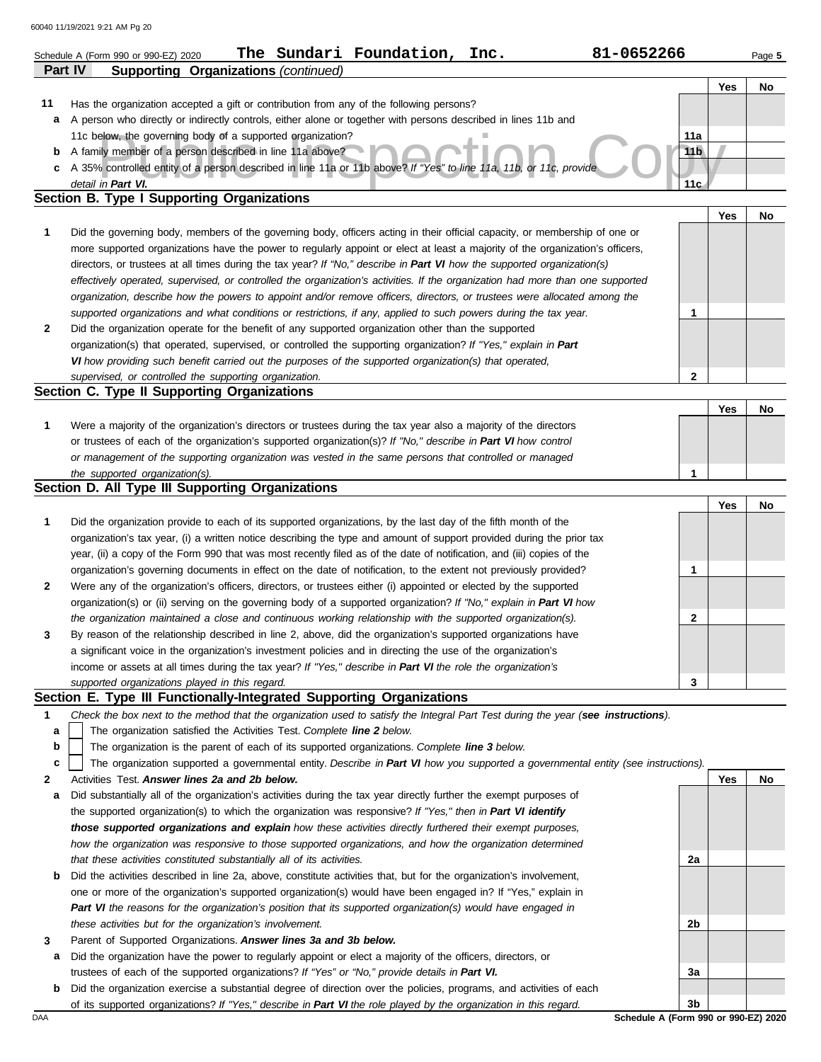Schedule A (Form 990 or 990-EZ) 2020 **The Sundari Foundation, Inc.** **81-0652266** Page **5**

**Part IV** **Supporting Organizations** *(continued)*

| | | | Yes | No |
|---|---|---|---|---|
| **11** | Has the organization accepted a gift or contribution from any of the following persons? | | | |
| **a** | A person who directly or indirectly controls, either alone or together with persons described in lines 11b and 11c below, the governing body of a supported organization? | **11a** | | |
| **b** | A family member of a person described in line 11a above? | **11b** | | |
| **c** | A 35% controlled entity of a person described in line 11a or 11b above? *If "Yes" to line 11a, 11b, or 11c, provide detail in* ***Part VI.*** | **11c** | | |

## Section B. Type I Supporting Organizations

| | | | Yes | No |
|---|---|---|---|---|
| **1** | Did the governing body, members of the governing body, officers acting in their official capacity, or membership of one or more supported organizations have the power to regularly appoint or elect at least a majority of the organization's officers, directors, or trustees at all times during the tax year? *If "No," describe in* ***Part VI*** *how the supported organization(s) effectively operated, supervised, or controlled the organization's activities. If the organization had more than one supported organization, describe how the powers to appoint and/or remove officers, directors, or trustees were allocated among the supported organizations and what conditions or restrictions, if any, applied to such powers during the tax year.* | **1** | | |
| **2** | Did the organization operate for the benefit of any supported organization other than the supported organization(s) that operated, supervised, or controlled the supporting organization? *If "Yes," explain in* ***Part VI*** *how providing such benefit carried out the purposes of the supported organization(s) that operated, supervised, or controlled the supporting organization.* | **2** | | |

## Section C. Type II Supporting Organizations

| | | | Yes | No |
|---|---|---|---|---|
| **1** | Were a majority of the organization's directors or trustees during the tax year also a majority of the directors or trustees of each of the organization's supported organization(s)? *If "No," describe in* ***Part VI*** *how control or management of the supporting organization was vested in the same persons that controlled or managed the supported organization(s).* | **1** | | |

## Section D. All Type III Supporting Organizations

| | | | Yes | No |
|---|---|---|---|---|
| **1** | Did the organization provide to each of its supported organizations, by the last day of the fifth month of the organization's tax year, (i) a written notice describing the type and amount of support provided during the prior tax year, (ii) a copy of the Form 990 that was most recently filed as of the date of notification, and (iii) copies of the organization's governing documents in effect on the date of notification, to the extent not previously provided? | **1** | | |
| **2** | Were any of the organization's officers, directors, or trustees either (i) appointed or elected by the supported organization(s) or (ii) serving on the governing body of a supported organization? *If "No," explain in* ***Part VI*** *how the organization maintained a close and continuous working relationship with the supported organization(s).* | **2** | | |
| **3** | By reason of the relationship described in line 2, above, did the organization's supported organizations have a significant voice in the organization's investment policies and in directing the use of the organization's income or assets at all times during the tax year? *If "Yes," describe in* ***Part VI*** *the role the organization's supported organizations played in this regard.* | **3** | | |

## Section E. Type III Functionally-Integrated Supporting Organizations

**1** *Check the box next to the method that the organization used to satisfy the Integral Part Test during the year (**see instructions**).*

- **a** ☐ The organization satisfied the Activities Test. *Complete **line 2** below.*
- **b** ☐ The organization is the parent of each of its supported organizations. *Complete **line 3** below.*
- **c** ☐ The organization supported a governmental entity. *Describe in **Part VI** how you supported a governmental entity (see instructions).*

| | | | Yes | No |
|---|---|---|---|---|
| **2** | Activities Test. ***Answer lines 2a and 2b below.*** | | | |
| **a** | Did substantially all of the organization's activities during the tax year directly further the exempt purposes of the supported organization(s) to which the organization was responsive? *If "Yes," then in* ***Part VI identify those supported organizations and explain*** *how these activities directly furthered their exempt purposes, how the organization was responsive to those supported organizations, and how the organization determined that these activities constituted substantially all of its activities.* | **2a** | | |
| **b** | Did the activities described in line 2a, above, constitute activities that, but for the organization's involvement, one or more of the organization's supported organization(s) would have been engaged in? If "Yes," explain in ***Part VI*** *the reasons for the organization's position that its supported organization(s) would have engaged in these activities but for the organization's involvement.* | **2b** | | |
| **3** | Parent of Supported Organizations. ***Answer lines 3a and 3b below.*** | | | |
| **a** | Did the organization have the power to regularly appoint or elect a majority of the officers, directors, or trustees of each of the supported organizations? *If "Yes" or "No," provide details in* ***Part VI.*** | **3a** | | |
| **b** | Did the organization exercise a substantial degree of direction over the policies, programs, and activities of each of its supported organizations? *If "Yes," describe in* ***Part VI*** *the role played by the organization in this regard.* | **3b** | | |

**Schedule A (Form 990 or 990-EZ) 2020**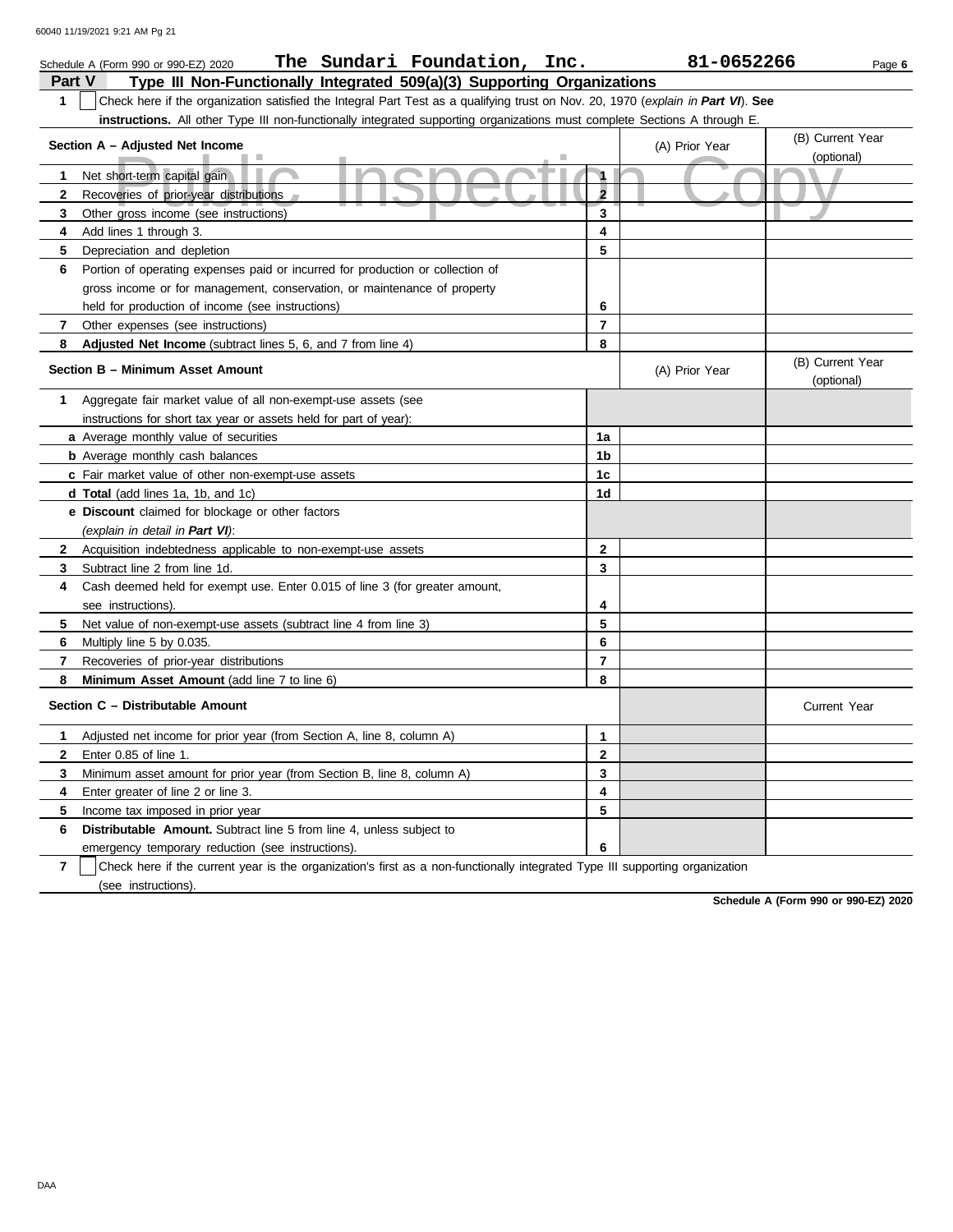Schedule A (Form 990 or 990-EZ) 2020 **The Sundari Foundation, Inc.** **81-0652266** Page **6**

## Part V Type III Non-Functionally Integrated 509(a)(3) Supporting Organizations

**1** ☐ Check here if the organization satisfied the Integral Part Test as a qualifying trust on Nov. 20, 1970 (*explain in **Part VI***). **See instructions.** All other Type III non-functionally integrated supporting organizations must complete Sections A through E.

| Section A – Adjusted Net Income | | (A) Prior Year | (B) Current Year (optional) |
|---|---|---|---|
| **1** Net short-term capital gain | 1 | | |
| **2** Recoveries of prior-year distributions | 2 | | |
| **3** Other gross income (see instructions) | 3 | | |
| **4** Add lines 1 through 3. | 4 | | |
| **5** Depreciation and depletion | 5 | | |
| **6** Portion of operating expenses paid or incurred for production or collection of gross income or for management, conservation, or maintenance of property held for production of income (see instructions) | 6 | | |
| **7** Other expenses (see instructions) | 7 | | |
| **8** **Adjusted Net Income** (subtract lines 5, 6, and 7 from line 4) | 8 | | |

| Section B – Minimum Asset Amount | | (A) Prior Year | (B) Current Year (optional) |
|---|---|---|---|
| **1** Aggregate fair market value of all non-exempt-use assets (see instructions for short tax year or assets held for part of year): | | | |
| **a** Average monthly value of securities | 1a | | |
| **b** Average monthly cash balances | 1b | | |
| **c** Fair market value of other non-exempt-use assets | 1c | | |
| **d** **Total** (add lines 1a, 1b, and 1c) | 1d | | |
| **e** **Discount** claimed for blockage or other factors (*explain in detail in **Part VI***): | | | |
| **2** Acquisition indebtedness applicable to non-exempt-use assets | 2 | | |
| **3** Subtract line 2 from line 1d. | 3 | | |
| **4** Cash deemed held for exempt use. Enter 0.015 of line 3 (for greater amount, see instructions). | 4 | | |
| **5** Net value of non-exempt-use assets (subtract line 4 from line 3) | 5 | | |
| **6** Multiply line 5 by 0.035. | 6 | | |
| **7** Recoveries of prior-year distributions | 7 | | |
| **8** **Minimum Asset Amount** (add line 7 to line 6) | 8 | | |

| Section C – Distributable Amount | | | Current Year |
|---|---|---|---|
| **1** Adjusted net income for prior year (from Section A, line 8, column A) | 1 | | |
| **2** Enter 0.85 of line 1. | 2 | | |
| **3** Minimum asset amount for prior year (from Section B, line 8, column A) | 3 | | |
| **4** Enter greater of line 2 or line 3. | 4 | | |
| **5** Income tax imposed in prior year | 5 | | |
| **6** **Distributable Amount.** Subtract line 5 from line 4, unless subject to emergency temporary reduction (see instructions). | 6 | | |

**7** ☐ Check here if the current year is the organization's first as a non-functionally integrated Type III supporting organization (see instructions).

**Schedule A (Form 990 or 990-EZ) 2020**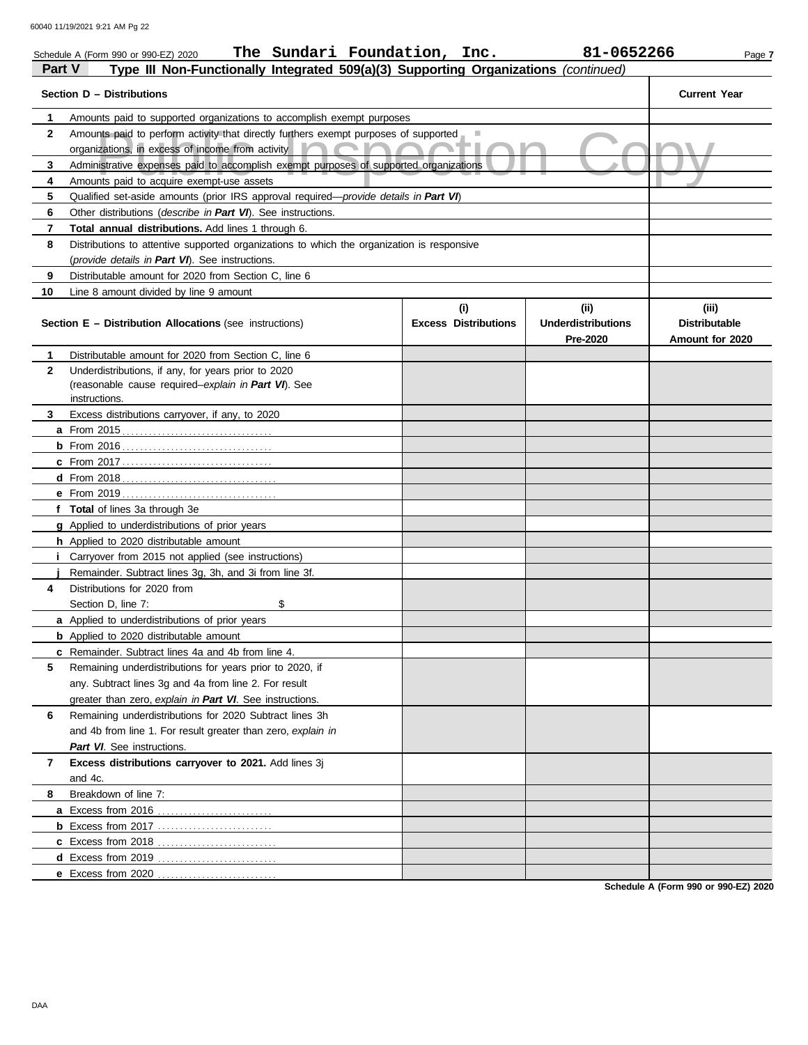Schedule A (Form 990 or 990-EZ) 2020 **The Sundari Foundation, Inc.** **81-0652266** Page **7**

## Part V Type III Non-Functionally Integrated 509(a)(3) Supporting Organizations *(continued)*

| | Section D – Distributions | Current Year |
|---|---|---|
| 1 | Amounts paid to supported organizations to accomplish exempt purposes | |
| 2 | Amounts paid to perform activity that directly furthers exempt purposes of supported organizations, in excess of income from activity | |
| 3 | Administrative expenses paid to accomplish exempt purposes of supported organizations | |
| 4 | Amounts paid to acquire exempt-use assets | |
| 5 | Qualified set-aside amounts (prior IRS approval required—*provide details in **Part VI***) | |
| 6 | Other distributions (*describe in **Part VI***). See instructions. | |
| 7 | **Total annual distributions.** Add lines 1 through 6. | |
| 8 | Distributions to attentive supported organizations to which the organization is responsive (*provide details in **Part VI***). See instructions. | |
| 9 | Distributable amount for 2020 from Section C, line 6 | |
| 10 | Line 8 amount divided by line 9 amount | |

| | Section E – Distribution Allocations (see instructions) | (i) Excess Distributions | (ii) Underdistributions Pre-2020 | (iii) Distributable Amount for 2020 |
|---|---|---|---|---|
| 1 | Distributable amount for 2020 from Section C, line 6 | | | |
| 2 | Underdistributions, if any, for years prior to 2020 (reasonable cause required–*explain in **Part VI***). See instructions. | | | |
| 3 | Excess distributions carryover, if any, to 2020 | | | |
| a | From 2015 | | | |
| b | From 2016 | | | |
| c | From 2017 | | | |
| d | From 2018 | | | |
| e | From 2019 | | | |
| f | **Total** of lines 3a through 3e | | | |
| g | Applied to underdistributions of prior years | | | |
| h | Applied to 2020 distributable amount | | | |
| i | Carryover from 2015 not applied (see instructions) | | | |
| j | Remainder. Subtract lines 3g, 3h, and 3i from line 3f. | | | |
| 4 | Distributions for 2020 from Section D, line 7: $ | | | |
| a | Applied to underdistributions of prior years | | | |
| b | Applied to 2020 distributable amount | | | |
| c | Remainder. Subtract lines 4a and 4b from line 4. | | | |
| 5 | Remaining underdistributions for years prior to 2020, if any. Subtract lines 3g and 4a from line 2. For result greater than zero, *explain in **Part VI***. See instructions. | | | |
| 6 | Remaining underdistributions for 2020 Subtract lines 3h and 4b from line 1. For result greater than zero, *explain in **Part VI***. See instructions. | | | |
| 7 | **Excess distributions carryover to 2021.** Add lines 3j and 4c. | | | |
| 8 | Breakdown of line 7: | | | |
| a | Excess from 2016 | | | |
| b | Excess from 2017 | | | |
| c | Excess from 2018 | | | |
| d | Excess from 2019 | | | |
| e | Excess from 2020 | | | |

**Schedule A (Form 990 or 990-EZ) 2020**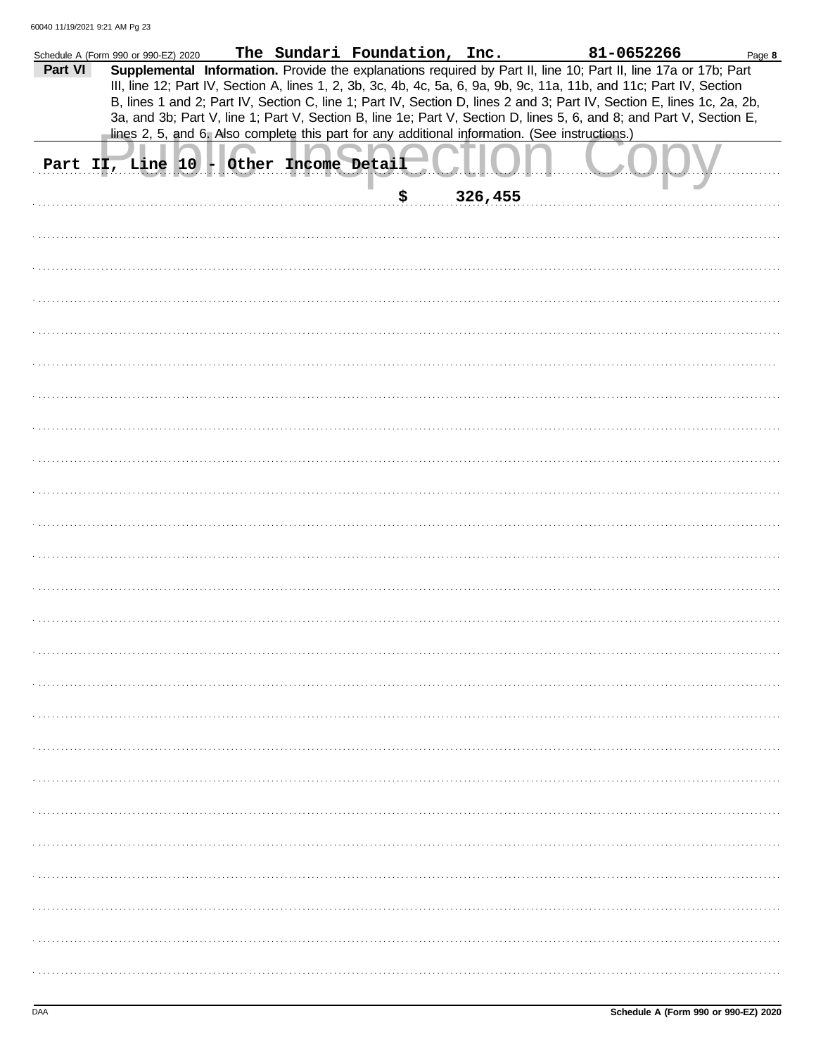Schedule A (Form 990 or 990-EZ) 2020 The Sundari Foundation, Inc. 81-0652266 Page **8**

**Part VI** **Supplemental Information.** Provide the explanations required by Part II, line 10; Part II, line 17a or 17b; Part III, line 12; Part IV, Section A, lines 1, 2, 3b, 3c, 4b, 4c, 5a, 6, 9a, 9b, 9c, 11a, 11b, and 11c; Part IV, Section B, lines 1 and 2; Part IV, Section C, line 1; Part IV, Section D, lines 2 and 3; Part IV, Section E, lines 1c, 2a, 2b, 3a, and 3b; Part V, line 1; Part V, Section B, line 1e; Part V, Section D, lines 5, 6, and 8; and Part V, Section E, lines 2, 5, and 6. Also complete this part for any additional information. (See instructions.)

Part II, Line 10 - Other Income Detail

$ 326,455

Schedule A (Form 990 or 990-EZ) 2020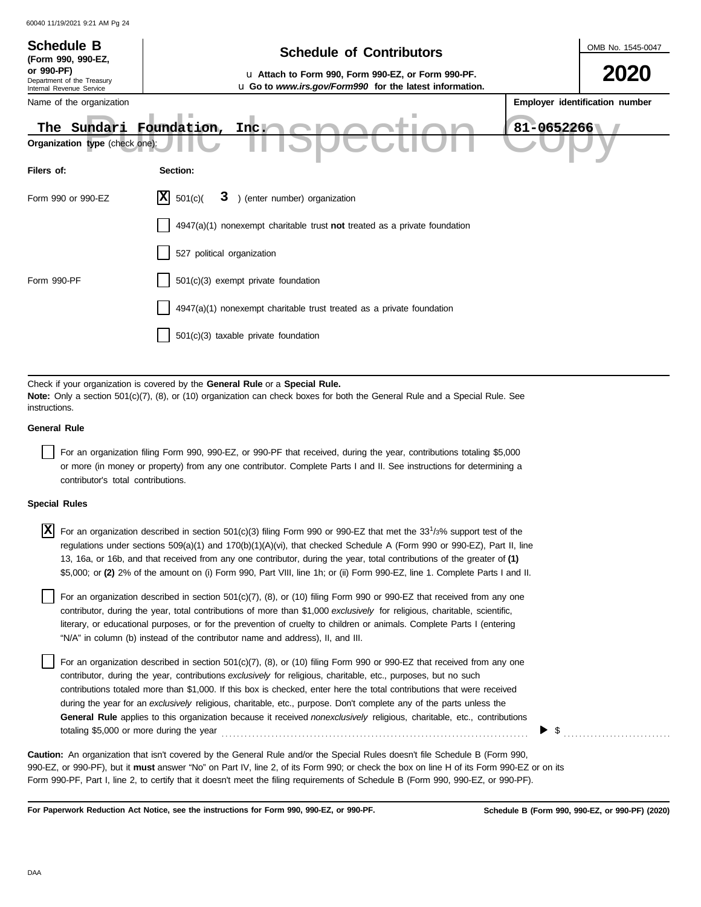**Schedule B**
**(Form 990, 990-EZ, or 990-PF)**
Department of the Treasury
Internal Revenue Service

# Schedule of Contributors

u **Attach to Form 990, Form 990-EZ, or Form 990-PF.**
u **Go to** ***www.irs.gov/Form990*** **for the latest information.**

OMB No. 1545-0047

**2020**

Name of the organization: **The Sundari Foundation, Inc.**

**Employer identification number:** **81-0652266**

Public Inspection Copy

**Organization type** (check one):

| Filers of: | Section: |
|---|---|
| Form 990 or 990-EZ | [X] 501(c)( **3** ) (enter number) organization |
| | [ ] 4947(a)(1) nonexempt charitable trust **not** treated as a private foundation |
| | [ ] 527 political organization |
| Form 990-PF | [ ] 501(c)(3) exempt private foundation |
| | [ ] 4947(a)(1) nonexempt charitable trust treated as a private foundation |
| | [ ] 501(c)(3) taxable private foundation |

Check if your organization is covered by the **General Rule** or a **Special Rule.**
**Note:** Only a section 501(c)(7), (8), or (10) organization can check boxes for both the General Rule and a Special Rule. See instructions.

**General Rule**

[ ] For an organization filing Form 990, 990-EZ, or 990-PF that received, during the year, contributions totaling $5,000 or more (in money or property) from any one contributor. Complete Parts I and II. See instructions for determining a contributor's total contributions.

**Special Rules**

[X] For an organization described in section 501(c)(3) filing Form 990 or 990-EZ that met the $33^{1}/_{3}$% support test of the regulations under sections 509(a)(1) and 170(b)(1)(A)(vi), that checked Schedule A (Form 990 or 990-EZ), Part II, line 13, 16a, or 16b, and that received from any one contributor, during the year, total contributions of the greater of **(1)** $5,000; or **(2)** 2% of the amount on (i) Form 990, Part VIII, line 1h; or (ii) Form 990-EZ, line 1. Complete Parts I and II.

[ ] For an organization described in section 501(c)(7), (8), or (10) filing Form 990 or 990-EZ that received from any one contributor, during the year, total contributions of more than $1,000 *exclusively* for religious, charitable, scientific, literary, or educational purposes, or for the prevention of cruelty to children or animals. Complete Parts I (entering "N/A" in column (b) instead of the contributor name and address), II, and III.

[ ] For an organization described in section 501(c)(7), (8), or (10) filing Form 990 or 990-EZ that received from any one contributor, during the year, contributions *exclusively* for religious, charitable, etc., purposes, but no such contributions totaled more than $1,000. If this box is checked, enter here the total contributions that were received during the year for an *exclusively* religious, charitable, etc., purpose. Don't complete any of the parts unless the **General Rule** applies to this organization because it received *nonexclusively* religious, charitable, etc., contributions totaling $5,000 or more during the year ▶ $ ..........

**Caution:** An organization that isn't covered by the General Rule and/or the Special Rules doesn't file Schedule B (Form 990, 990-EZ, or 990-PF), but it **must** answer "No" on Part IV, line 2, of its Form 990; or check the box on line H of its Form 990-EZ or on its Form 990-PF, Part I, line 2, to certify that it doesn't meet the filing requirements of Schedule B (Form 990, 990-EZ, or 990-PF).

**For Paperwork Reduction Act Notice, see the instructions for Form 990, 990-EZ, or 990-PF.** **Schedule B (Form 990, 990-EZ, or 990-PF) (2020)**

DAA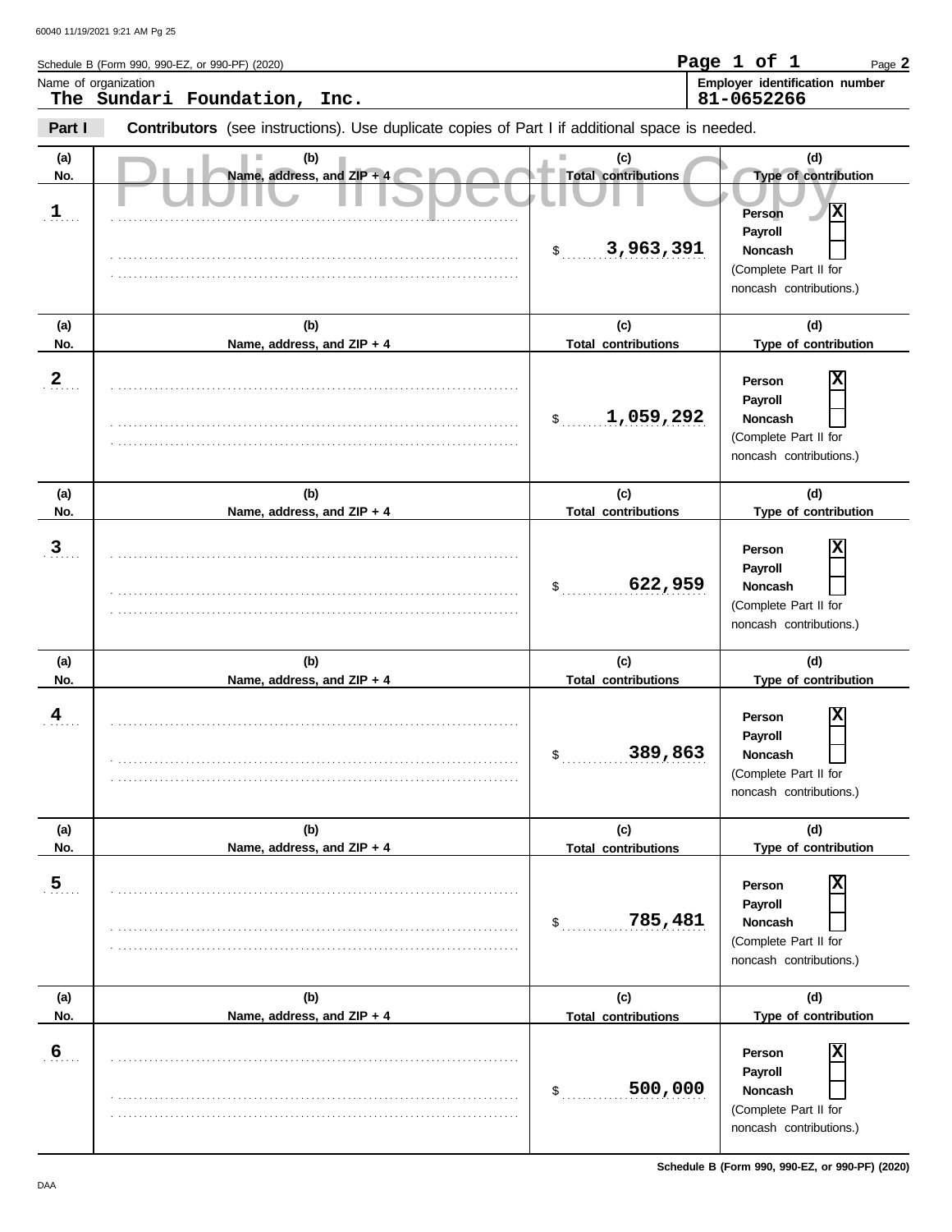Schedule B (Form 990, 990-EZ, or 990-PF) (2020)

Name of organization: **The Sundari Foundation, Inc.**

Employer identification number: **81-0652266**

Public Inspection Copy

## Part I — Contributors (see instructions). Use duplicate copies of Part I if additional space is needed.

| (a) No. | (b) Name, address, and ZIP + 4 | (c) Total contributions | (d) Type of contribution |
|---|---|---|---|
| 1 | | $ 3,963,391 | Person [X] Payroll [ ] Noncash [ ] (Complete Part II for noncash contributions.) |
| 2 | | $ 1,059,292 | Person [X] Payroll [ ] Noncash [ ] (Complete Part II for noncash contributions.) |
| 3 | | $ 622,959 | Person [X] Payroll [ ] Noncash [ ] (Complete Part II for noncash contributions.) |
| 4 | | $ 389,863 | Person [X] Payroll [ ] Noncash [ ] (Complete Part II for noncash contributions.) |
| 5 | | $ 785,481 | Person [X] Payroll [ ] Noncash [ ] (Complete Part II for noncash contributions.) |
| 6 | | $ 500,000 | Person [X] Payroll [ ] Noncash [ ] (Complete Part II for noncash contributions.) |

Schedule B (Form 990, 990-EZ, or 990-PF) (2020)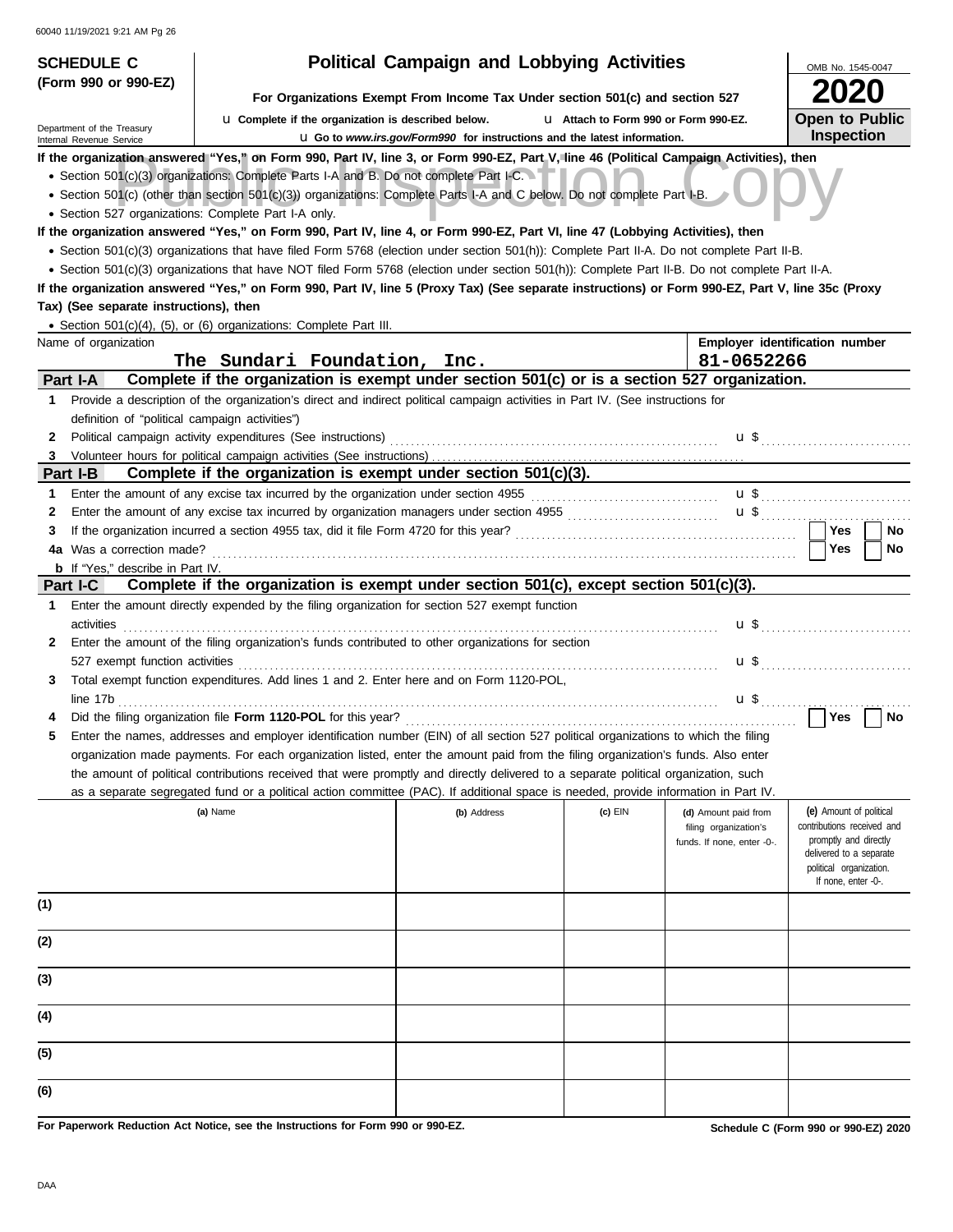**SCHEDULE C**
**(Form 990 or 990-EZ)**

Department of the Treasury
Internal Revenue Service

# Political Campaign and Lobbying Activities

**For Organizations Exempt From Income Tax Under section 501(c) and section 527**

u **Complete if the organization is described below.** u **Attach to Form 990 or Form 990-EZ.**

u **Go to *www.irs.gov/Form990* for instructions and the latest information.**

OMB No. 1545-0047

**2020**

**Open to Public Inspection**

**If the organization answered "Yes," on Form 990, Part IV, line 3, or Form 990-EZ, Part V, line 46 (Political Campaign Activities), then**

- Section 501(c)(3) organizations: Complete Parts I-A and B. Do not complete Part I-C.
- Section 501(c) (other than section 501(c)(3)) organizations: Complete Parts I-A and C below. Do not complete Part I-B.
- Section 527 organizations: Complete Part I-A only.

**If the organization answered "Yes," on Form 990, Part IV, line 4, or Form 990-EZ, Part VI, line 47 (Lobbying Activities), then**

- Section 501(c)(3) organizations that have filed Form 5768 (election under section 501(h)): Complete Part II-A. Do not complete Part II-B.
- Section 501(c)(3) organizations that have NOT filed Form 5768 (election under section 501(h)): Complete Part II-B. Do not complete Part II-A.

**If the organization answered "Yes," on Form 990, Part IV, line 5 (Proxy Tax) (See separate instructions) or Form 990-EZ, Part V, line 35c (Proxy Tax) (See separate instructions), then**

- Section 501(c)(4), (5), or (6) organizations: Complete Part III.

| Name of organization | Employer identification number |
|---|---|
| The Sundari Foundation, Inc. | 81-0652266 |

## Part I-A Complete if the organization is exempt under section 501(c) or is a section 527 organization.

1. Provide a description of the organization's direct and indirect political campaign activities in Part IV. (See instructions for definition of "political campaign activities")
2. Political campaign activity expenditures (See instructions) u $
3. Volunteer hours for political campaign activities (See instructions)

## Part I-B Complete if the organization is exempt under section 501(c)(3).

1. Enter the amount of any excise tax incurred by the organization under section 4955 u $
2. Enter the amount of any excise tax incurred by organization managers under section 4955 u $
3. If the organization incurred a section 4955 tax, did it file Form 4720 for this year? Yes No

4a Was a correction made? Yes No

**b** If "Yes," describe in Part IV.

## Part I-C Complete if the organization is exempt under section 501(c), except section 501(c)(3).

1. Enter the amount directly expended by the filing organization for section 527 exempt function activities u $
2. Enter the amount of the filing organization's funds contributed to other organizations for section 527 exempt function activities u $
3. Total exempt function expenditures. Add lines 1 and 2. Enter here and on Form 1120-POL, line 17b u $
4. Did the filing organization file **Form 1120-POL** for this year? Yes No
5. Enter the names, addresses and employer identification number (EIN) of all section 527 political organizations to which the filing organization made payments. For each organization listed, enter the amount paid from the filing organization's funds. Also enter the amount of political contributions received that were promptly and directly delivered to a separate political organization, such as a separate segregated fund or a political action committee (PAC). If additional space is needed, provide information in Part IV.

| | (a) Name | (b) Address | (c) EIN | (d) Amount paid from filing organization's funds. If none, enter -0-. | (e) Amount of political contributions received and promptly and directly delivered to a separate political organization. If none, enter -0-. |
|---|---|---|---|---|---|
| (1) | | | | | |
| (2) | | | | | |
| (3) | | | | | |
| (4) | | | | | |
| (5) | | | | | |
| (6) | | | | | |

**For Paperwork Reduction Act Notice, see the Instructions for Form 990 or 990-EZ.**

**Schedule C (Form 990 or 990-EZ) 2020**

DAA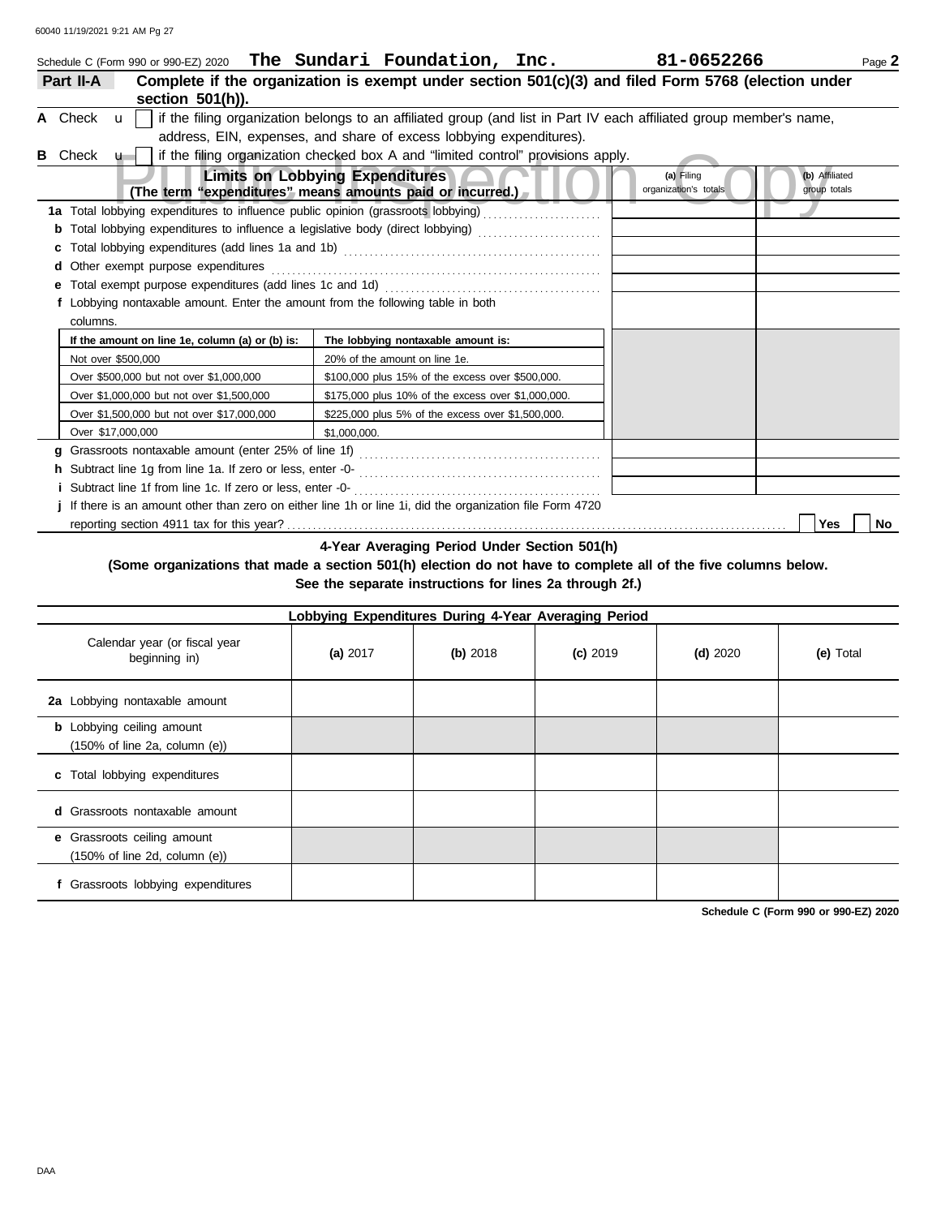Schedule C (Form 990 or 990-EZ) 2020 **The Sundari Foundation, Inc.** **81-0652266** Page **2**

**Part II-A** **Complete if the organization is exempt under section 501(c)(3) and filed Form 5768 (election under section 501(h)).**

**A** Check u ☐ if the filing organization belongs to an affiliated group (and list in Part IV each affiliated group member's name, address, EIN, expenses, and share of excess lobbying expenditures).

**B** Check u ☐ if the filing organization checked box A and "limited control" provisions apply.

| **Limits on Lobbying Expenditures** (The term "expenditures" means amounts paid or incurred.) | **(a)** Filing organization's totals | **(b)** Affiliated group totals |
|---|---|---|
| **1a** Total lobbying expenditures to influence public opinion (grassroots lobbying) | | |
| **b** Total lobbying expenditures to influence a legislative body (direct lobbying) | | |
| **c** Total lobbying expenditures (add lines 1a and 1b) | | |
| **d** Other exempt purpose expenditures | | |
| **e** Total exempt purpose expenditures (add lines 1c and 1d) | | |
| **f** Lobbying nontaxable amount. Enter the amount from the following table in both columns. | | |

| If the amount on line 1e, column (a) or (b) is: | The lobbying nontaxable amount is: |
|---|---|
| Not over $500,000 | 20% of the amount on line 1e. |
| Over $500,000 but not over $1,000,000 | $100,000 plus 15% of the excess over $500,000. |
| Over $1,000,000 but not over $1,500,000 | $175,000 plus 10% of the excess over $1,000,000. |
| Over $1,500,000 but not over $17,000,000 | $225,000 plus 5% of the excess over $1,500,000. |
| Over $17,000,000 | $1,000,000. |

| | (a) Filing organization's totals | (b) Affiliated group totals |
|---|---|---|
| **g** Grassroots nontaxable amount (enter 25% of line 1f) | | |
| **h** Subtract line 1g from line 1a. If zero or less, enter -0- | | |
| **i** Subtract line 1f from line 1c. If zero or less, enter -0- | | |

**j** If there is an amount other than zero on either line 1h or line 1i, did the organization file Form 4720 reporting section 4911 tax for this year? ☐ **Yes** ☐ **No**

**4-Year Averaging Period Under Section 501(h)**

**(Some organizations that made a section 501(h) election do not have to complete all of the five columns below. See the separate instructions for lines 2a through 2f.)**

| **Lobbying Expenditures During 4-Year Averaging Period** | | | | | |
|---|---|---|---|---|---|
| Calendar year (or fiscal year beginning in) | **(a)** 2017 | **(b)** 2018 | **(c)** 2019 | **(d)** 2020 | **(e)** Total |
| **2a** Lobbying nontaxable amount | | | | | |
| **b** Lobbying ceiling amount (150% of line 2a, column (e)) | | | | | |
| **c** Total lobbying expenditures | | | | | |
| **d** Grassroots nontaxable amount | | | | | |
| **e** Grassroots ceiling amount (150% of line 2d, column (e)) | | | | | |
| **f** Grassroots lobbying expenditures | | | | | |

**Schedule C (Form 990 or 990-EZ) 2020**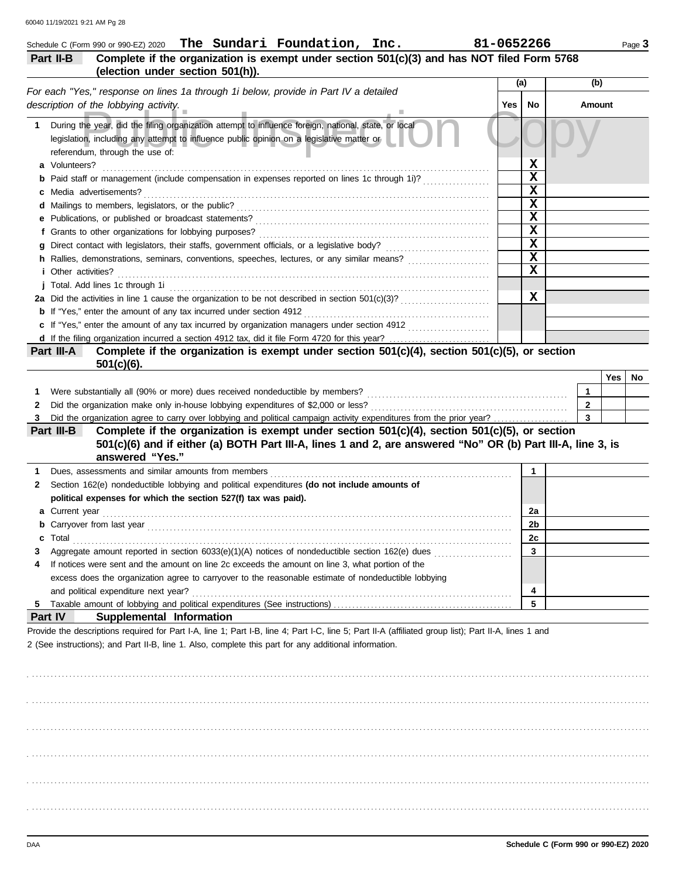Schedule C (Form 990 or 990-EZ) 2020 **The Sundari Foundation, Inc.** **81-0652266**

**Part II-B** **Complete if the organization is exempt under section 501(c)(3) and has NOT filed Form 5768 (election under section 501(h)).**

| *For each "Yes," response on lines 1a through 1i below, provide in Part IV a detailed description of the lobbying activity.* | (a) Yes | (a) No | (b) Amount |
|---|---|---|---|
| **1** During the year, did the filing organization attempt to influence foreign, national, state, or local legislation, including any attempt to influence public opinion on a legislative matter or referendum, through the use of: | | | |
| **a** Volunteers? | | X | |
| **b** Paid staff or management (include compensation in expenses reported on lines 1c through 1i)? | | X | |
| **c** Media advertisements? | | X | |
| **d** Mailings to members, legislators, or the public? | | X | |
| **e** Publications, or published or broadcast statements? | | X | |
| **f** Grants to other organizations for lobbying purposes? | | X | |
| **g** Direct contact with legislators, their staffs, government officials, or a legislative body? | | X | |
| **h** Rallies, demonstrations, seminars, conventions, speeches, lectures, or any similar means? | | X | |
| **i** Other activities? | | X | |
| **j** Total. Add lines 1c through 1i | | | |
| **2a** Did the activities in line 1 cause the organization to be not described in section 501(c)(3)? | | X | |
| **b** If "Yes," enter the amount of any tax incurred under section 4912 | | | |
| **c** If "Yes," enter the amount of any tax incurred by organization managers under section 4912 | | | |
| **d** If the filing organization incurred a section 4912 tax, did it file Form 4720 for this year? | | | |

**Part III-A** **Complete if the organization is exempt under section 501(c)(4), section 501(c)(5), or section 501(c)(6).**

| | | Yes | No |
|---|---|---|---|
| **1** Were substantially all (90% or more) dues received nondeductible by members? | 1 | | |
| **2** Did the organization make only in-house lobbying expenditures of $2,000 or less? | 2 | | |
| **3** Did the organization agree to carry over lobbying and political campaign activity expenditures from the prior year? | 3 | | |

**Part III-B** **Complete if the organization is exempt under section 501(c)(4), section 501(c)(5), or section 501(c)(6) and if either (a) BOTH Part III-A, lines 1 and 2, are answered "No" OR (b) Part III-A, line 3, is answered "Yes."**

| | | |
|---|---|---|
| **1** Dues, assessments and similar amounts from members | 1 | |
| **2** Section 162(e) nondeductible lobbying and political expenditures **(do not include amounts of political expenses for which the section 527(f) tax was paid).** | | |
| **a** Current year | 2a | |
| **b** Carryover from last year | 2b | |
| **c** Total | 2c | |
| **3** Aggregate amount reported in section 6033(e)(1)(A) notices of nondeductible section 162(e) dues | 3 | |
| **4** If notices were sent and the amount on line 2c exceeds the amount on line 3, what portion of the excess does the organization agree to carryover to the reasonable estimate of nondeductible lobbying and political expenditure next year? | 4 | |
| **5** Taxable amount of lobbying and political expenditures (See instructions) | 5 | |

**Part IV** **Supplemental Information**

Provide the descriptions required for Part I-A, line 1; Part I-B, line 4; Part I-C, line 5; Part II-A (affiliated group list); Part II-A, lines 1 and 2 (See instructions); and Part II-B, line 1. Also, complete this part for any additional information.

Schedule C (Form 990 or 990-EZ) 2020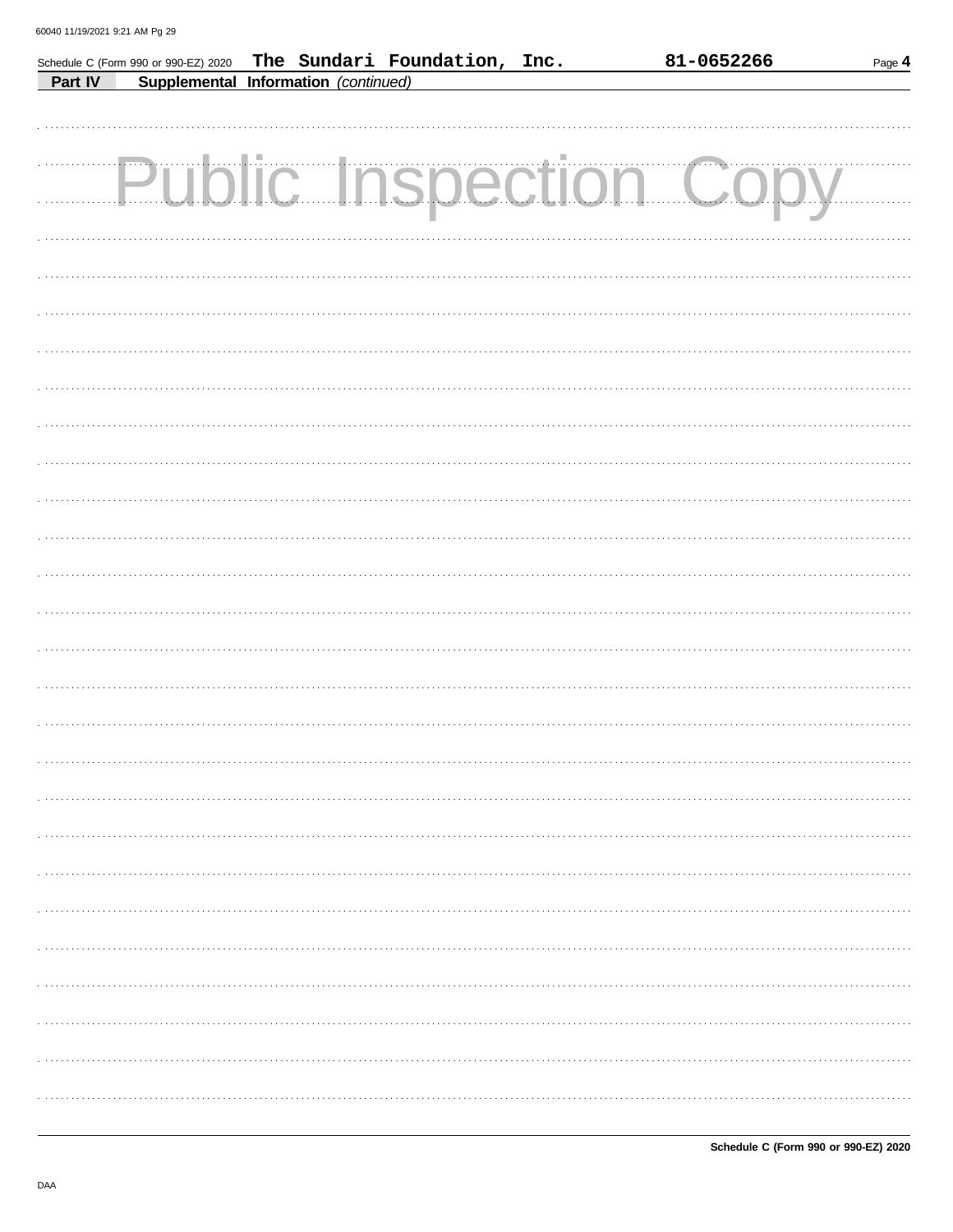Schedule C (Form 990 or 990-EZ) 2020 **The Sundari Foundation, Inc.** **81-0652266**

**Part IV** **Supplemental Information** *(continued)*

Public Inspection Copy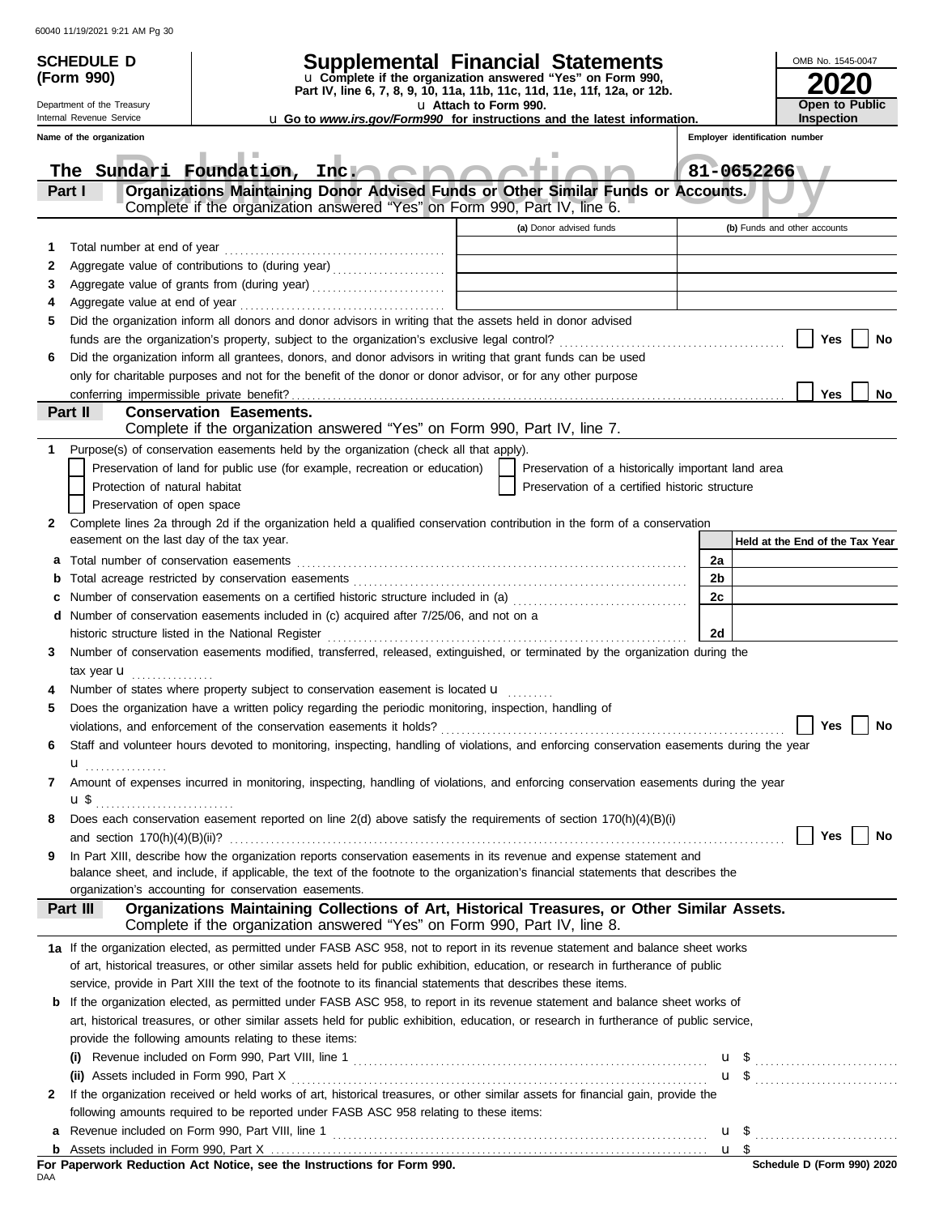**SCHEDULE D (Form 990)**

Department of the Treasury
Internal Revenue Service

# Supplemental Financial Statements

u Complete if the organization answered "Yes" on Form 990, Part IV, line 6, 7, 8, 9, 10, 11a, 11b, 11c, 11d, 11e, 11f, 12a, or 12b.

u Attach to Form 990.

u Go to *www.irs.gov/Form990* for instructions and the latest information.

OMB No. 1545-0047

**2020**

**Open to Public Inspection**

Name of the organization: The Sundari Foundation, Inc.

Employer identification number: 81-0652266

## Part I Organizations Maintaining Donor Advised Funds or Other Similar Funds or Accounts.

Complete if the organization answered "Yes" on Form 990, Part IV, line 6.

| | | (a) Donor advised funds | (b) Funds and other accounts |
|---|---|---|---|
| 1 | Total number at end of year | | |
| 2 | Aggregate value of contributions to (during year) | | |
| 3 | Aggregate value of grants from (during year) | | |
| 4 | Aggregate value at end of year | | |

5 Did the organization inform all donors and donor advisors in writing that the assets held in donor advised funds are the organization's property, subject to the organization's exclusive legal control? ☐ Yes ☐ No

6 Did the organization inform all grantees, donors, and donor advisors in writing that grant funds can be used only for charitable purposes and not for the benefit of the donor or donor advisor, or for any other purpose conferring impermissible private benefit? ☐ Yes ☐ No

## Part II Conservation Easements.

Complete if the organization answered "Yes" on Form 990, Part IV, line 7.

1 Purpose(s) of conservation easements held by the organization (check all that apply).

☐ Preservation of land for public use (for example, recreation or education)
☐ Preservation of a historically important land area
☐ Protection of natural habitat
☐ Preservation of a certified historic structure
☐ Preservation of open space

2 Complete lines 2a through 2d if the organization held a qualified conservation contribution in the form of a conservation easement on the last day of the tax year.

| | | | Held at the End of the Tax Year |
|---|---|---|---|
| a | Total number of conservation easements | 2a | |
| b | Total acreage restricted by conservation easements | 2b | |
| c | Number of conservation easements on a certified historic structure included in (a) | 2c | |
| d | Number of conservation easements included in (c) acquired after 7/25/06, and not on a historic structure listed in the National Register | 2d | |

3 Number of conservation easements modified, transferred, released, extinguished, or terminated by the organization during the tax year u

4 Number of states where property subject to conservation easement is located u

5 Does the organization have a written policy regarding the periodic monitoring, inspection, handling of violations, and enforcement of the conservation easements it holds? ☐ Yes ☐ No

6 Staff and volunteer hours devoted to monitoring, inspecting, handling of violations, and enforcing conservation easements during the year u

7 Amount of expenses incurred in monitoring, inspecting, handling of violations, and enforcing conservation easements during the year u $

8 Does each conservation easement reported on line 2(d) above satisfy the requirements of section 170(h)(4)(B)(i) and section 170(h)(4)(B)(ii)? ☐ Yes ☐ No

9 In Part XIII, describe how the organization reports conservation easements in its revenue and expense statement and balance sheet, and include, if applicable, the text of the footnote to the organization's financial statements that describes the organization's accounting for conservation easements.

## Part III Organizations Maintaining Collections of Art, Historical Treasures, or Other Similar Assets.

Complete if the organization answered "Yes" on Form 990, Part IV, line 8.

1a If the organization elected, as permitted under FASB ASC 958, not to report in its revenue statement and balance sheet works of art, historical treasures, or other similar assets held for public exhibition, education, or research in furtherance of public service, provide in Part XIII the text of the footnote to its financial statements that describes these items.

b If the organization elected, as permitted under FASB ASC 958, to report in its revenue statement and balance sheet works of art, historical treasures, or other similar assets held for public exhibition, education, or research in furtherance of public service, provide the following amounts relating to these items:

(i) Revenue included on Form 990, Part VIII, line 1 u $

(ii) Assets included in Form 990, Part X u $

2 If the organization received or held works of art, historical treasures, or other similar assets for financial gain, provide the following amounts required to be reported under FASB ASC 958 relating to these items:

a Revenue included on Form 990, Part VIII, line 1 u $

b Assets included in Form 990, Part X u $

**For Paperwork Reduction Act Notice, see the Instructions for Form 990.**

DAA

Schedule D (Form 990) 2020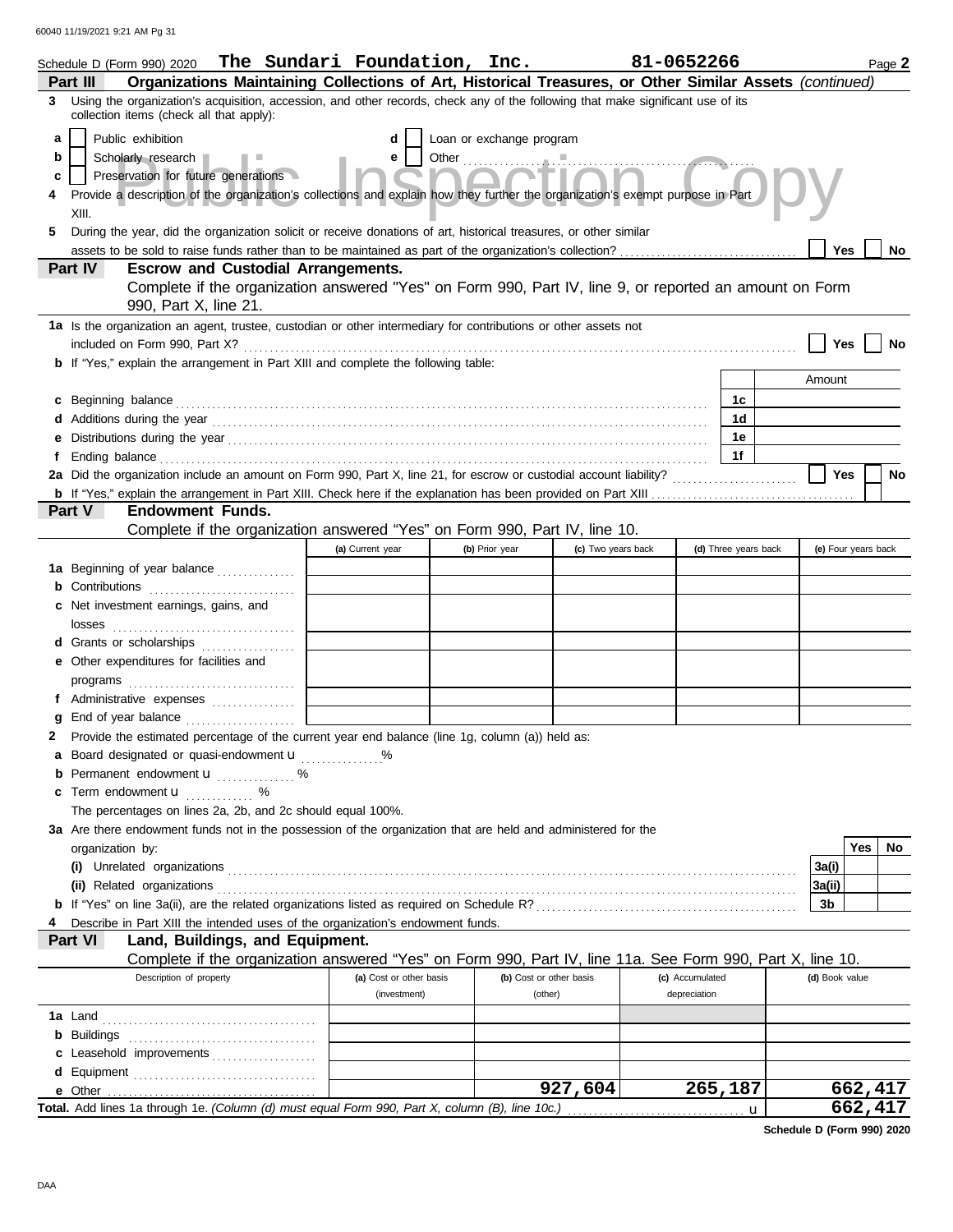Schedule D (Form 990) 2020 **The Sundari Foundation, Inc.** **81-0652266** Page **2**

## Part III Organizations Maintaining Collections of Art, Historical Treasures, or Other Similar Assets *(continued)*

**3** Using the organization's acquisition, accession, and other records, check any of the following that make significant use of its collection items (check all that apply):

- **a** ☐ Public exhibition
- **b** ☐ Scholarly research
- **c** ☐ Preservation for future generations
- **d** ☐ Loan or exchange program
- **e** ☐ Other

**4** Provide a description of the organization's collections and explain how they further the organization's exempt purpose in Part XIII.

**5** During the year, did the organization solicit or receive donations of art, historical treasures, or other similar assets to be sold to raise funds rather than to be maintained as part of the organization's collection? ☐ Yes ☐ No

## Part IV Escrow and Custodial Arrangements.

Complete if the organization answered "Yes" on Form 990, Part IV, line 9, or reported an amount on Form 990, Part X, line 21.

**1a** Is the organization an agent, trustee, custodian or other intermediary for contributions or other assets not included on Form 990, Part X? ☐ Yes ☐ No

**b** If "Yes," explain the arrangement in Part XIII and complete the following table:

| | | Amount |
|---|---|---|
| **c** Beginning balance | 1c | |
| **d** Additions during the year | 1d | |
| **e** Distributions during the year | 1e | |
| **f** Ending balance | 1f | |

**2a** Did the organization include an amount on Form 990, Part X, line 21, for escrow or custodial account liability? ☐ Yes ☐ No

**b** If "Yes," explain the arrangement in Part XIII. Check here if the explanation has been provided on Part XIII ☐

## Part V Endowment Funds.

Complete if the organization answered "Yes" on Form 990, Part IV, line 10.

| | (a) Current year | (b) Prior year | (c) Two years back | (d) Three years back | (e) Four years back |
|---|---|---|---|---|---|
| **1a** Beginning of year balance | | | | | |
| **b** Contributions | | | | | |
| **c** Net investment earnings, gains, and losses | | | | | |
| **d** Grants or scholarships | | | | | |
| **e** Other expenditures for facilities and programs | | | | | |
| **f** Administrative expenses | | | | | |
| **g** End of year balance | | | | | |

**2** Provide the estimated percentage of the current year end balance (line 1g, column (a)) held as:

- **a** Board designated or quasi-endowment ▶ %
- **b** Permanent endowment ▶ %
- **c** Term endowment ▶ %

The percentages on lines 2a, 2b, and 2c should equal 100%.

**3a** Are there endowment funds not in the possession of the organization that are held and administered for the organization by:

| | | Yes | No |
|---|---|---|---|
| **(i)** Unrelated organizations | 3a(i) | | |
| **(ii)** Related organizations | 3a(ii) | | |
| **b** If "Yes" on line 3a(ii), are the related organizations listed as required on Schedule R? | 3b | | |

**4** Describe in Part XIII the intended uses of the organization's endowment funds.

## Part VI Land, Buildings, and Equipment.

Complete if the organization answered "Yes" on Form 990, Part IV, line 11a. See Form 990, Part X, line 10.

| Description of property | (a) Cost or other basis (investment) | (b) Cost or other basis (other) | (c) Accumulated depreciation | (d) Book value |
|---|---|---|---|---|
| **1a** Land | | | | |
| **b** Buildings | | | | |
| **c** Leasehold improvements | | | | |
| **d** Equipment | | | | |
| **e** Other | | 927,604 | 265,187 | 662,417 |
| **Total.** Add lines 1a through 1e. *(Column (d) must equal Form 990, Part X, column (B), line 10c.)* ▶ | | | | 662,417 |

**Schedule D (Form 990) 2020**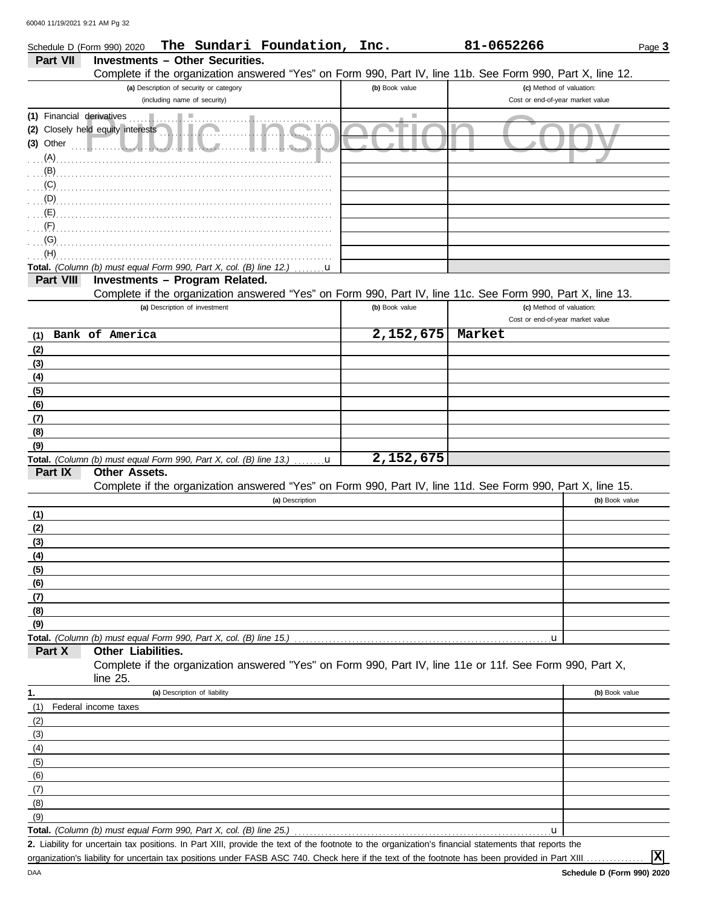Schedule D (Form 990) 2020 **The Sundari Foundation, Inc.** **81-0652266** Page **3**

## Part VII Investments – Other Securities.

Complete if the organization answered "Yes" on Form 990, Part IV, line 11b. See Form 990, Part X, line 12.

| (a) Description of security or category (including name of security) | (b) Book value | (c) Method of valuation: Cost or end-of-year market value |
|---|---|---|
| (1) Financial derivatives | | |
| (2) Closely held equity interests | | |
| (3) Other | | |
| (A) | | |
| (B) | | |
| (C) | | |
| (D) | | |
| (E) | | |
| (F) | | |
| (G) | | |
| (H) | | |
| **Total.** *(Column (b) must equal Form 990, Part X, col. (B) line 12.)* | | |

## Part VIII Investments – Program Related.

Complete if the organization answered "Yes" on Form 990, Part IV, line 11c. See Form 990, Part X, line 13.

| (a) Description of investment | (b) Book value | (c) Method of valuation: Cost or end-of-year market value |
|---|---|---|
| (1) Bank of America | 2,152,675 | Market |
| (2) | | |
| (3) | | |
| (4) | | |
| (5) | | |
| (6) | | |
| (7) | | |
| (8) | | |
| (9) | | |
| **Total.** *(Column (b) must equal Form 990, Part X, col. (B) line 13.)* | 2,152,675 | |

## Part IX Other Assets.

Complete if the organization answered "Yes" on Form 990, Part IV, line 11d. See Form 990, Part X, line 15.

| (a) Description | (b) Book value |
|---|---|
| (1) | |
| (2) | |
| (3) | |
| (4) | |
| (5) | |
| (6) | |
| (7) | |
| (8) | |
| (9) | |
| **Total.** *(Column (b) must equal Form 990, Part X, col. (B) line 15.)* | |

## Part X Other Liabilities.

Complete if the organization answered "Yes" on Form 990, Part IV, line 11e or 11f. See Form 990, Part X, line 25.

| 1. (a) Description of liability | (b) Book value |
|---|---|
| (1) Federal income taxes | |
| (2) | |
| (3) | |
| (4) | |
| (5) | |
| (6) | |
| (7) | |
| (8) | |
| (9) | |
| **Total.** *(Column (b) must equal Form 990, Part X, col. (B) line 25.)* | |

**2.** Liability for uncertain tax positions. In Part XIII, provide the text of the footnote to the organization's financial statements that reports the organization's liability for uncertain tax positions under FASB ASC 740. Check here if the text of the footnote has been provided in Part XIII ............... [X]

**Schedule D (Form 990) 2020**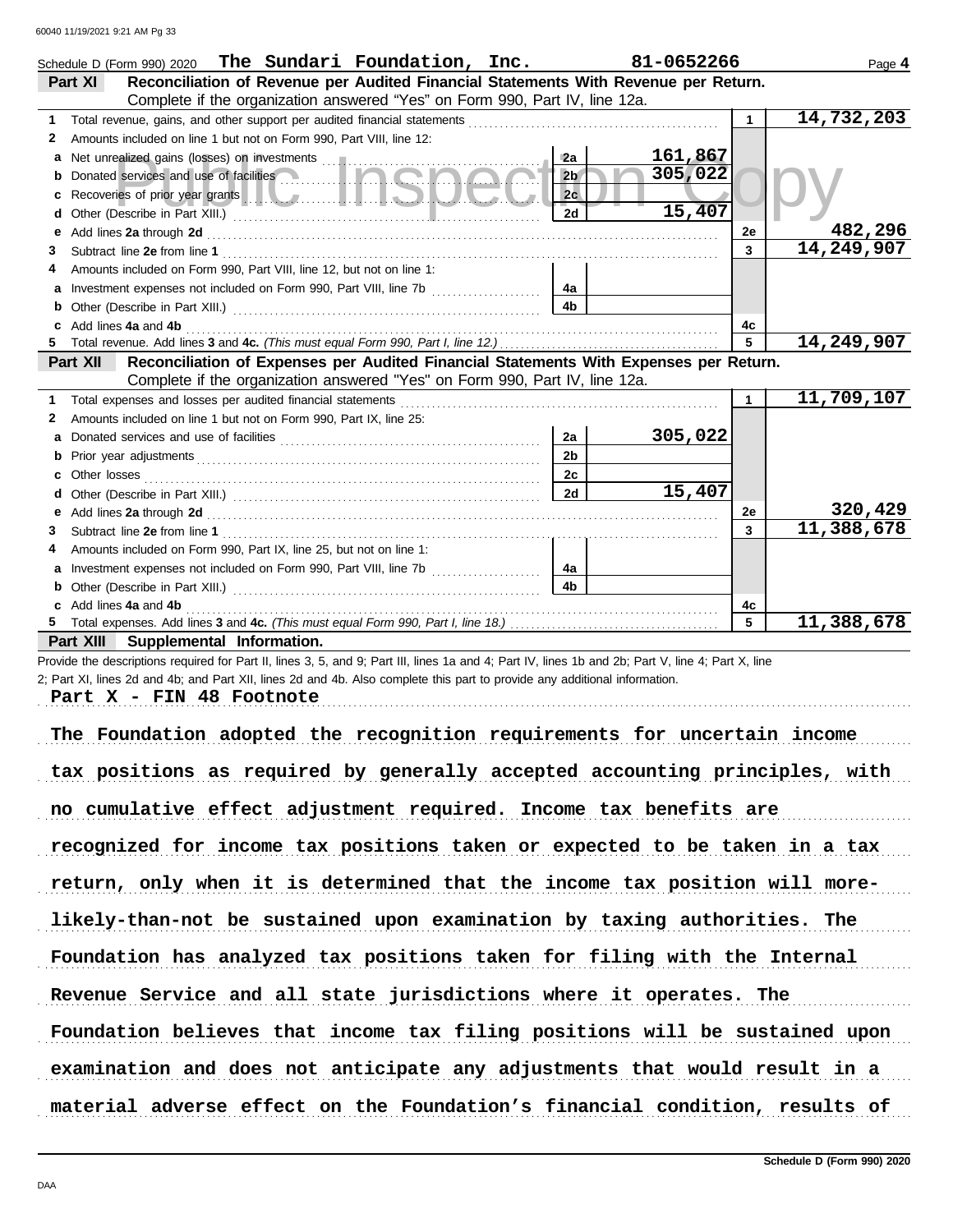Schedule D (Form 990) 2020 **The Sundari Foundation, Inc.** **81-0652266** Page **4**

**Part XI** **Reconciliation of Revenue per Audited Financial Statements With Revenue per Return.** Complete if the organization answered "Yes" on Form 990, Part IV, line 12a.

| | | | | | |
|---|---|---|---|---|---|
| **1** | Total revenue, gains, and other support per audited financial statements | | | **1** | **14,732,203** |
| **2** | Amounts included on line 1 but not on Form 990, Part VIII, line 12: | | | | |
| **a** | Net unrealized gains (losses) on investments | **2a** | **161,867** | | |
| **b** | Donated services and use of facilities | **2b** | **305,022** | | |
| **c** | Recoveries of prior year grants | **2c** | | | |
| **d** | Other (Describe in Part XIII.) | **2d** | **15,407** | | |
| **e** | Add lines **2a** through **2d** | | | **2e** | **482,296** |
| **3** | Subtract line **2e** from line **1** | | | **3** | **14,249,907** |
| **4** | Amounts included on Form 990, Part VIII, line 12, but not on line 1: | | | | |
| **a** | Investment expenses not included on Form 990, Part VIII, line 7b | **4a** | | | |
| **b** | Other (Describe in Part XIII.) | **4b** | | | |
| **c** | Add lines **4a** and **4b** | | | **4c** | |
| **5** | Total revenue. Add lines **3** and **4c.** *(This must equal Form 990, Part I, line 12.)* | | | **5** | **14,249,907** |

**Part XII** **Reconciliation of Expenses per Audited Financial Statements With Expenses per Return.** Complete if the organization answered "Yes" on Form 990, Part IV, line 12a.

| | | | | | |
|---|---|---|---|---|---|
| **1** | Total expenses and losses per audited financial statements | | | **1** | **11,709,107** |
| **2** | Amounts included on line 1 but not on Form 990, Part IX, line 25: | | | | |
| **a** | Donated services and use of facilities | **2a** | **305,022** | | |
| **b** | Prior year adjustments | **2b** | | | |
| **c** | Other losses | **2c** | | | |
| **d** | Other (Describe in Part XIII.) | **2d** | **15,407** | | |
| **e** | Add lines **2a** through **2d** | | | **2e** | **320,429** |
| **3** | Subtract line **2e** from line **1** | | | **3** | **11,388,678** |
| **4** | Amounts included on Form 990, Part IX, line 25, but not on line 1: | | | | |
| **a** | Investment expenses not included on Form 990, Part VIII, line 7b | **4a** | | | |
| **b** | Other (Describe in Part XIII.) | **4b** | | | |
| **c** | Add lines **4a** and **4b** | | | **4c** | |
| **5** | Total expenses. Add lines **3** and **4c.** *(This must equal Form 990, Part I, line 18.)* | | | **5** | **11,388,678** |

**Part XIII** **Supplemental Information.**

Provide the descriptions required for Part II, lines 3, 5, and 9; Part III, lines 1a and 4; Part IV, lines 1b and 2b; Part V, line 4; Part X, line 2; Part XI, lines 2d and 4b; and Part XII, lines 2d and 4b. Also complete this part to provide any additional information.

**Part X - FIN 48 Footnote**

**The Foundation adopted the recognition requirements for uncertain income tax positions as required by generally accepted accounting principles, with no cumulative effect adjustment required. Income tax benefits are recognized for income tax positions taken or expected to be taken in a tax return, only when it is determined that the income tax position will more-likely-than-not be sustained upon examination by taxing authorities. The Foundation has analyzed tax positions taken for filing with the Internal Revenue Service and all state jurisdictions where it operates. The Foundation believes that income tax filing positions will be sustained upon examination and does not anticipate any adjustments that would result in a material adverse effect on the Foundation's financial condition, results of**

Schedule D (Form 990) 2020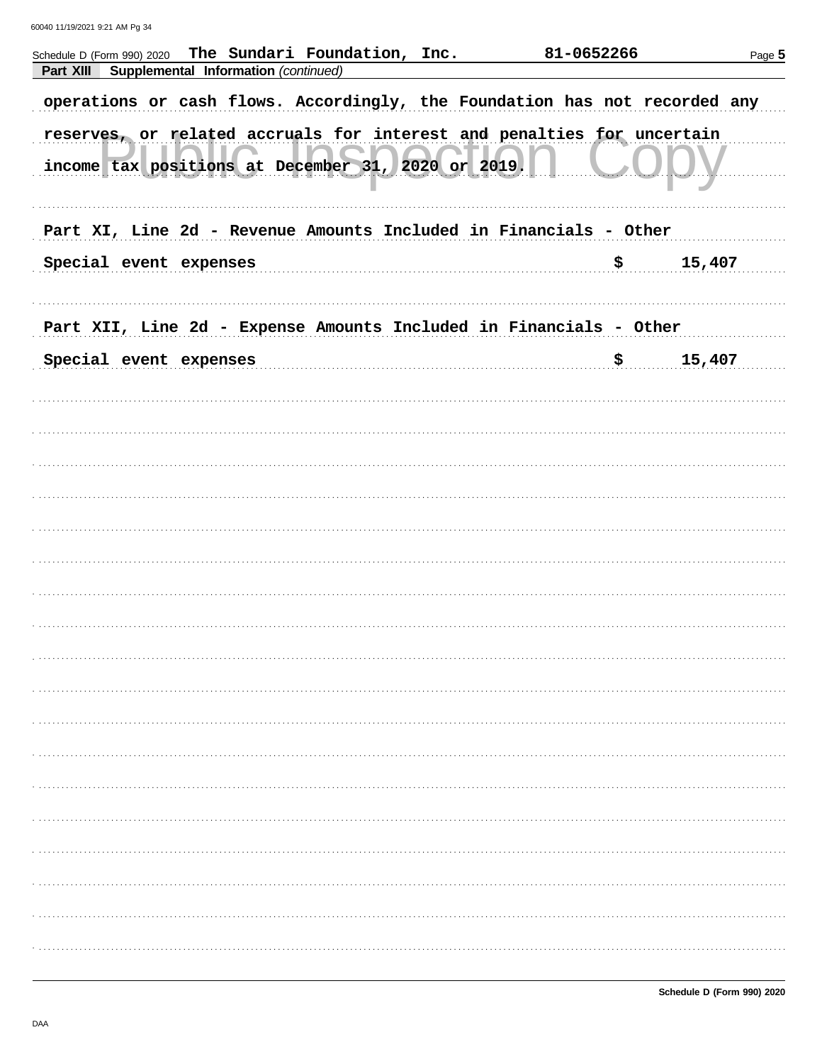Schedule D (Form 990) 2020 The Sundari Foundation, Inc. 81-0652266

**Part XIII Supplemental Information** *(continued)*

operations or cash flows. Accordingly, the Foundation has not recorded any reserves, or related accruals for interest and penalties for uncertain income tax positions at December 31, 2020 or 2019.

Part XI, Line 2d - Revenue Amounts Included in Financials - Other

| | |
|---|---|
| Special event expenses | $ 15,407 |

Part XII, Line 2d - Expense Amounts Included in Financials - Other

| | |
|---|---|
| Special event expenses | $ 15,407 |

Schedule D (Form 990) 2020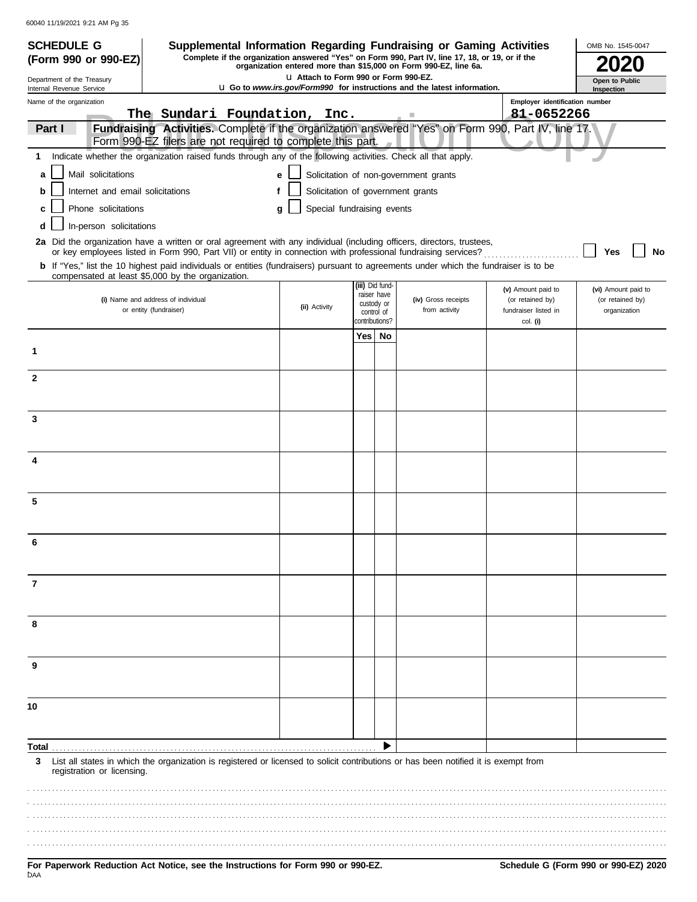**SCHEDULE G (Form 990 or 990-EZ)**

Department of the Treasury
Internal Revenue Service

# Supplemental Information Regarding Fundraising or Gaming Activities

**Complete if the organization answered "Yes" on Form 990, Part IV, line 17, 18, or 19, or if the organization entered more than $15,000 on Form 990-EZ, line 6a.**

u **Attach to Form 990 or Form 990-EZ.**

u **Go to *www.irs.gov/Form990* for instructions and the latest information.**

OMB No. 1545-0047

**2020**

**Open to Public Inspection**

Name of the organization: The Sundari Foundation, Inc.

Employer identification number: 81-0652266

**Part I** **Fundraising Activities.** Complete if the organization answered "Yes" on Form 990, Part IV, line 17. Form 990-EZ filers are not required to complete this part.

**1** Indicate whether the organization raised funds through any of the following activities. Check all that apply.

- **a** ☐ Mail solicitations
- **b** ☐ Internet and email solicitations
- **c** ☐ Phone solicitations
- **d** ☐ In-person solicitations
- **e** ☐ Solicitation of non-government grants
- **f** ☐ Solicitation of government grants
- **g** ☐ Special fundraising events

**2a** Did the organization have a written or oral agreement with any individual (including officers, directors, trustees, or key employees listed in Form 990, Part VII) or entity in connection with professional fundraising services? ☐ **Yes** ☐ **No**

**b** If "Yes," list the 10 highest paid individuals or entities (fundraisers) pursuant to agreements under which the fundraiser is to be compensated at least $5,000 by the organization.

| | (i) Name and address of individual or entity (fundraiser) | (ii) Activity | (iii) Did fund-raiser have custody or control of contributions? | | (iv) Gross receipts from activity | (v) Amount paid to (or retained by) fundraiser listed in col. (i) | (vi) Amount paid to (or retained by) organization |
|---|---|---|---|---|---|---|---|
| | | | Yes | No | | | |
| 1 | | | | | | | |
| 2 | | | | | | | |
| 3 | | | | | | | |
| 4 | | | | | | | |
| 5 | | | | | | | |
| 6 | | | | | | | |
| 7 | | | | | | | |
| 8 | | | | | | | |
| 9 | | | | | | | |
| 10 | | | | | | | |
| **Total** | | | | ▶ | | | |

**3** List all states in which the organization is registered or licensed to solicit contributions or has been notified it is exempt from registration or licensing.

**For Paperwork Reduction Act Notice, see the Instructions for Form 990 or 990-EZ.**

DAA

**Schedule G (Form 990 or 990-EZ) 2020**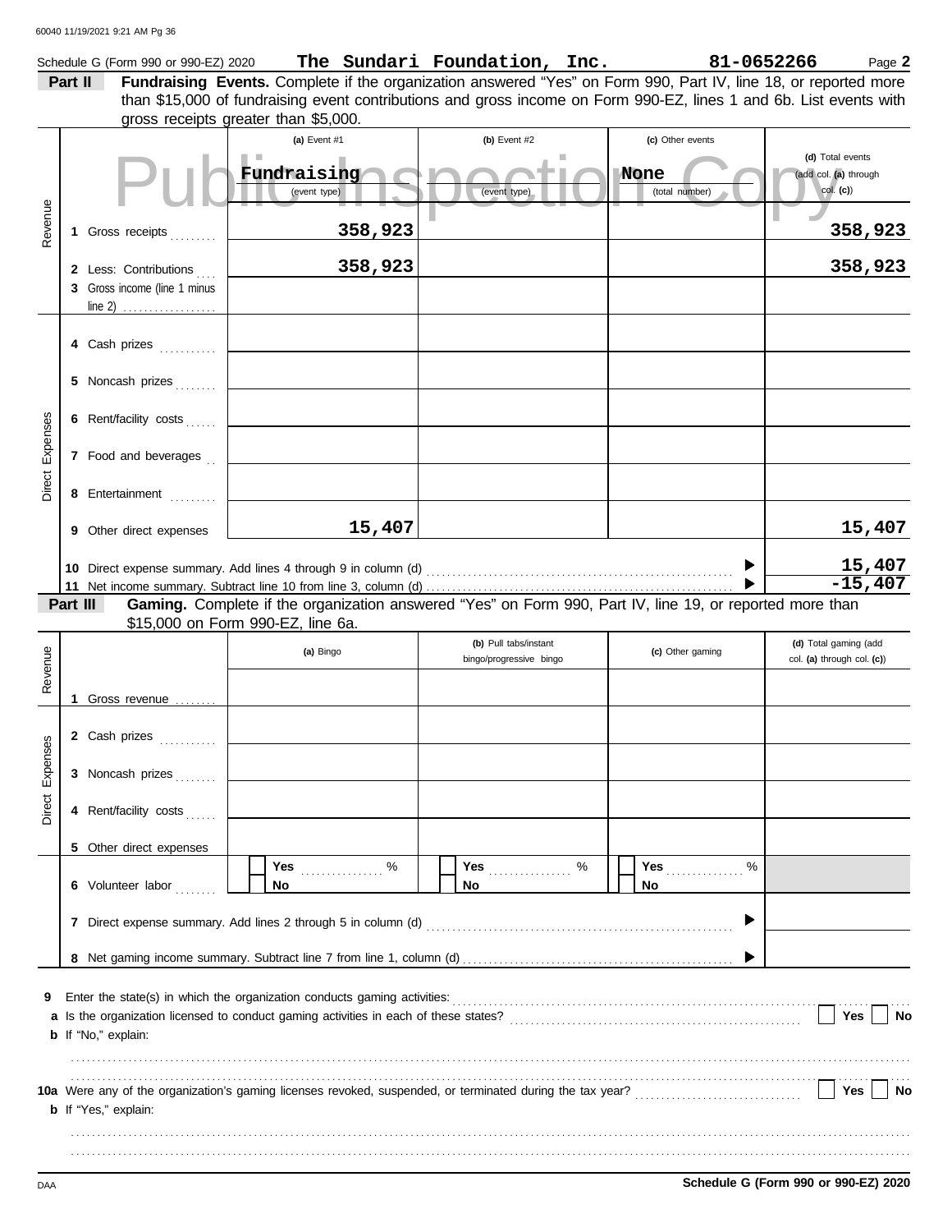Schedule G (Form 990 or 990-EZ) 2020 **The Sundari Foundation, Inc.** **81-0652266** Page **2**

**Part II** **Fundraising Events.** Complete if the organization answered "Yes" on Form 990, Part IV, line 18, or reported more than $15,000 of fundraising event contributions and gross income on Form 990-EZ, lines 1 and 6b. List events with gross receipts greater than $5,000.

| | | (a) Event #1 | (b) Event #2 | (c) Other events | (d) Total events (add col. (a) through col. (c)) |
|---|---|---|---|---|---|
| | | Fundraising (event type) | (event type) | None (total number) | |
| Revenue | 1 Gross receipts | 358,923 | | | 358,923 |
| | 2 Less: Contributions | 358,923 | | | 358,923 |
| | 3 Gross income (line 1 minus line 2) | | | | |
| Direct Expenses | 4 Cash prizes | | | | |
| | 5 Noncash prizes | | | | |
| | 6 Rent/facility costs | | | | |
| | 7 Food and beverages | | | | |
| | 8 Entertainment | | | | |
| | 9 Other direct expenses | 15,407 | | | 15,407 |
| | 10 Direct expense summary. Add lines 4 through 9 in column (d) | | | | 15,407 |
| | 11 Net income summary. Subtract line 10 from line 3, column (d) | | | | -15,407 |

**Part III** **Gaming.** Complete if the organization answered "Yes" on Form 990, Part IV, line 19, or reported more than $15,000 on Form 990-EZ, line 6a.

| | | (a) Bingo | (b) Pull tabs/instant bingo/progressive bingo | (c) Other gaming | (d) Total gaming (add col. (a) through col. (c)) |
|---|---|---|---|---|---|
| Revenue | 1 Gross revenue | | | | |
| Direct Expenses | 2 Cash prizes | | | | |
| | 3 Noncash prizes | | | | |
| | 4 Rent/facility costs | | | | |
| | 5 Other direct expenses | | | | |
| | 6 Volunteer labor | Yes ___ % No | Yes ___ % No | Yes ___ % No | |
| | 7 Direct expense summary. Add lines 2 through 5 in column (d) | | | | |
| | 8 Net gaming income summary. Subtract line 7 from line 1, column (d) | | | | |

**9** Enter the state(s) in which the organization conducts gaming activities: ..........

**a** Is the organization licensed to conduct gaming activities in each of these states? ☐ Yes ☐ No

**b** If "No," explain:

**10a** Were any of the organization's gaming licenses revoked, suspended, or terminated during the tax year? ☐ Yes ☐ No

**b** If "Yes," explain:

DAA **Schedule G (Form 990 or 990-EZ) 2020**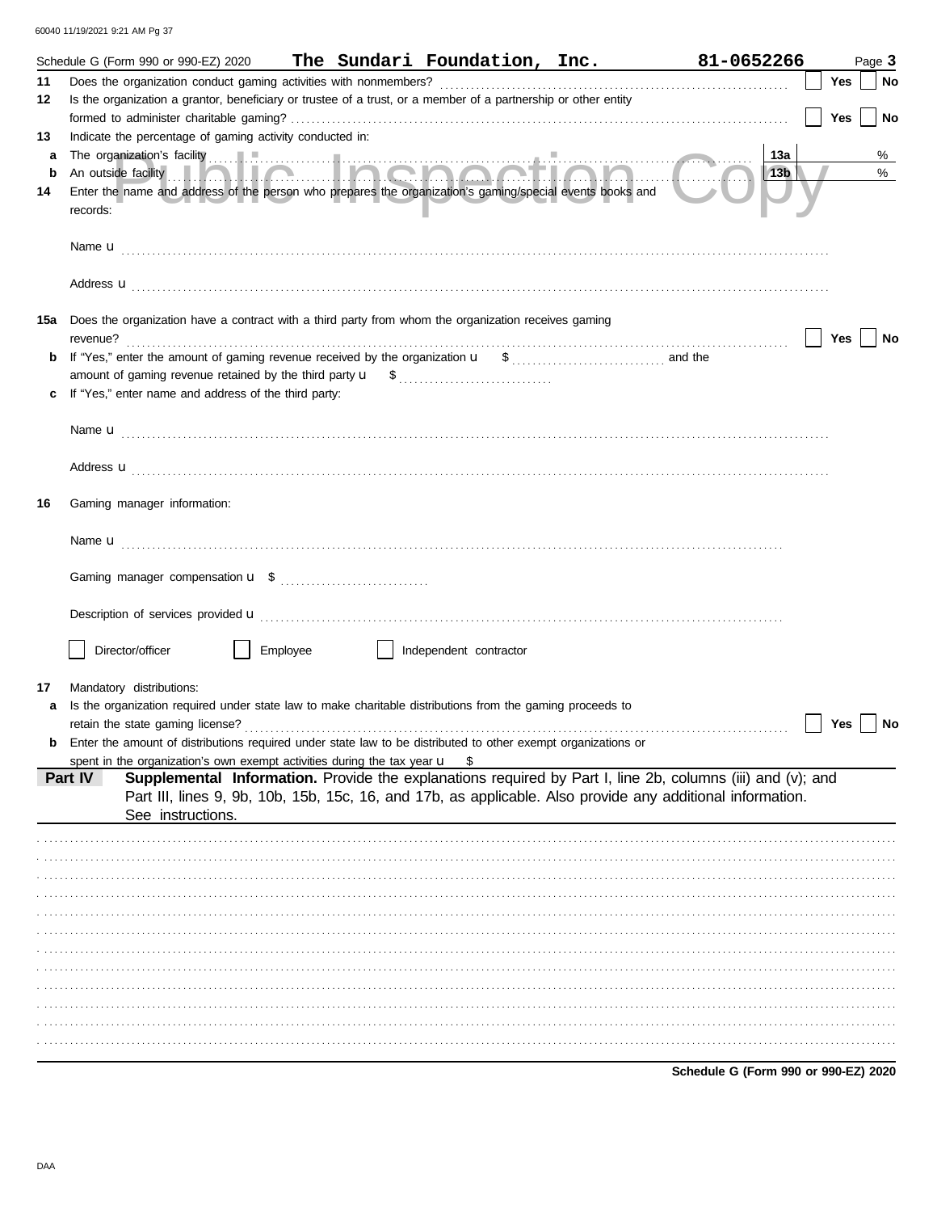Schedule G (Form 990 or 990-EZ) 2020 **The Sundari Foundation, Inc.** **81-0652266** Page **3**

**11** Does the organization conduct gaming activities with nonmembers? ☐ Yes ☐ No

**12** Is the organization a grantor, beneficiary or trustee of a trust, or a member of a partnership or other entity formed to administer charitable gaming? ☐ Yes ☐ No

**13** Indicate the percentage of gaming activity conducted in:

**a** The organization's facility **13a** %

**b** An outside facility **13b** %

**14** Enter the name and address of the person who prepares the organization's gaming/special events books and records:

Name u

Address u

**15a** Does the organization have a contract with a third party from whom the organization receives gaming revenue? ☐ Yes ☐ No

**b** If "Yes," enter the amount of gaming revenue received by the organization u $ and the amount of gaming revenue retained by the third party u $

**c** If "Yes," enter name and address of the third party:

Name u

Address u

**16** Gaming manager information:

Name u

Gaming manager compensation u $

Description of services provided u

☐ Director/officer ☐ Employee ☐ Independent contractor

**17** Mandatory distributions:

**a** Is the organization required under state law to make charitable distributions from the gaming proceeds to retain the state gaming license? ☐ Yes ☐ No

**b** Enter the amount of distributions required under state law to be distributed to other exempt organizations or spent in the organization's own exempt activities during the tax year u $

**Part IV** **Supplemental Information.** Provide the explanations required by Part I, line 2b, columns (iii) and (v); and Part III, lines 9, 9b, 10b, 15b, 15c, 16, and 17b, as applicable. Also provide any additional information. See instructions.

**Schedule G (Form 990 or 990-EZ) 2020**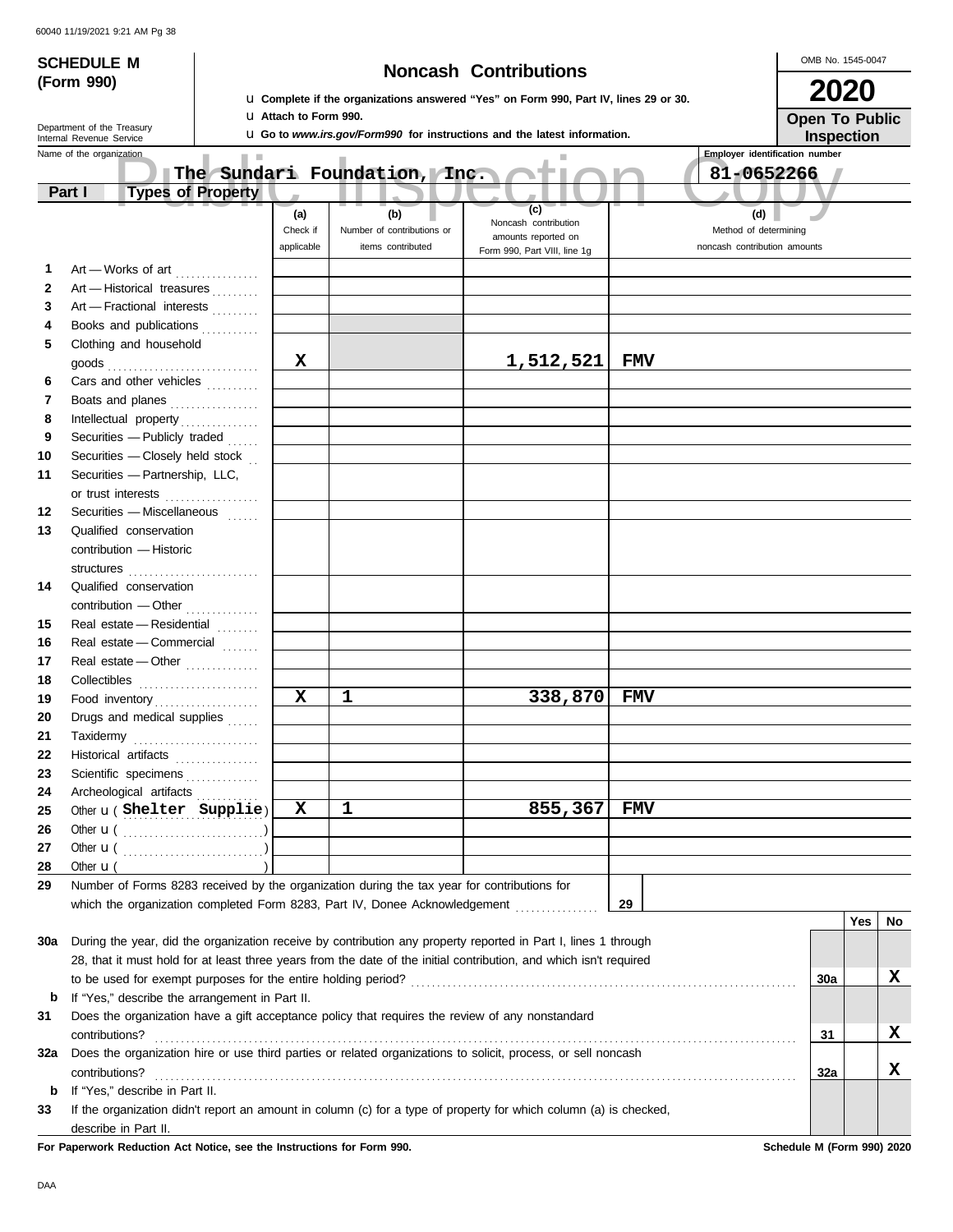**SCHEDULE M (Form 990)**

Department of the Treasury
Internal Revenue Service

# Noncash Contributions

u Complete if the organizations answered "Yes" on Form 990, Part IV, lines 29 or 30.
u Attach to Form 990.
u Go to *www.irs.gov/Form990* for instructions and the latest information.

OMB No. 1545-0047

**2020**

**Open To Public Inspection**

Name of the organization: **The Sundari Foundation, Inc.**

Employer identification number: **81-0652266**

## Part I Types of Property

| | | (a) Check if applicable | (b) Number of contributions or items contributed | (c) Noncash contribution amounts reported on Form 990, Part VIII, line 1g | (d) Method of determining noncash contribution amounts |
|---|---|---|---|---|---|
| 1 | Art — Works of art | | | | |
| 2 | Art — Historical treasures | | | | |
| 3 | Art — Fractional interests | | | | |
| 4 | Books and publications | | | | |
| 5 | Clothing and household goods | X | | 1,512,521 | FMV |
| 6 | Cars and other vehicles | | | | |
| 7 | Boats and planes | | | | |
| 8 | Intellectual property | | | | |
| 9 | Securities — Publicly traded | | | | |
| 10 | Securities — Closely held stock | | | | |
| 11 | Securities — Partnership, LLC, or trust interests | | | | |
| 12 | Securities — Miscellaneous | | | | |
| 13 | Qualified conservation contribution — Historic structures | | | | |
| 14 | Qualified conservation contribution — Other | | | | |
| 15 | Real estate — Residential | | | | |
| 16 | Real estate — Commercial | | | | |
| 17 | Real estate — Other | | | | |
| 18 | Collectibles | | | | |
| 19 | Food inventory | X | 1 | 338,870 | FMV |
| 20 | Drugs and medical supplies | | | | |
| 21 | Taxidermy | | | | |
| 22 | Historical artifacts | | | | |
| 23 | Scientific specimens | | | | |
| 24 | Archeological artifacts | | | | |
| 25 | Other u ( Shelter Supplie ) | X | 1 | 855,367 | FMV |
| 26 | Other u ( ) | | | | |
| 27 | Other u ( ) | | | | |
| 28 | Other u ( ) | | | | |

29 Number of Forms 8283 received by the organization during the tax year for contributions for which the organization completed Form 8283, Part IV, Donee Acknowledgement ..... **29**

| | | | Yes | No |
|---|---|---|---|---|
| 30a | During the year, did the organization receive by contribution any property reported in Part I, lines 1 through 28, that it must hold for at least three years from the date of the initial contribution, and which isn't required to be used for exempt purposes for the entire holding period? | 30a | | X |
| b | If "Yes," describe the arrangement in Part II. | | | |
| 31 | Does the organization have a gift acceptance policy that requires the review of any nonstandard contributions? | 31 | | X |
| 32a | Does the organization hire or use third parties or related organizations to solicit, process, or sell noncash contributions? | 32a | | X |
| b | If "Yes," describe in Part II. | | | |
| 33 | If the organization didn't report an amount in column (c) for a type of property for which column (a) is checked, describe in Part II. | | | |

**For Paperwork Reduction Act Notice, see the Instructions for Form 990.** **Schedule M (Form 990) 2020**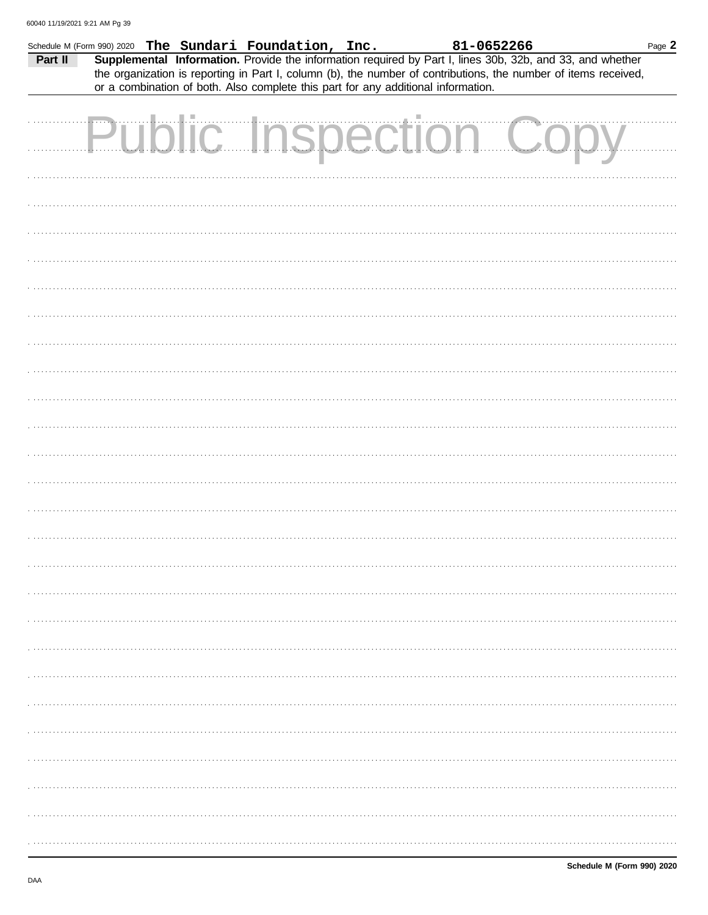Schedule M (Form 990) 2020 **The Sundari Foundation, Inc.** **81-0652266**

**Part II** **Supplemental Information.** Provide the information required by Part I, lines 30b, 32b, and 33, and whether the organization is reporting in Part I, column (b), the number of contributions, the number of items received, or a combination of both. Also complete this part for any additional information.

Public Inspection Copy

**Schedule M (Form 990) 2020**

DAA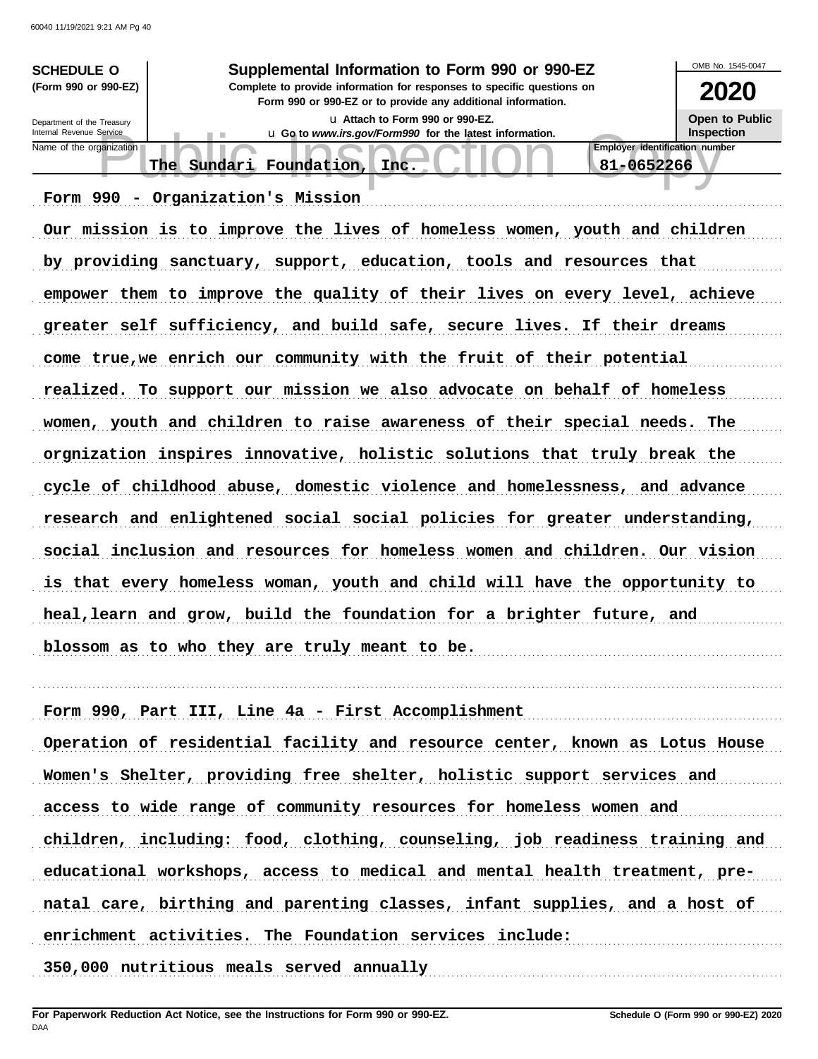**SCHEDULE O (Form 990 or 990-EZ)**

Department of the Treasury
Internal Revenue Service

# Supplemental Information to Form 990 or 990-EZ

**Complete to provide information for responses to specific questions on Form 990 or 990-EZ or to provide any additional information.**

u Attach to Form 990 or 990-EZ.

u Go to *www.irs.gov/Form990* for the latest information.

OMB No. 1545-0047

**2020**

**Open to Public Inspection**

| Name of the organization | Employer identification number |
|---|---|
| The Sundari Foundation, Inc. | 81-0652266 |

Form 990 - Organization's Mission

Our mission is to improve the lives of homeless women, youth and children by providing sanctuary, support, education, tools and resources that empower them to improve the quality of their lives on every level, achieve greater self sufficiency, and build safe, secure lives. If their dreams come true,we enrich our community with the fruit of their potential realized. To support our mission we also advocate on behalf of homeless women, youth and children to raise awareness of their special needs. The orgnization inspires innovative, holistic solutions that truly break the cycle of childhood abuse, domestic violence and homelessness, and advance research and enlightened social social policies for greater understanding, social inclusion and resources for homeless women and children. Our vision is that every homeless woman, youth and child will have the opportunity to heal,learn and grow, build the foundation for a brighter future, and blossom as to who they are truly meant to be.

Form 990, Part III, Line 4a - First Accomplishment

Operation of residential facility and resource center, known as Lotus House Women's Shelter, providing free shelter, holistic support services and access to wide range of community resources for homeless women and children, including: food, clothing, counseling, job readiness training and educational workshops, access to medical and mental health treatment, pre-natal care, birthing and parenting classes, infant supplies, and a host of enrichment activities. The Foundation services include:

350,000 nutritious meals served annually

**For Paperwork Reduction Act Notice, see the Instructions for Form 990 or 990-EZ.**

DAA

**Schedule O (Form 990 or 990-EZ) 2020**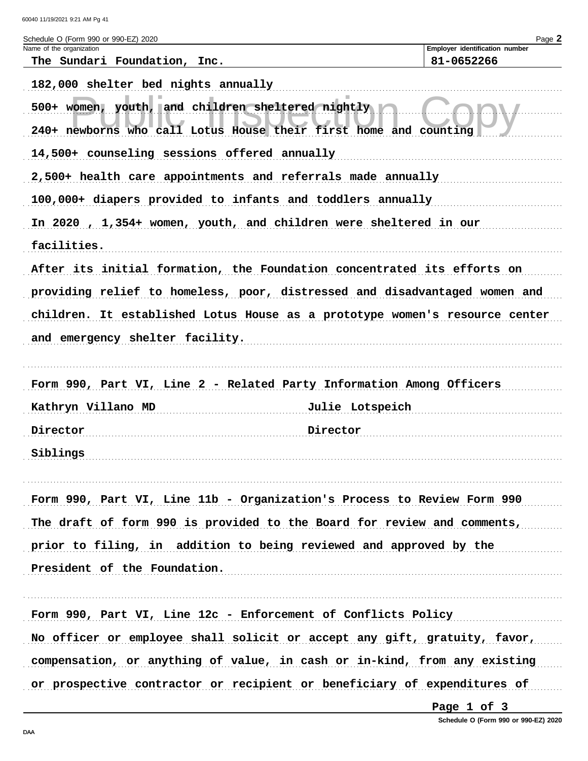Schedule O (Form 990 or 990-EZ) 2020

| Name of the organization | Employer identification number |
| --- | --- |
| The Sundari Foundation, Inc. | 81-0652266 |

182,000 shelter bed nights annually

500+ women, youth, and children sheltered nightly

240+ newborns who call Lotus House their first home and counting

14,500+ counseling sessions offered annually

2,500+ health care appointments and referrals made annually

100,000+ diapers provided to infants and toddlers annually

In 2020 , 1,354+ women, youth, and children were sheltered in our facilities.

After its initial formation, the Foundation concentrated its efforts on providing relief to homeless, poor, distressed and disadvantaged women and children. It established Lotus House as a prototype women's resource center and emergency shelter facility.

Form 990, Part VI, Line 2 - Related Party Information Among Officers

| Kathryn Villano MD | Julie Lotspeich |
| --- | --- |
| Director | Director |

Siblings

Form 990, Part VI, Line 11b - Organization's Process to Review Form 990

The draft of form 990 is provided to the Board for review and comments, prior to filing, in addition to being reviewed and approved by the President of the Foundation.

Form 990, Part VI, Line 12c - Enforcement of Conflicts Policy

No officer or employee shall solicit or accept any gift, gratuity, favor, compensation, or anything of value, in cash or in-kind, from any existing or prospective contractor or recipient or beneficiary of expenditures of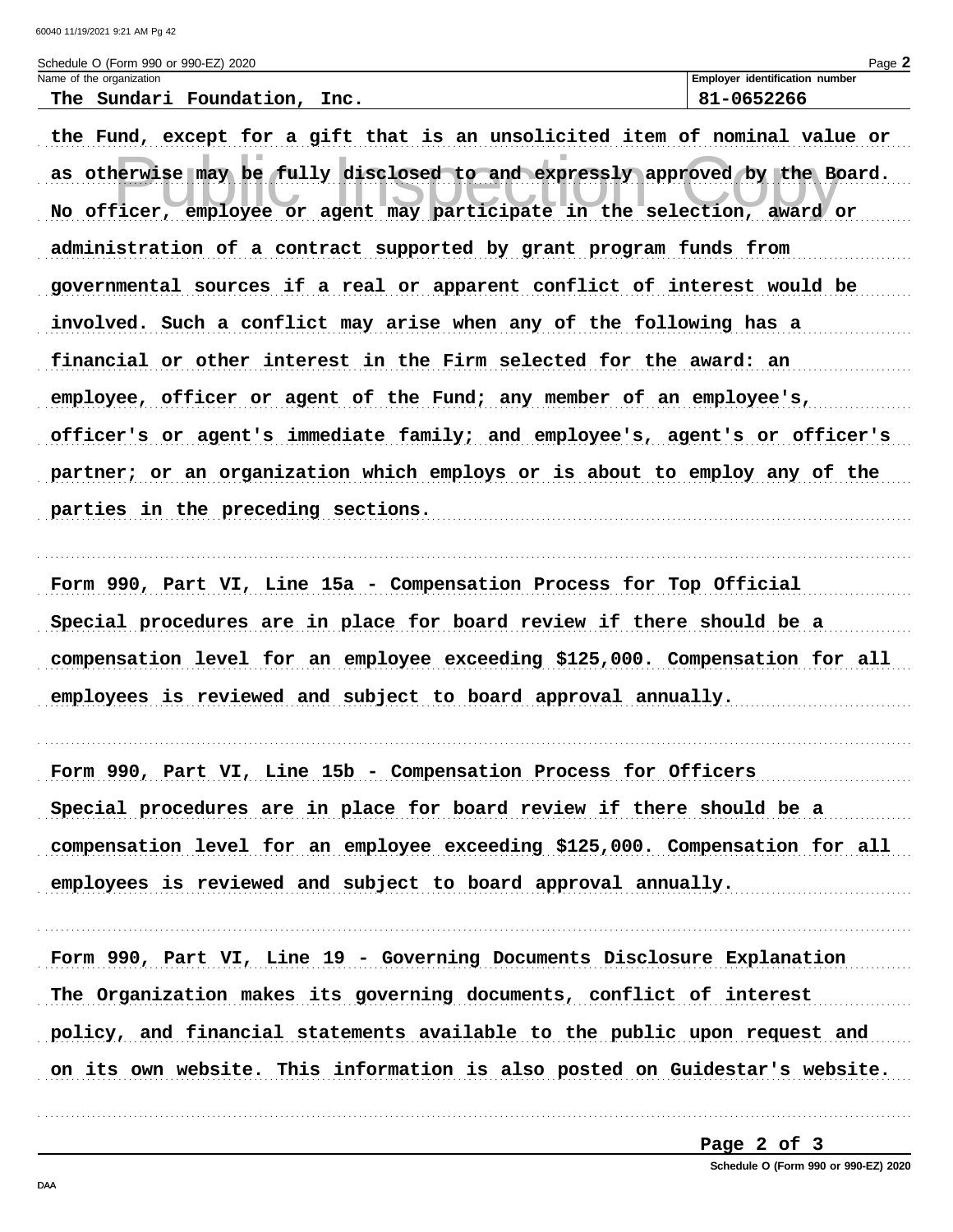Schedule O (Form 990 or 990-EZ) 2020

| Name of the organization | Employer identification number |
| --- | --- |
| The Sundari Foundation, Inc. | 81-0652266 |

the Fund, except for a gift that is an unsolicited item of nominal value or as otherwise may be fully disclosed to and expressly approved by the Board. No officer, employee or agent may participate in the selection, award or administration of a contract supported by grant program funds from governmental sources if a real or apparent conflict of interest would be involved. Such a conflict may arise when any of the following has a financial or other interest in the Firm selected for the award: an employee, officer or agent of the Fund; any member of an employee's, officer's or agent's immediate family; and employee's, agent's or officer's partner; or an organization which employs or is about to employ any of the parties in the preceding sections.

Form 990, Part VI, Line 15a - Compensation Process for Top Official
Special procedures are in place for board review if there should be a compensation level for an employee exceeding $125,000. Compensation for all employees is reviewed and subject to board approval annually.

Form 990, Part VI, Line 15b - Compensation Process for Officers
Special procedures are in place for board review if there should be a compensation level for an employee exceeding $125,000. Compensation for all employees is reviewed and subject to board approval annually.

Form 990, Part VI, Line 19 - Governing Documents Disclosure Explanation
The Organization makes its governing documents, conflict of interest policy, and financial statements available to the public upon request and on its own website. This information is also posted on Guidestar's website.

Schedule O (Form 990 or 990-EZ) 2020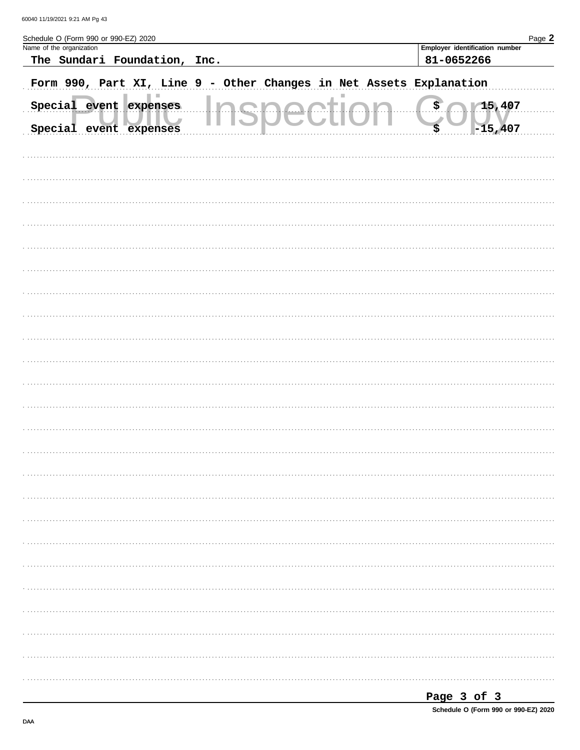Schedule O (Form 990 or 990-EZ) 2020 Page **2**

| Name of the organization | Employer identification number |
|---|---|
| The Sundari Foundation, Inc. | 81-0652266 |

**Form 990, Part XI, Line 9 - Other Changes in Net Assets Explanation**

| | | |
|---|---|---|
| Special event expenses | $ | 15,407 |
| Special event expenses | $ | -15,407 |

Schedule O (Form 990 or 990-EZ) 2020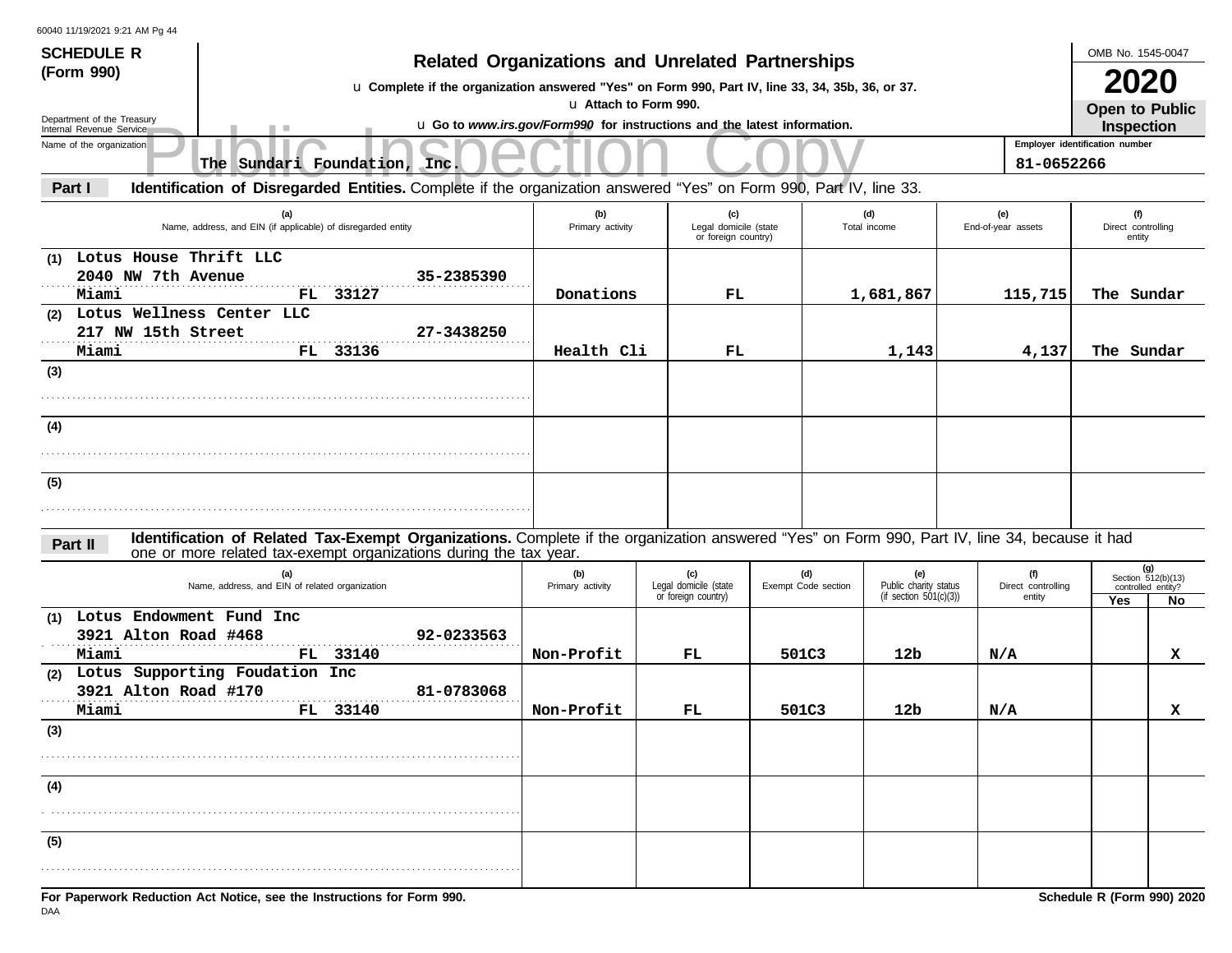**SCHEDULE R (Form 990)**

Department of the Treasury
Internal Revenue Service

# Related Organizations and Unrelated Partnerships

u Complete if the organization answered "Yes" on Form 990, Part IV, line 33, 34, 35b, 36, or 37.

u Attach to Form 990.

u Go to *www.irs.gov/Form990* for instructions and the latest information.

OMB No. 1545-0047

**2020**

**Open to Public Inspection**

Public Inspection Copy

Name of the organization: The Sundari Foundation, Inc.

Employer identification number: 81-0652266

## Part I Identification of Disregarded Entities. Complete if the organization answered "Yes" on Form 990, Part IV, line 33.

| | (a) Name, address, and EIN (if applicable) of disregarded entity | (b) Primary activity | (c) Legal domicile (state or foreign country) | (d) Total income | (e) End-of-year assets | (f) Direct controlling entity |
|---|---|---|---|---|---|---|
| (1) | Lotus House Thrift LLC<br>2040 NW 7th Avenue 35-2385390<br>Miami FL 33127 | Donations | FL | 1,681,867 | 115,715 | The Sundar |
| (2) | Lotus Wellness Center LLC<br>217 NW 15th Street 27-3438250<br>Miami FL 33136 | Health Cli | FL | 1,143 | 4,137 | The Sundar |
| (3) | | | | | | |
| (4) | | | | | | |
| (5) | | | | | | |

## Part II Identification of Related Tax-Exempt Organizations. Complete if the organization answered "Yes" on Form 990, Part IV, line 34, because it had one or more related tax-exempt organizations during the tax year.

| | (a) Name, address, and EIN of related organization | (b) Primary activity | (c) Legal domicile (state or foreign country) | (d) Exempt Code section | (e) Public charity status (if section 501(c)(3)) | (f) Direct controlling entity | (g) Section 512(b)(13) controlled entity? Yes | No |
|---|---|---|---|---|---|---|---|---|
| (1) | Lotus Endowment Fund Inc<br>3921 Alton Road #468 92-0233563<br>Miami FL 33140 | Non-Profit | FL | 501C3 | 12b | N/A | | X |
| (2) | Lotus Supporting Foudation Inc<br>3921 Alton Road #170 81-0783068<br>Miami FL 33140 | Non-Profit | FL | 501C3 | 12b | N/A | | X |
| (3) | | | | | | | | |
| (4) | | | | | | | | |
| (5) | | | | | | | | |

**For Paperwork Reduction Act Notice, see the Instructions for Form 990.**

**Schedule R (Form 990) 2020**

DAA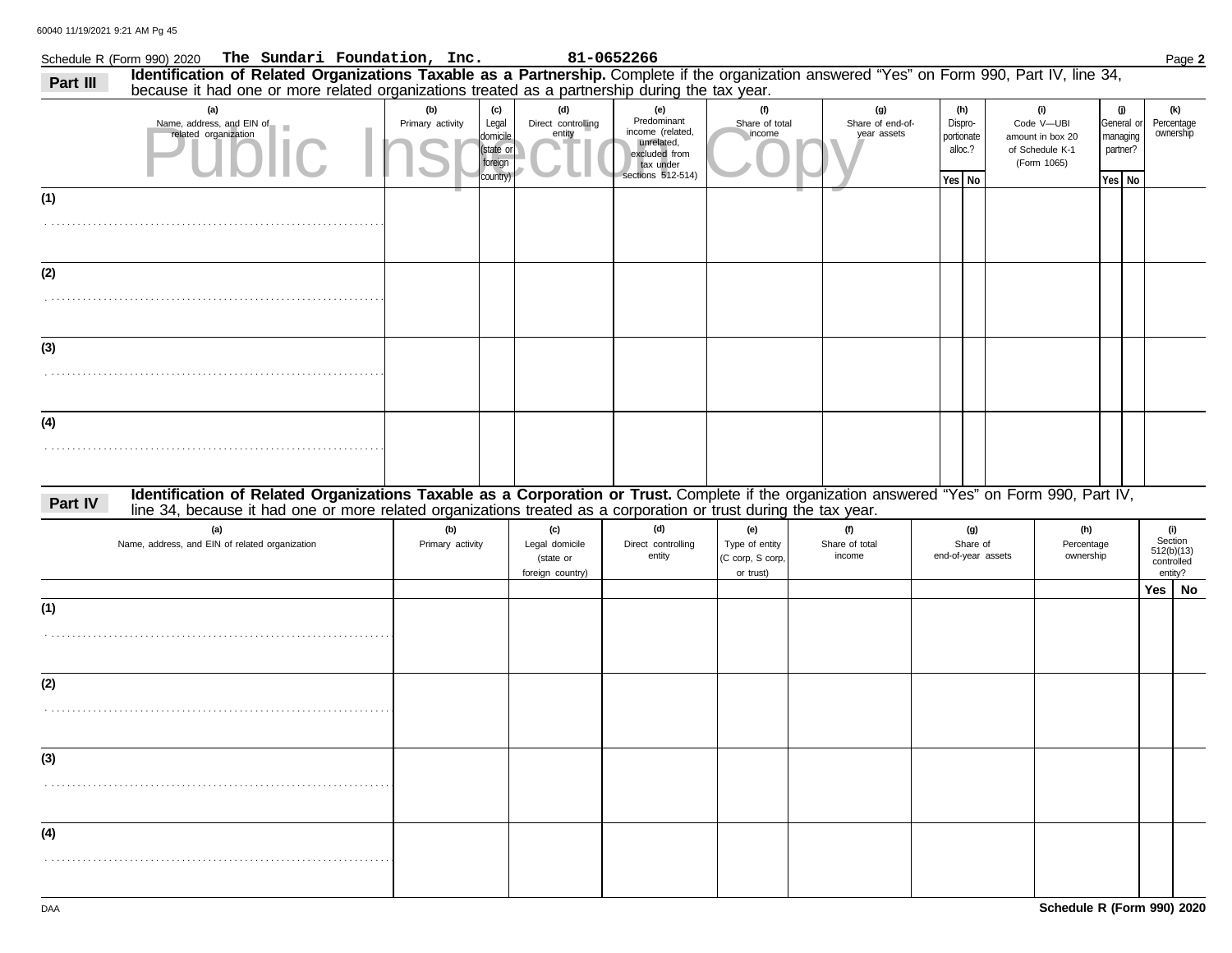Schedule R (Form 990) 2020 **The Sundari Foundation, Inc.** **81-0652266** Page **2**

## Part III Identification of Related Organizations Taxable as a Partnership.

Complete if the organization answered "Yes" on Form 990, Part IV, line 34, because it had one or more related organizations treated as a partnership during the tax year.

| (a) Name, address, and EIN of related organization | (b) Primary activity | (c) Legal domicile (state or foreign country) | (d) Direct controlling entity | (e) Predominant income (related, unrelated, excluded from tax under sections 512-514) | (f) Share of total income | (g) Share of end-of-year assets | (h) Dispro-portionate alloc.? Yes | (h) No | (i) Code V—UBI amount in box 20 of Schedule K-1 (Form 1065) | (j) General or managing partner? Yes | (j) No | (k) Percentage ownership |
|---|---|---|---|---|---|---|---|---|---|---|---|---|
| (1) | | | | | | | | | | | | |
| (2) | | | | | | | | | | | | |
| (3) | | | | | | | | | | | | |
| (4) | | | | | | | | | | | | |

## Part IV Identification of Related Organizations Taxable as a Corporation or Trust.

Complete if the organization answered "Yes" on Form 990, Part IV, line 34, because it had one or more related organizations treated as a corporation or trust during the tax year.

| (a) Name, address, and EIN of related organization | (b) Primary activity | (c) Legal domicile (state or foreign country) | (d) Direct controlling entity | (e) Type of entity (C corp, S corp, or trust) | (f) Share of total income | (g) Share of end-of-year assets | (h) Percentage ownership | (i) Section 512(b)(13) controlled entity? Yes | (i) No |
|---|---|---|---|---|---|---|---|---|---|
| (1) | | | | | | | | | |
| (2) | | | | | | | | | |
| (3) | | | | | | | | | |
| (4) | | | | | | | | | |

DAA **Schedule R (Form 990) 2020**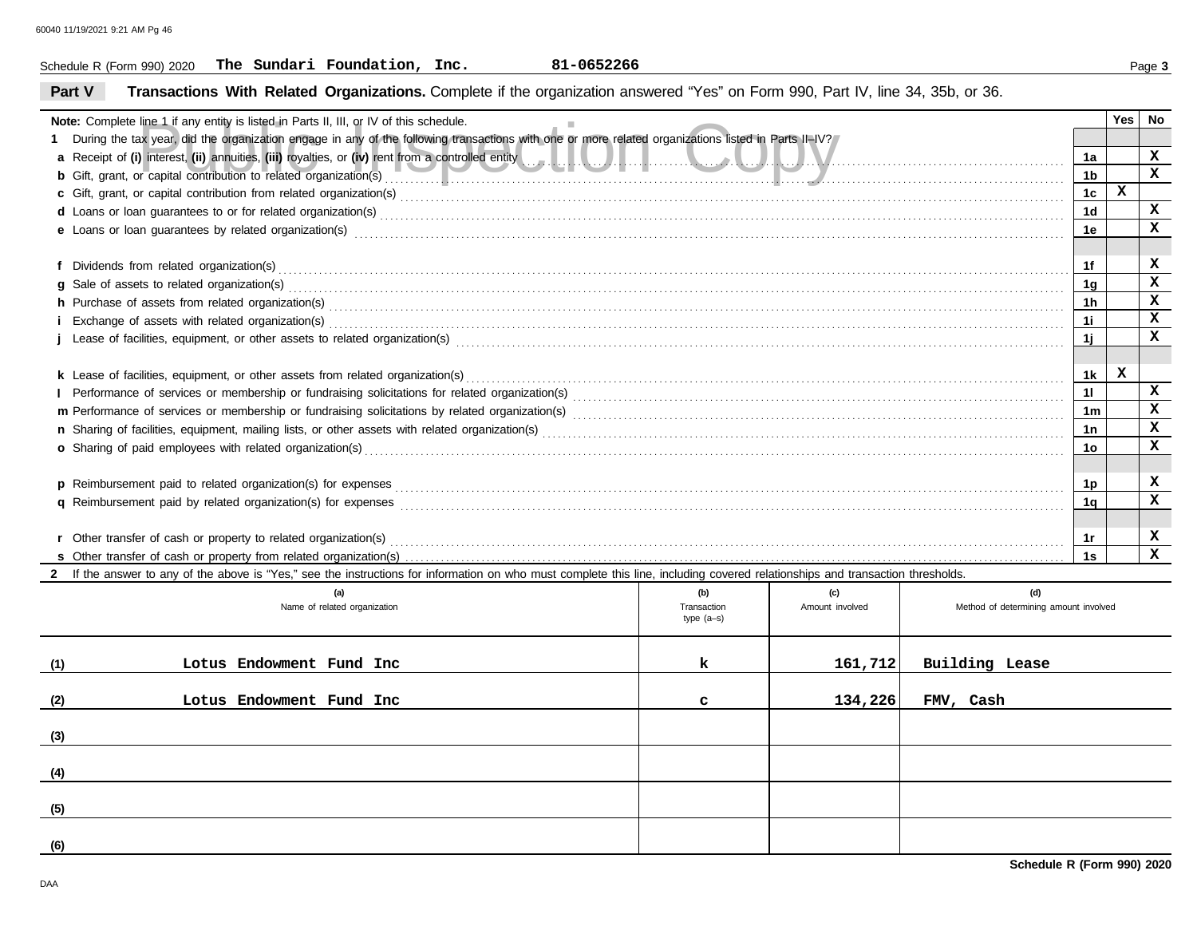Schedule R (Form 990) 2020 **The Sundari Foundation, Inc.** **81-0652266**

## Part V Transactions With Related Organizations. Complete if the organization answered "Yes" on Form 990, Part IV, line 34, 35b, or 36.

**Note:** Complete line 1 if any entity is listed in Parts II, III, or IV of this schedule.

| | | | Yes | No |
|---|---|---|---|---|
| **1** | During the tax year, did the organization engage in any of the following transactions with one or more related organizations listed in Parts II–IV? | | | |
| **a** | Receipt of **(i)** interest, **(ii)** annuities, **(iii)** royalties, or **(iv)** rent from a controlled entity | 1a | | X |
| **b** | Gift, grant, or capital contribution to related organization(s) | 1b | | X |
| **c** | Gift, grant, or capital contribution from related organization(s) | 1c | X | |
| **d** | Loans or loan guarantees to or for related organization(s) | 1d | | X |
| **e** | Loans or loan guarantees by related organization(s) | 1e | | X |
| **f** | Dividends from related organization(s) | 1f | | X |
| **g** | Sale of assets to related organization(s) | 1g | | X |
| **h** | Purchase of assets from related organization(s) | 1h | | X |
| **i** | Exchange of assets with related organization(s) | 1i | | X |
| **j** | Lease of facilities, equipment, or other assets to related organization(s) | 1j | | X |
| **k** | Lease of facilities, equipment, or other assets from related organization(s) | 1k | X | |
| **l** | Performance of services or membership or fundraising solicitations for related organization(s) | 1l | | X |
| **m** | Performance of services or membership or fundraising solicitations by related organization(s) | 1m | | X |
| **n** | Sharing of facilities, equipment, mailing lists, or other assets with related organization(s) | 1n | | X |
| **o** | Sharing of paid employees with related organization(s) | 1o | | X |
| **p** | Reimbursement paid to related organization(s) for expenses | 1p | | X |
| **q** | Reimbursement paid by related organization(s) for expenses | 1q | | X |
| **r** | Other transfer of cash or property to related organization(s) | 1r | | X |
| **s** | Other transfer of cash or property from related organization(s) | 1s | | X |

**2** If the answer to any of the above is "Yes," see the instructions for information on who must complete this line, including covered relationships and transaction thresholds.

| | (a) Name of related organization | (b) Transaction type (a–s) | (c) Amount involved | (d) Method of determining amount involved |
|---|---|---|---|---|
| (1) | Lotus Endowment Fund Inc | k | 161,712 | Building Lease |
| (2) | Lotus Endowment Fund Inc | c | 134,226 | FMV, Cash |
| (3) | | | | |
| (4) | | | | |
| (5) | | | | |
| (6) | | | | |

**Schedule R (Form 990) 2020**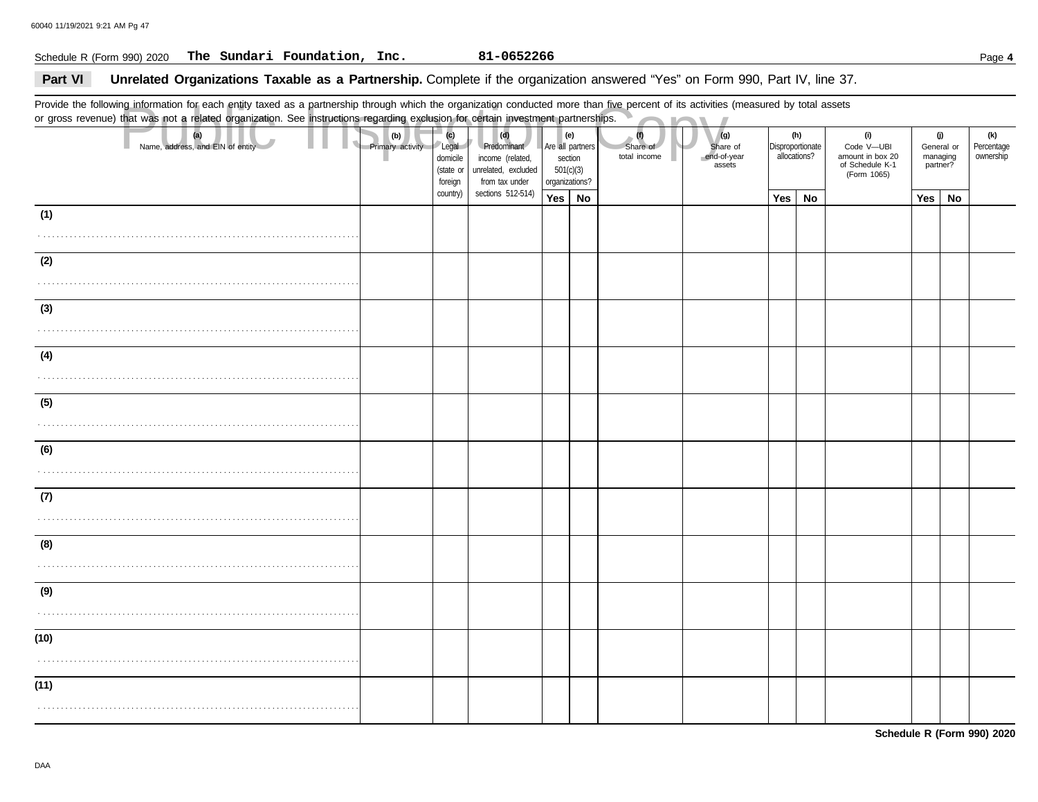Schedule R (Form 990) 2020 **The Sundari Foundation, Inc.** **81-0652266** Page **4**

## Part VI Unrelated Organizations Taxable as a Partnership. 

Complete if the organization answered "Yes" on Form 990, Part IV, line 37.

Provide the following information for each entity taxed as a partnership through which the organization conducted more than five percent of its activities (measured by total assets or gross revenue) that was not a related organization. See instructions regarding exclusion for certain investment partnerships.

| (a) Name, address, and EIN of entity | (b) Primary activity | (c) Legal domicile (state or foreign country) | (d) Predominant income (related, unrelated, excluded from tax under sections 512-514) | (e) Are all partners section 501(c)(3) organizations? | | (f) Share of total income | (g) Share of end-of-year assets | (h) Disproportionate allocations? | | (i) Code V—UBI amount in box 20 of Schedule K-1 (Form 1065) | (j) General or managing partner? | | (k) Percentage ownership |
|---|---|---|---|---|---|---|---|---|---|---|---|---|---|
| | | | | Yes | No | | | Yes | No | | Yes | No | |
| (1) | | | | | | | | | | | | | |
| (2) | | | | | | | | | | | | | |
| (3) | | | | | | | | | | | | | |
| (4) | | | | | | | | | | | | | |
| (5) | | | | | | | | | | | | | |
| (6) | | | | | | | | | | | | | |
| (7) | | | | | | | | | | | | | |
| (8) | | | | | | | | | | | | | |
| (9) | | | | | | | | | | | | | |
| (10) | | | | | | | | | | | | | |
| (11) | | | | | | | | | | | | | |

**Schedule R (Form 990) 2020**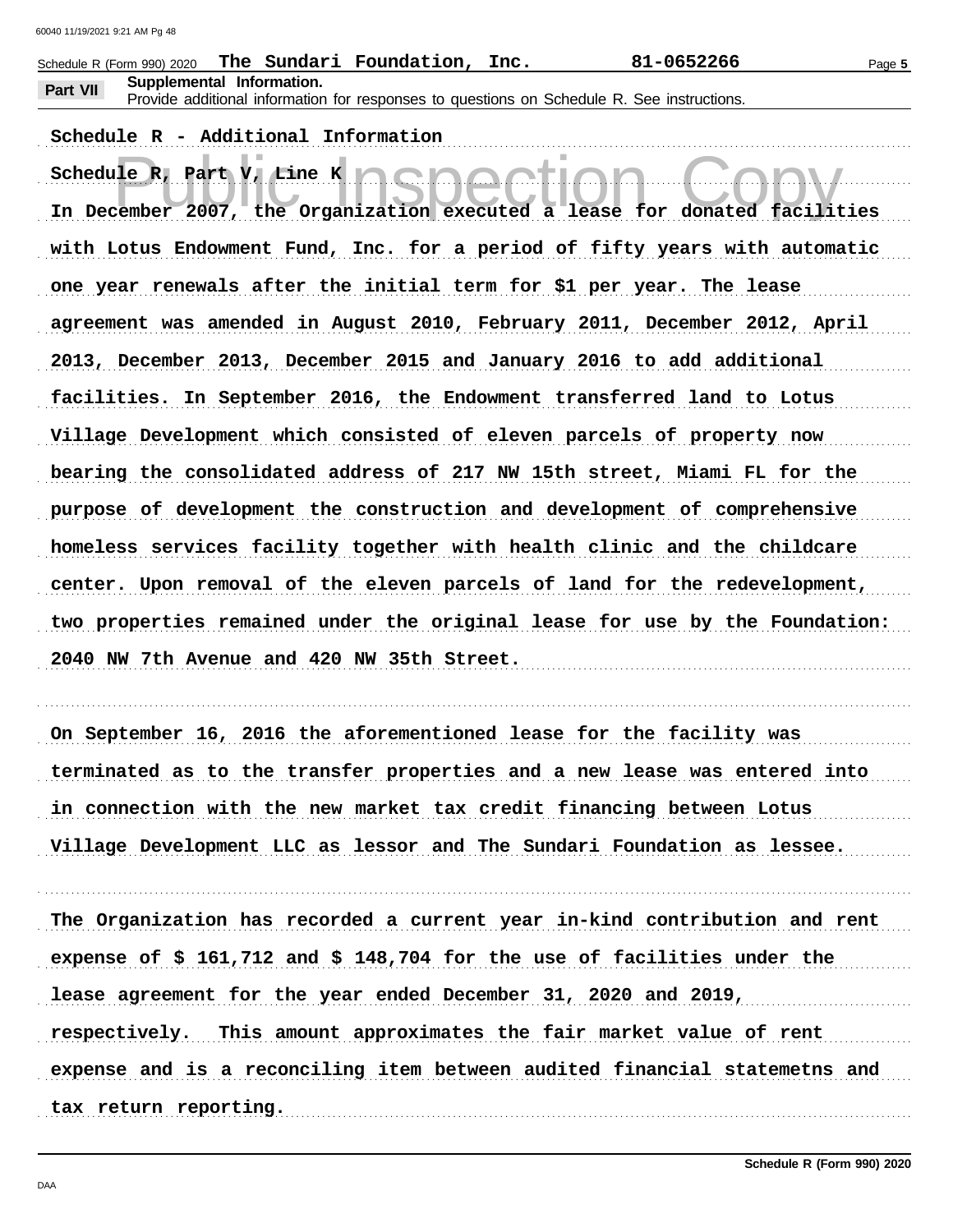Schedule R (Form 990) 2020 **The Sundari Foundation, Inc.** **81-0652266**

**Part VII Supplemental Information.**
Provide additional information for responses to questions on Schedule R. See instructions.

**Schedule R - Additional Information**

**Schedule R, Part V, Line K**

In December 2007, the Organization executed a lease for donated facilities with Lotus Endowment Fund, Inc. for a period of fifty years with automatic one year renewals after the initial term for $1 per year. The lease agreement was amended in August 2010, February 2011, December 2012, April 2013, December 2013, December 2015 and January 2016 to add additional facilities. In September 2016, the Endowment transferred land to Lotus Village Development which consisted of eleven parcels of property now bearing the consolidated address of 217 NW 15th street, Miami FL for the purpose of development the construction and development of comprehensive homeless services facility together with health clinic and the childcare center. Upon removal of the eleven parcels of land for the redevelopment, two properties remained under the original lease for use by the Foundation: 2040 NW 7th Avenue and 420 NW 35th Street.

On September 16, 2016 the aforementioned lease for the facility was terminated as to the transfer properties and a new lease was entered into in connection with the new market tax credit financing between Lotus Village Development LLC as lessor and The Sundari Foundation as lessee.

The Organization has recorded a current year in-kind contribution and rent expense of $ 161,712 and $ 148,704 for the use of facilities under the lease agreement for the year ended December 31, 2020 and 2019, respectively. This amount approximates the fair market value of rent expense and is a reconciling item between audited financial statemetns and tax return reporting.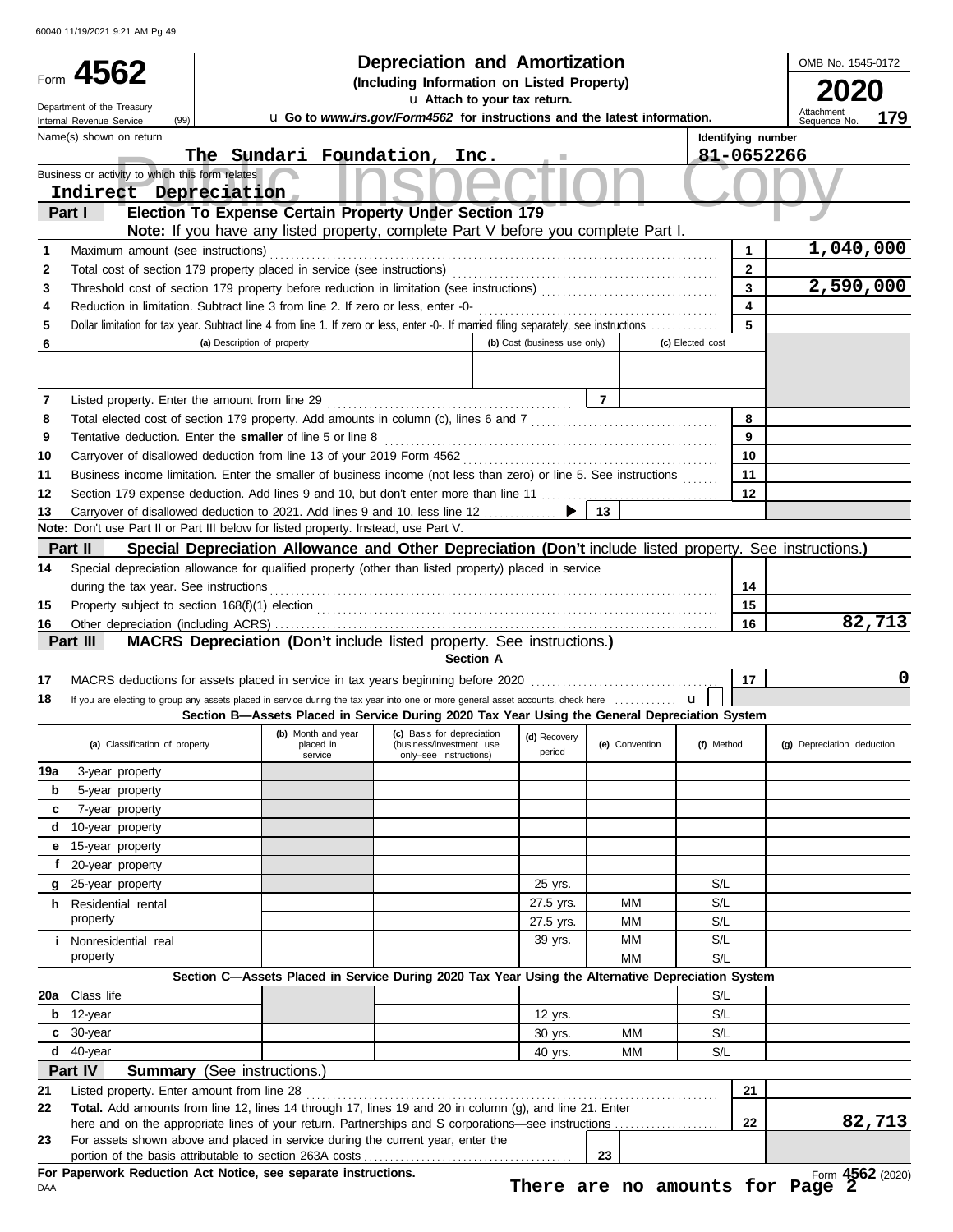60040 11/19/2021 9:21 AM Pg 49

# Form 4562 — Depreciation and Amortization

**(Including Information on Listed Property)**

Attach to your tax return.

Go to *www.irs.gov/Form4562* for instructions and the latest information.

Department of the Treasury
Internal Revenue Service (99)

OMB No. 1545-0172

**2020**

Attachment Sequence No. **179**

Public Inspection Copy

| Name(s) shown on return | Identifying number |
|---|---|
| The Sundari Foundation, Inc. | 81-0652266 |

Business or activity to which this form relates
**Indirect Depreciation**

## Part I — Election To Expense Certain Property Under Section 179

**Note:** If you have any listed property, complete Part V before you complete Part I.

| | | | |
|---|---|---|---|
| 1 | Maximum amount (see instructions) | 1 | 1,040,000 |
| 2 | Total cost of section 179 property placed in service (see instructions) | 2 | |
| 3 | Threshold cost of section 179 property before reduction in limitation (see instructions) | 3 | 2,590,000 |
| 4 | Reduction in limitation. Subtract line 3 from line 2. If zero or less, enter -0- | 4 | |
| 5 | Dollar limitation for tax year. Subtract line 4 from line 1. If zero or less, enter -0-. If married filing separately, see instructions | 5 | |

| 6 (a) Description of property | (b) Cost (business use only) | (c) Elected cost |
|---|---|---|
| | | |
| | | |

| | | | |
|---|---|---|---|
| 7 | Listed property. Enter the amount from line 29 | 7 | |
| 8 | Total elected cost of section 179 property. Add amounts in column (c), lines 6 and 7 | 8 | |
| 9 | Tentative deduction. Enter the **smaller** of line 5 or line 8 | 9 | |
| 10 | Carryover of disallowed deduction from line 13 of your 2019 Form 4562 | 10 | |
| 11 | Business income limitation. Enter the smaller of business income (not less than zero) or line 5. See instructions | 11 | |
| 12 | Section 179 expense deduction. Add lines 9 and 10, but don't enter more than line 11 | 12 | |
| 13 | Carryover of disallowed deduction to 2021. Add lines 9 and 10, less line 12 | 13 | |

**Note:** Don't use Part II or Part III below for listed property. Instead, use Part V.

## Part II — Special Depreciation Allowance and Other Depreciation (Don't include listed property. See instructions.)

| | | | |
|---|---|---|---|
| 14 | Special depreciation allowance for qualified property (other than listed property) placed in service during the tax year. See instructions | 14 | |
| 15 | Property subject to section 168(f)(1) election | 15 | |
| 16 | Other depreciation (including ACRS) | 16 | 82,713 |

## Part III — MACRS Depreciation (Don't include listed property. See instructions.)

### Section A

| | | | |
|---|---|---|---|
| 17 | MACRS deductions for assets placed in service in tax years beginning before 2020 | 17 | 0 |
| 18 | If you are electing to group any assets placed in service during the tax year into one or more general asset accounts, check here | | |

### Section B—Assets Placed in Service During 2020 Tax Year Using the General Depreciation System

| (a) Classification of property | (b) Month and year placed in service | (c) Basis for depreciation (business/investment use only–see instructions) | (d) Recovery period | (e) Convention | (f) Method | (g) Depreciation deduction |
|---|---|---|---|---|---|---|
| 19a 3-year property | | | | | | |
| b 5-year property | | | | | | |
| c 7-year property | | | | | | |
| d 10-year property | | | | | | |
| e 15-year property | | | | | | |
| f 20-year property | | | | | | |
| g 25-year property | | | 25 yrs. | | S/L | |
| h Residential rental property | | | 27.5 yrs. | MM | S/L | |
| | | | 27.5 yrs. | MM | S/L | |
| i Nonresidential real property | | | 39 yrs. | MM | S/L | |
| | | | | MM | S/L | |

### Section C—Assets Placed in Service During 2020 Tax Year Using the Alternative Depreciation System

| (a) Classification of property | (b) Month and year placed in service | (c) Basis for depreciation | (d) Recovery period | (e) Convention | (f) Method | (g) Depreciation deduction |
|---|---|---|---|---|---|---|
| 20a Class life | | | | | S/L | |
| b 12-year | | | 12 yrs. | | S/L | |
| c 30-year | | | 30 yrs. | MM | S/L | |
| d 40-year | | | 40 yrs. | MM | S/L | |

## Part IV — Summary (See instructions.)

| | | | |
|---|---|---|---|
| 21 | Listed property. Enter amount from line 28 | 21 | |
| 22 | **Total.** Add amounts from line 12, lines 14 through 17, lines 19 and 20 in column (g), and line 21. Enter here and on the appropriate lines of your return. Partnerships and S corporations—see instructions | 22 | 82,713 |
| 23 | For assets shown above and placed in service during the current year, enter the portion of the basis attributable to section 263A costs | 23 | |

**For Paperwork Reduction Act Notice, see separate instructions.**

DAA

**There are no amounts for Page 2**

Form 4562 (2020)